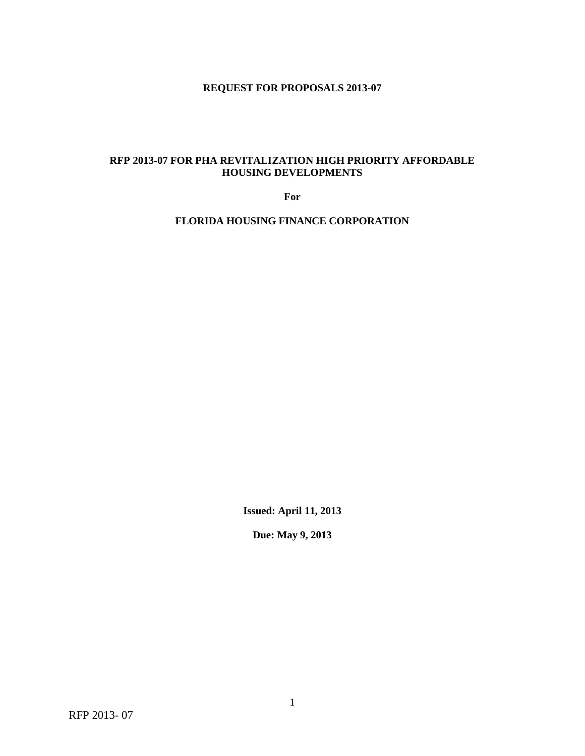**REQUEST FOR PROPOSALS 2013-07**

**RFP 2013-07 FOR PHA REVITALIZATION HIGH PRIORITY AFFORDABLE HOUSING DEVELOPMENTS**

**For**

**FLORIDA HOUSING FINANCE CORPORATION**

**Issued: April 11, 2013**

**Due: May 9, 2013**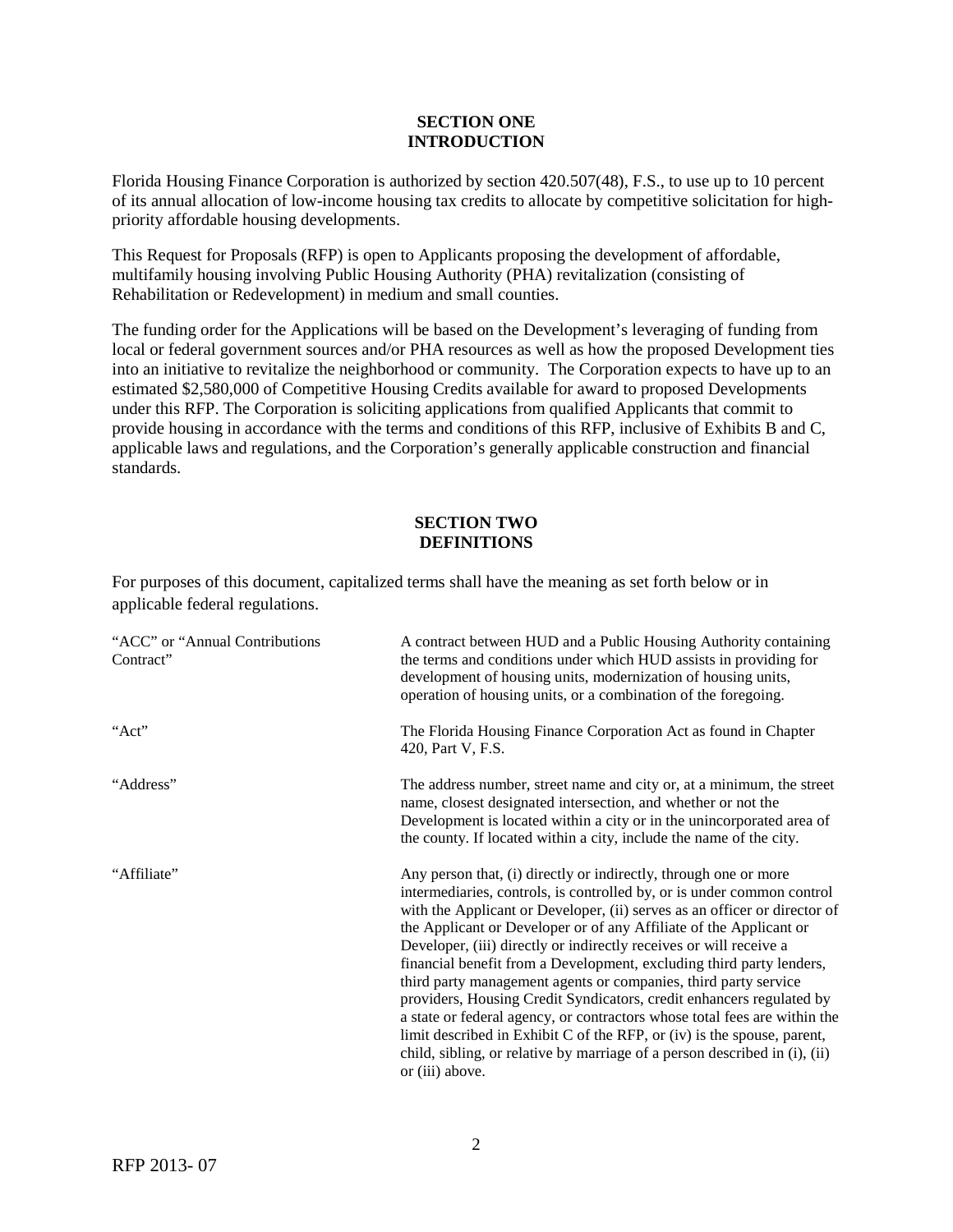## SECTION ONE
## INTRODUCTION

Florida Housing Finance Corporation is authorized by section 420.507(48), F.S., to use up to 10 percent of its annual allocation of low-income housing tax credits to allocate by competitive solicitation for high-priority affordable housing developments.

This Request for Proposals (RFP) is open to Applicants proposing the development of affordable, multifamily housing involving Public Housing Authority (PHA) revitalization (consisting of Rehabilitation or Redevelopment) in medium and small counties.

The funding order for the Applications will be based on the Development's leveraging of funding from local or federal government sources and/or PHA resources as well as how the proposed Development ties into an initiative to revitalize the neighborhood or community. The Corporation expects to have up to an estimated $2,580,000 of Competitive Housing Credits available for award to proposed Developments under this RFP. The Corporation is soliciting applications from qualified Applicants that commit to provide housing in accordance with the terms and conditions of this RFP, inclusive of Exhibits B and C, applicable laws and regulations, and the Corporation's generally applicable construction and financial standards.

## SECTION TWO
## DEFINITIONS

For purposes of this document, capitalized terms shall have the meaning as set forth below or in applicable federal regulations.

| Term | Definition |
|---|---|
| "ACC" or "Annual Contributions Contract" | A contract between HUD and a Public Housing Authority containing the terms and conditions under which HUD assists in providing for development of housing units, modernization of housing units, operation of housing units, or a combination of the foregoing. |
| "Act" | The Florida Housing Finance Corporation Act as found in Chapter 420, Part V, F.S. |
| "Address" | The address number, street name and city or, at a minimum, the street name, closest designated intersection, and whether or not the Development is located within a city or in the unincorporated area of the county. If located within a city, include the name of the city. |
| "Affiliate" | Any person that, (i) directly or indirectly, through one or more intermediaries, controls, is controlled by, or is under common control with the Applicant or Developer, (ii) serves as an officer or director of the Applicant or Developer or of any Affiliate of the Applicant or Developer, (iii) directly or indirectly receives or will receive a financial benefit from a Development, excluding third party lenders, third party management agents or companies, third party service providers, Housing Credit Syndicators, credit enhancers regulated by a state or federal agency, or contractors whose total fees are within the limit described in Exhibit C of the RFP, or (iv) is the spouse, parent, child, sibling, or relative by marriage of a person described in (i), (ii) or (iii) above. |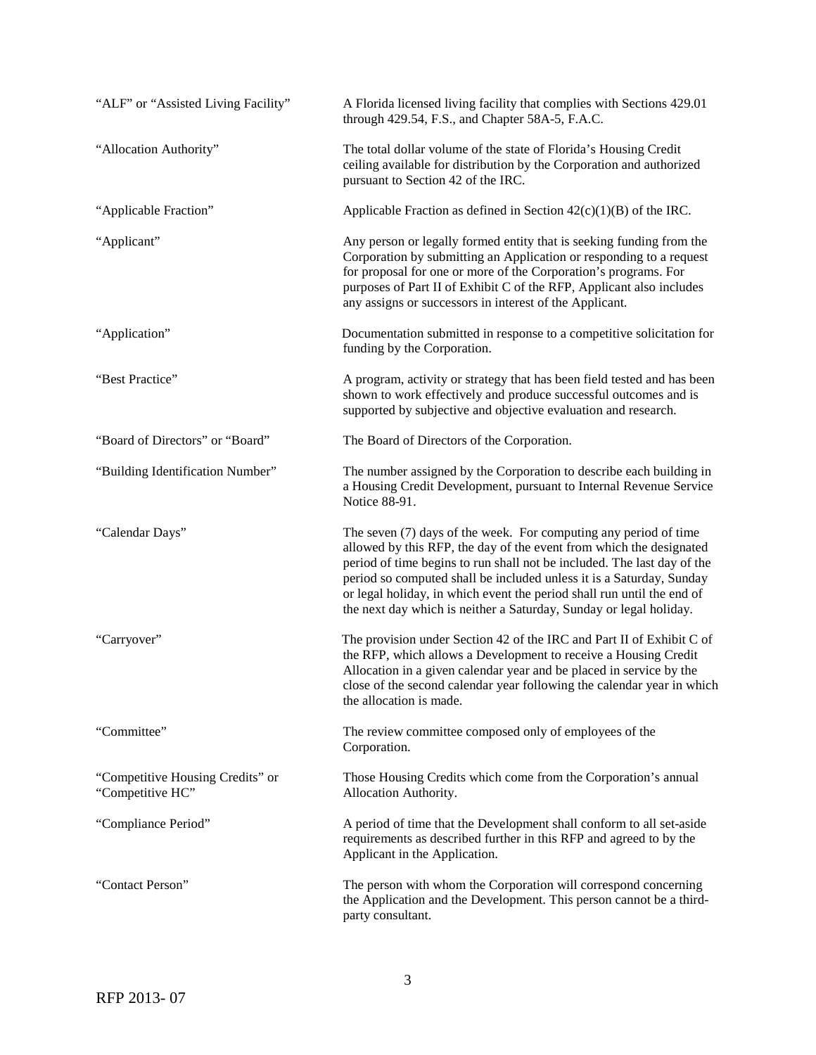| | |
|---|---|
| "ALF" or "Assisted Living Facility" | A Florida licensed living facility that complies with Sections 429.01 through 429.54, F.S., and Chapter 58A-5, F.A.C. |
| "Allocation Authority" | The total dollar volume of the state of Florida's Housing Credit ceiling available for distribution by the Corporation and authorized pursuant to Section 42 of the IRC. |
| "Applicable Fraction" | Applicable Fraction as defined in Section 42(c)(1)(B) of the IRC. |
| "Applicant" | Any person or legally formed entity that is seeking funding from the Corporation by submitting an Application or responding to a request for proposal for one or more of the Corporation's programs. For purposes of Part II of Exhibit C of the RFP, Applicant also includes any assigns or successors in interest of the Applicant. |
| "Application" | Documentation submitted in response to a competitive solicitation for funding by the Corporation. |
| "Best Practice" | A program, activity or strategy that has been field tested and has been shown to work effectively and produce successful outcomes and is supported by subjective and objective evaluation and research. |
| "Board of Directors" or "Board" | The Board of Directors of the Corporation. |
| "Building Identification Number" | The number assigned by the Corporation to describe each building in a Housing Credit Development, pursuant to Internal Revenue Service Notice 88-91. |
| "Calendar Days" | The seven (7) days of the week. For computing any period of time allowed by this RFP, the day of the event from which the designated period of time begins to run shall not be included. The last day of the period so computed shall be included unless it is a Saturday, Sunday or legal holiday, in which event the period shall run until the end of the next day which is neither a Saturday, Sunday or legal holiday. |
| "Carryover" | The provision under Section 42 of the IRC and Part II of Exhibit C of the RFP, which allows a Development to receive a Housing Credit Allocation in a given calendar year and be placed in service by the close of the second calendar year following the calendar year in which the allocation is made. |
| "Committee" | The review committee composed only of employees of the Corporation. |
| "Competitive Housing Credits" or "Competitive HC" | Those Housing Credits which come from the Corporation's annual Allocation Authority. |
| "Compliance Period" | A period of time that the Development shall conform to all set-aside requirements as described further in this RFP and agreed to by the Applicant in the Application. |
| "Contact Person" | The person with whom the Corporation will correspond concerning the Application and the Development. This person cannot be a third-party consultant. |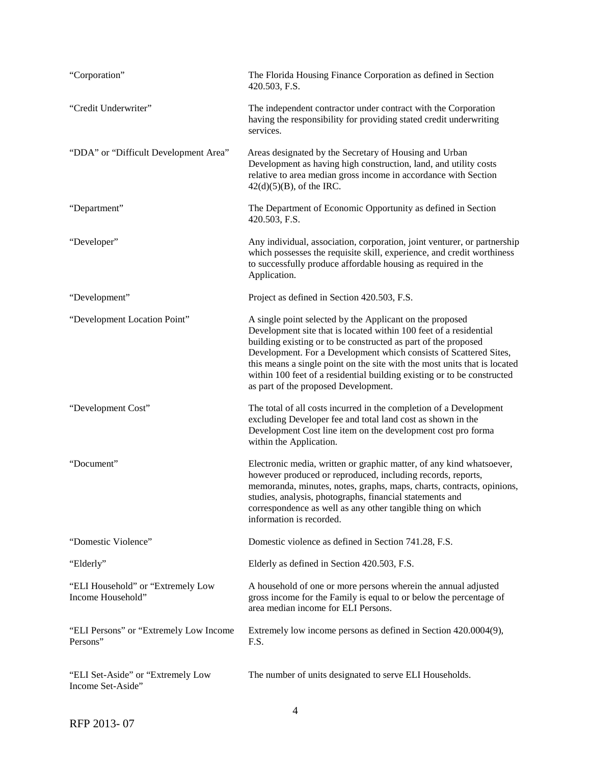| | |
|---|---|
| "Corporation" | The Florida Housing Finance Corporation as defined in Section 420.503, F.S. |
| "Credit Underwriter" | The independent contractor under contract with the Corporation having the responsibility for providing stated credit underwriting services. |
| "DDA" or "Difficult Development Area" | Areas designated by the Secretary of Housing and Urban Development as having high construction, land, and utility costs relative to area median gross income in accordance with Section 42(d)(5)(B), of the IRC. |
| "Department" | The Department of Economic Opportunity as defined in Section 420.503, F.S. |
| "Developer" | Any individual, association, corporation, joint venturer, or partnership which possesses the requisite skill, experience, and credit worthiness to successfully produce affordable housing as required in the Application. |
| "Development" | Project as defined in Section 420.503, F.S. |
| "Development Location Point" | A single point selected by the Applicant on the proposed Development site that is located within 100 feet of a residential building existing or to be constructed as part of the proposed Development. For a Development which consists of Scattered Sites, this means a single point on the site with the most units that is located within 100 feet of a residential building existing or to be constructed as part of the proposed Development. |
| "Development Cost" | The total of all costs incurred in the completion of a Development excluding Developer fee and total land cost as shown in the Development Cost line item on the development cost pro forma within the Application. |
| "Document" | Electronic media, written or graphic matter, of any kind whatsoever, however produced or reproduced, including records, reports, memoranda, minutes, notes, graphs, maps, charts, contracts, opinions, studies, analysis, photographs, financial statements and correspondence as well as any other tangible thing on which information is recorded. |
| "Domestic Violence" | Domestic violence as defined in Section 741.28, F.S. |
| "Elderly" | Elderly as defined in Section 420.503, F.S. |
| "ELI Household" or "Extremely Low Income Household" | A household of one or more persons wherein the annual adjusted gross income for the Family is equal to or below the percentage of area median income for ELI Persons. |
| "ELI Persons" or "Extremely Low Income Persons" | Extremely low income persons as defined in Section 420.0004(9), F.S. |
| "ELI Set-Aside" or "Extremely Low Income Set-Aside" | The number of units designated to serve ELI Households. |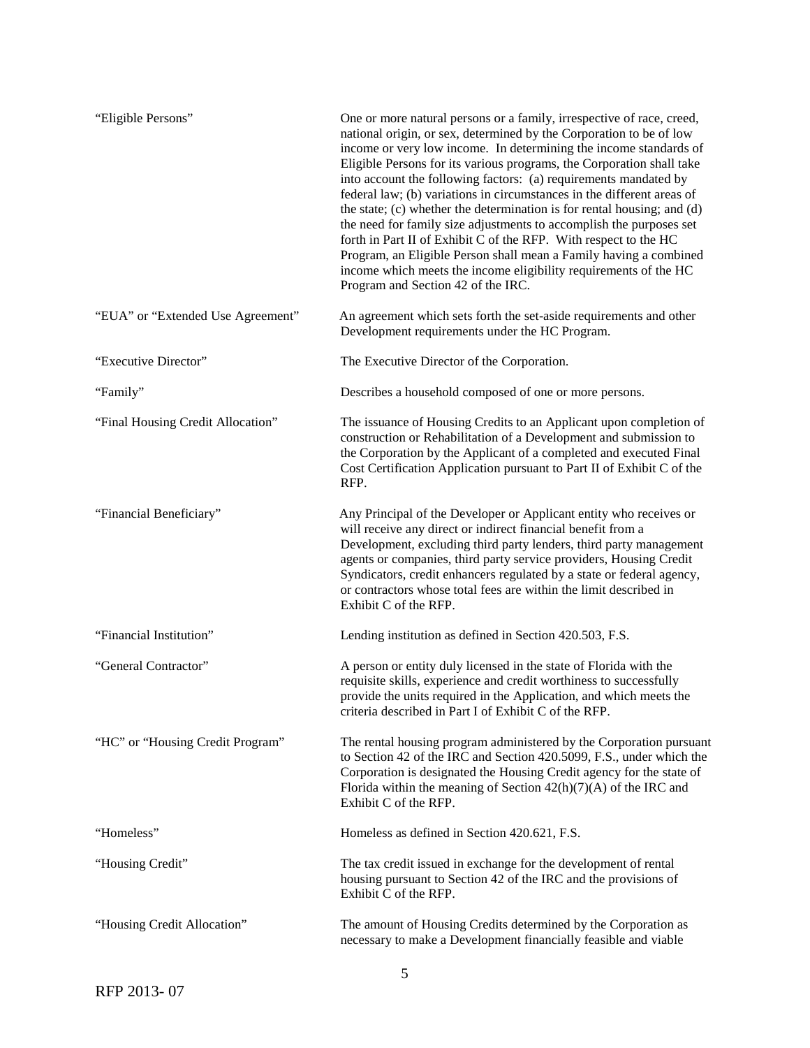| | |
|---|---|
| "Eligible Persons" | One or more natural persons or a family, irrespective of race, creed, national origin, or sex, determined by the Corporation to be of low income or very low income. In determining the income standards of Eligible Persons for its various programs, the Corporation shall take into account the following factors: (a) requirements mandated by federal law; (b) variations in circumstances in the different areas of the state; (c) whether the determination is for rental housing; and (d) the need for family size adjustments to accomplish the purposes set forth in Part II of Exhibit C of the RFP. With respect to the HC Program, an Eligible Person shall mean a Family having a combined income which meets the income eligibility requirements of the HC Program and Section 42 of the IRC. |
| "EUA" or "Extended Use Agreement" | An agreement which sets forth the set-aside requirements and other Development requirements under the HC Program. |
| "Executive Director" | The Executive Director of the Corporation. |
| "Family" | Describes a household composed of one or more persons. |
| "Final Housing Credit Allocation" | The issuance of Housing Credits to an Applicant upon completion of construction or Rehabilitation of a Development and submission to the Corporation by the Applicant of a completed and executed Final Cost Certification Application pursuant to Part II of Exhibit C of the RFP. |
| "Financial Beneficiary" | Any Principal of the Developer or Applicant entity who receives or will receive any direct or indirect financial benefit from a Development, excluding third party lenders, third party management agents or companies, third party service providers, Housing Credit Syndicators, credit enhancers regulated by a state or federal agency, or contractors whose total fees are within the limit described in Exhibit C of the RFP. |
| "Financial Institution" | Lending institution as defined in Section 420.503, F.S. |
| "General Contractor" | A person or entity duly licensed in the state of Florida with the requisite skills, experience and credit worthiness to successfully provide the units required in the Application, and which meets the criteria described in Part I of Exhibit C of the RFP. |
| "HC" or "Housing Credit Program" | The rental housing program administered by the Corporation pursuant to Section 42 of the IRC and Section 420.5099, F.S., under which the Corporation is designated the Housing Credit agency for the state of Florida within the meaning of Section 42(h)(7)(A) of the IRC and Exhibit C of the RFP. |
| "Homeless" | Homeless as defined in Section 420.621, F.S. |
| "Housing Credit" | The tax credit issued in exchange for the development of rental housing pursuant to Section 42 of the IRC and the provisions of Exhibit C of the RFP. |
| "Housing Credit Allocation" | The amount of Housing Credits determined by the Corporation as necessary to make a Development financially feasible and viable |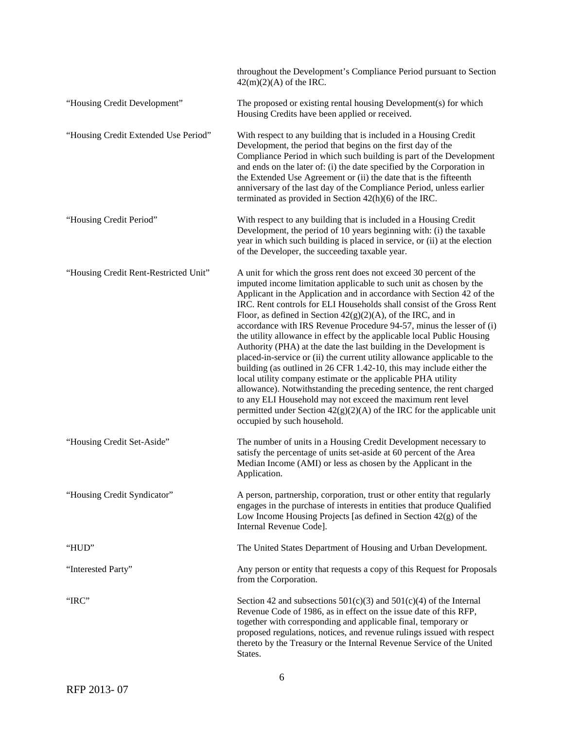throughout the Development's Compliance Period pursuant to Section 42(m)(2)(A) of the IRC.

| | |
|---|---|
| "Housing Credit Development" | The proposed or existing rental housing Development(s) for which Housing Credits have been applied or received. |
| "Housing Credit Extended Use Period" | With respect to any building that is included in a Housing Credit Development, the period that begins on the first day of the Compliance Period in which such building is part of the Development and ends on the later of: (i) the date specified by the Corporation in the Extended Use Agreement or (ii) the date that is the fifteenth anniversary of the last day of the Compliance Period, unless earlier terminated as provided in Section 42(h)(6) of the IRC. |
| "Housing Credit Period" | With respect to any building that is included in a Housing Credit Development, the period of 10 years beginning with: (i) the taxable year in which such building is placed in service, or (ii) at the election of the Developer, the succeeding taxable year. |
| "Housing Credit Rent-Restricted Unit" | A unit for which the gross rent does not exceed 30 percent of the imputed income limitation applicable to such unit as chosen by the Applicant in the Application and in accordance with Section 42 of the IRC. Rent controls for ELI Households shall consist of the Gross Rent Floor, as defined in Section 42(g)(2)(A), of the IRC, and in accordance with IRS Revenue Procedure 94-57, minus the lesser of (i) the utility allowance in effect by the applicable local Public Housing Authority (PHA) at the date the last building in the Development is placed-in-service or (ii) the current utility allowance applicable to the building (as outlined in 26 CFR 1.42-10, this may include either the local utility company estimate or the applicable PHA utility allowance). Notwithstanding the preceding sentence, the rent charged to any ELI Household may not exceed the maximum rent level permitted under Section 42(g)(2)(A) of the IRC for the applicable unit occupied by such household. |
| "Housing Credit Set-Aside" | The number of units in a Housing Credit Development necessary to satisfy the percentage of units set-aside at 60 percent of the Area Median Income (AMI) or less as chosen by the Applicant in the Application. |
| "Housing Credit Syndicator" | A person, partnership, corporation, trust or other entity that regularly engages in the purchase of interests in entities that produce Qualified Low Income Housing Projects [as defined in Section 42(g) of the Internal Revenue Code]. |
| "HUD" | The United States Department of Housing and Urban Development. |
| "Interested Party" | Any person or entity that requests a copy of this Request for Proposals from the Corporation. |
| "IRC" | Section 42 and subsections 501(c)(3) and 501(c)(4) of the Internal Revenue Code of 1986, as in effect on the issue date of this RFP, together with corresponding and applicable final, temporary or proposed regulations, notices, and revenue rulings issued with respect thereto by the Treasury or the Internal Revenue Service of the United States. |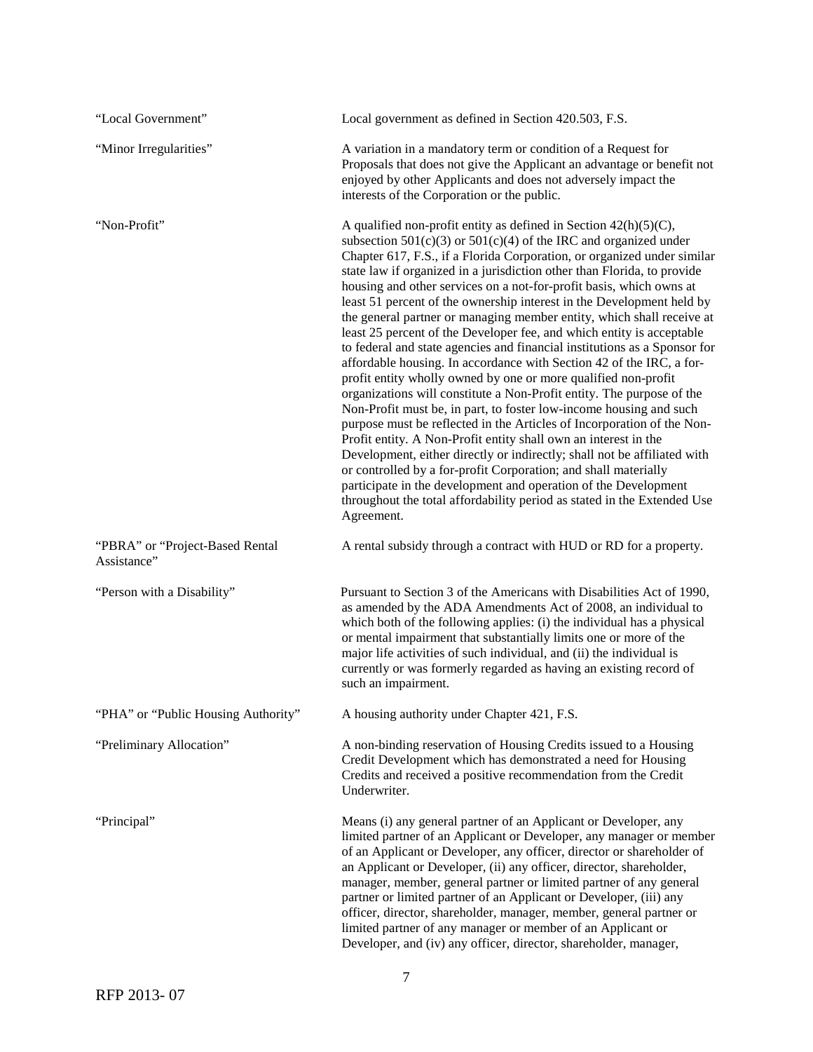| | |
|---|---|
| "Local Government" | Local government as defined in Section 420.503, F.S. |
| "Minor Irregularities" | A variation in a mandatory term or condition of a Request for Proposals that does not give the Applicant an advantage or benefit not enjoyed by other Applicants and does not adversely impact the interests of the Corporation or the public. |
| "Non-Profit" | A qualified non-profit entity as defined in Section 42(h)(5)(C), subsection 501(c)(3) or 501(c)(4) of the IRC and organized under Chapter 617, F.S., if a Florida Corporation, or organized under similar state law if organized in a jurisdiction other than Florida, to provide housing and other services on a not-for-profit basis, which owns at least 51 percent of the ownership interest in the Development held by the general partner or managing member entity, which shall receive at least 25 percent of the Developer fee, and which entity is acceptable to federal and state agencies and financial institutions as a Sponsor for affordable housing. In accordance with Section 42 of the IRC, a for-profit entity wholly owned by one or more qualified non-profit organizations will constitute a Non-Profit entity. The purpose of the Non-Profit must be, in part, to foster low-income housing and such purpose must be reflected in the Articles of Incorporation of the Non-Profit entity. A Non-Profit entity shall own an interest in the Development, either directly or indirectly; shall not be affiliated with or controlled by a for-profit Corporation; and shall materially participate in the development and operation of the Development throughout the total affordability period as stated in the Extended Use Agreement. |
| "PBRA" or "Project-Based Rental Assistance" | A rental subsidy through a contract with HUD or RD for a property. |
| "Person with a Disability" | Pursuant to Section 3 of the Americans with Disabilities Act of 1990, as amended by the ADA Amendments Act of 2008, an individual to which both of the following applies: (i) the individual has a physical or mental impairment that substantially limits one or more of the major life activities of such individual, and (ii) the individual is currently or was formerly regarded as having an existing record of such an impairment. |
| "PHA" or "Public Housing Authority" | A housing authority under Chapter 421, F.S. |
| "Preliminary Allocation" | A non-binding reservation of Housing Credits issued to a Housing Credit Development which has demonstrated a need for Housing Credits and received a positive recommendation from the Credit Underwriter. |
| "Principal" | Means (i) any general partner of an Applicant or Developer, any limited partner of an Applicant or Developer, any manager or member of an Applicant or Developer, any officer, director or shareholder of an Applicant or Developer, (ii) any officer, director, shareholder, manager, member, general partner or limited partner of any general partner or limited partner of an Applicant or Developer, (iii) any officer, director, shareholder, manager, member, general partner or limited partner of any manager or member of an Applicant or Developer, and (iv) any officer, director, shareholder, manager, |

RFP 2013- 07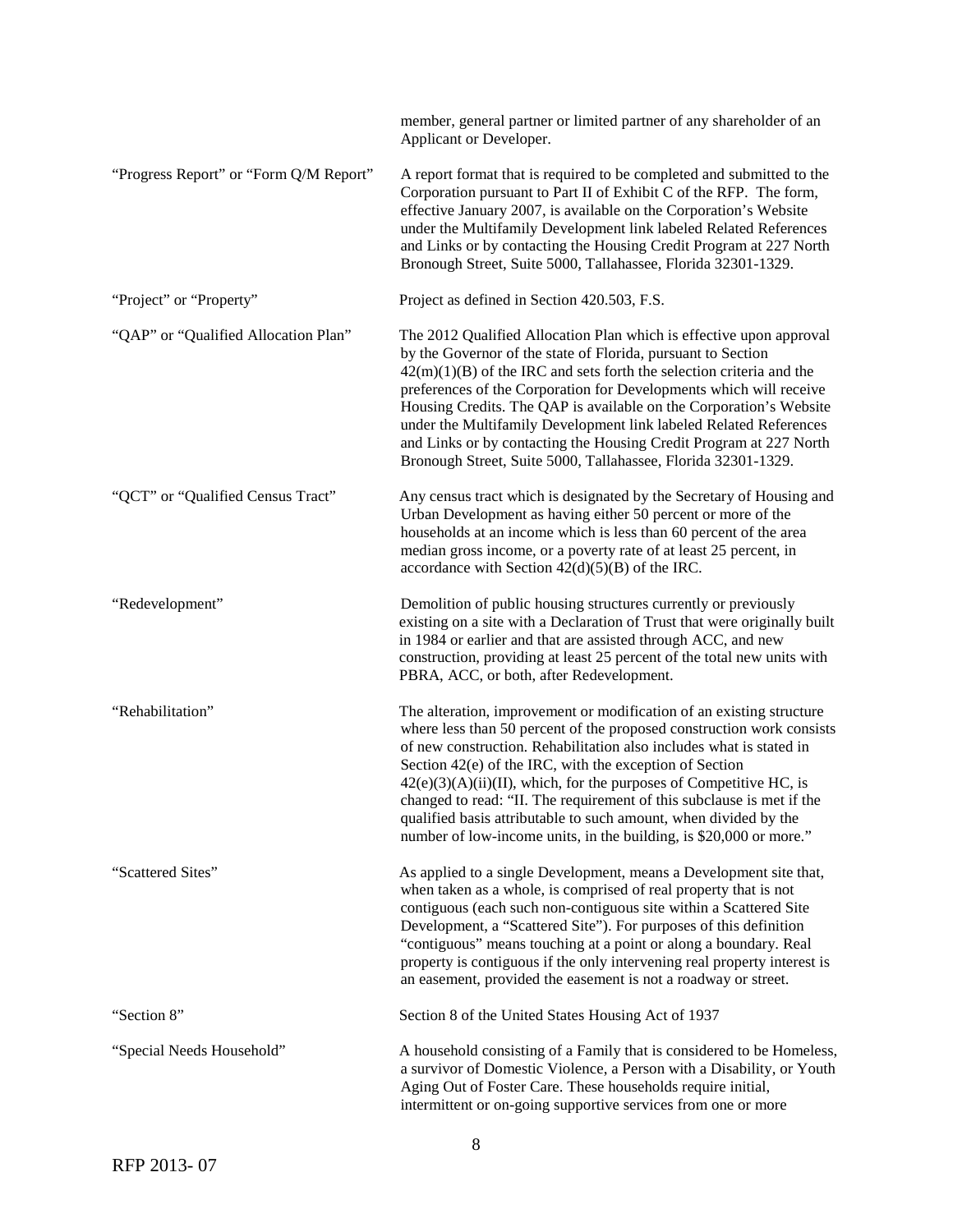|  |  |
|---|---|
|  | member, general partner or limited partner of any shareholder of an Applicant or Developer. |
| "Progress Report" or "Form Q/M Report" | A report format that is required to be completed and submitted to the Corporation pursuant to Part II of Exhibit C of the RFP. The form, effective January 2007, is available on the Corporation's Website under the Multifamily Development link labeled Related References and Links or by contacting the Housing Credit Program at 227 North Bronough Street, Suite 5000, Tallahassee, Florida 32301-1329. |
| "Project" or "Property" | Project as defined in Section 420.503, F.S. |
| "QAP" or "Qualified Allocation Plan" | The 2012 Qualified Allocation Plan which is effective upon approval by the Governor of the state of Florida, pursuant to Section 42(m)(1)(B) of the IRC and sets forth the selection criteria and the preferences of the Corporation for Developments which will receive Housing Credits. The QAP is available on the Corporation's Website under the Multifamily Development link labeled Related References and Links or by contacting the Housing Credit Program at 227 North Bronough Street, Suite 5000, Tallahassee, Florida 32301-1329. |
| "QCT" or "Qualified Census Tract" | Any census tract which is designated by the Secretary of Housing and Urban Development as having either 50 percent or more of the households at an income which is less than 60 percent of the area median gross income, or a poverty rate of at least 25 percent, in accordance with Section 42(d)(5)(B) of the IRC. |
| "Redevelopment" | Demolition of public housing structures currently or previously existing on a site with a Declaration of Trust that were originally built in 1984 or earlier and that are assisted through ACC, and new construction, providing at least 25 percent of the total new units with PBRA, ACC, or both, after Redevelopment. |
| "Rehabilitation" | The alteration, improvement or modification of an existing structure where less than 50 percent of the proposed construction work consists of new construction. Rehabilitation also includes what is stated in Section 42(e) of the IRC, with the exception of Section 42(e)(3)(A)(ii)(II), which, for the purposes of Competitive HC, is changed to read: "II. The requirement of this subclause is met if the qualified basis attributable to such amount, when divided by the number of low-income units, in the building, is $20,000 or more." |
| "Scattered Sites" | As applied to a single Development, means a Development site that, when taken as a whole, is comprised of real property that is not contiguous (each such non-contiguous site within a Scattered Site Development, a "Scattered Site"). For purposes of this definition "contiguous" means touching at a point or along a boundary. Real property is contiguous if the only intervening real property interest is an easement, provided the easement is not a roadway or street. |
| "Section 8" | Section 8 of the United States Housing Act of 1937 |
| "Special Needs Household" | A household consisting of a Family that is considered to be Homeless, a survivor of Domestic Violence, a Person with a Disability, or Youth Aging Out of Foster Care. These households require initial, intermittent or on-going supportive services from one or more |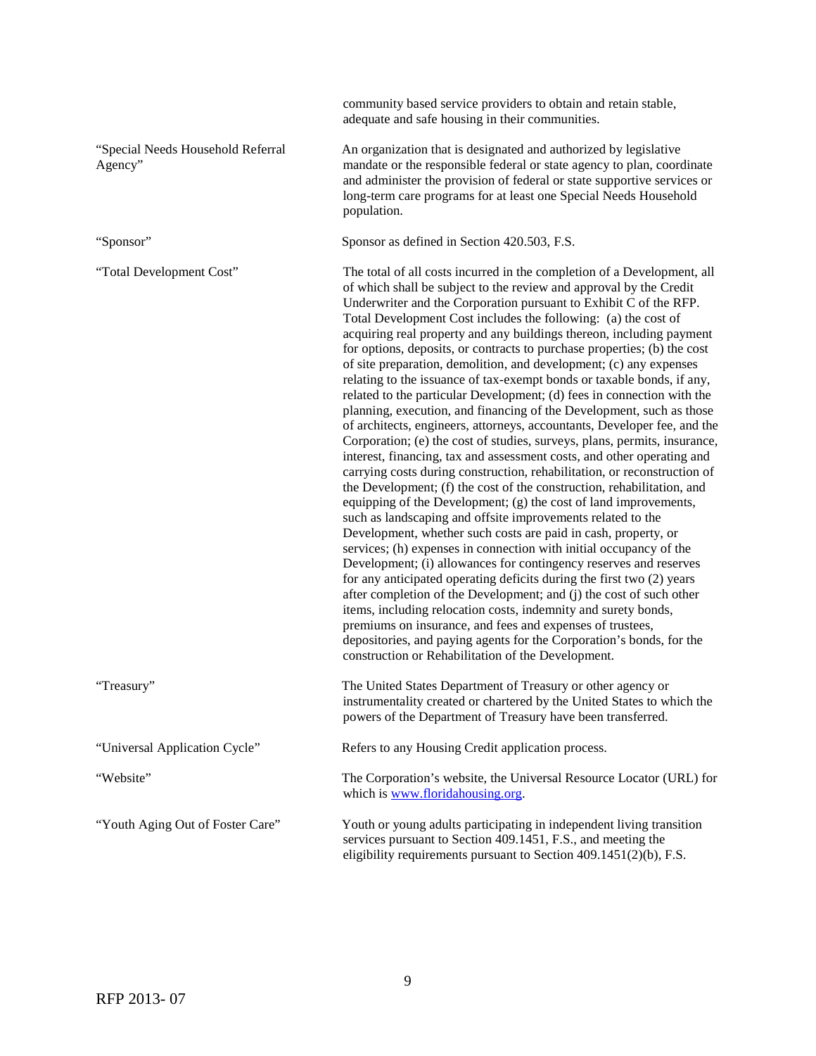community based service providers to obtain and retain stable, adequate and safe housing in their communities.

| | |
|---|---|
| "Special Needs Household Referral Agency" | An organization that is designated and authorized by legislative mandate or the responsible federal or state agency to plan, coordinate and administer the provision of federal or state supportive services or long-term care programs for at least one Special Needs Household population. |
| "Sponsor" | Sponsor as defined in Section 420.503, F.S. |
| "Total Development Cost" | The total of all costs incurred in the completion of a Development, all of which shall be subject to the review and approval by the Credit Underwriter and the Corporation pursuant to Exhibit C of the RFP. Total Development Cost includes the following: (a) the cost of acquiring real property and any buildings thereon, including payment for options, deposits, or contracts to purchase properties; (b) the cost of site preparation, demolition, and development; (c) any expenses relating to the issuance of tax-exempt bonds or taxable bonds, if any, related to the particular Development; (d) fees in connection with the planning, execution, and financing of the Development, such as those of architects, engineers, attorneys, accountants, Developer fee, and the Corporation; (e) the cost of studies, surveys, plans, permits, insurance, interest, financing, tax and assessment costs, and other operating and carrying costs during construction, rehabilitation, or reconstruction of the Development; (f) the cost of the construction, rehabilitation, and equipping of the Development; (g) the cost of land improvements, such as landscaping and offsite improvements related to the Development, whether such costs are paid in cash, property, or services; (h) expenses in connection with initial occupancy of the Development; (i) allowances for contingency reserves and reserves for any anticipated operating deficits during the first two (2) years after completion of the Development; and (j) the cost of such other items, including relocation costs, indemnity and surety bonds, premiums on insurance, and fees and expenses of trustees, depositories, and paying agents for the Corporation's bonds, for the construction or Rehabilitation of the Development. |
| "Treasury" | The United States Department of Treasury or other agency or instrumentality created or chartered by the United States to which the powers of the Department of Treasury have been transferred. |
| "Universal Application Cycle" | Refers to any Housing Credit application process. |
| "Website" | The Corporation's website, the Universal Resource Locator (URL) for which is www.floridahousing.org. |
| "Youth Aging Out of Foster Care" | Youth or young adults participating in independent living transition services pursuant to Section 409.1451, F.S., and meeting the eligibility requirements pursuant to Section 409.1451(2)(b), F.S. |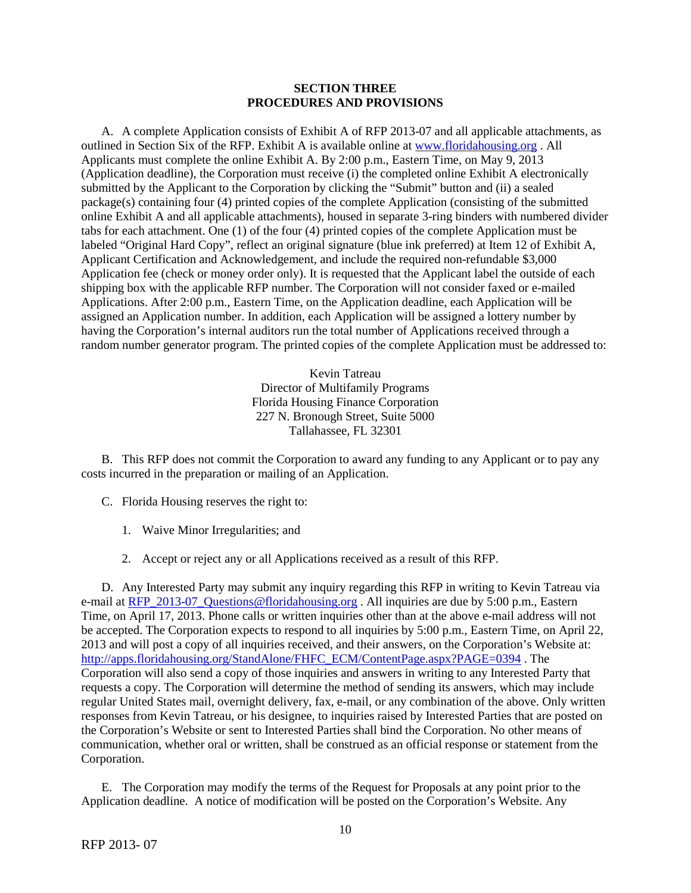# SECTION THREE
# PROCEDURES AND PROVISIONS

A. A complete Application consists of Exhibit A of RFP 2013-07 and all applicable attachments, as outlined in Section Six of the RFP. Exhibit A is available online at www.floridahousing.org . All Applicants must complete the online Exhibit A. By 2:00 p.m., Eastern Time, on May 9, 2013 (Application deadline), the Corporation must receive (i) the completed online Exhibit A electronically submitted by the Applicant to the Corporation by clicking the "Submit" button and (ii) a sealed package(s) containing four (4) printed copies of the complete Application (consisting of the submitted online Exhibit A and all applicable attachments), housed in separate 3-ring binders with numbered divider tabs for each attachment. One (1) of the four (4) printed copies of the complete Application must be labeled "Original Hard Copy", reflect an original signature (blue ink preferred) at Item 12 of Exhibit A, Applicant Certification and Acknowledgement, and include the required non-refundable $3,000 Application fee (check or money order only). It is requested that the Applicant label the outside of each shipping box with the applicable RFP number. The Corporation will not consider faxed or e-mailed Applications. After 2:00 p.m., Eastern Time, on the Application deadline, each Application will be assigned an Application number. In addition, each Application will be assigned a lottery number by having the Corporation's internal auditors run the total number of Applications received through a random number generator program. The printed copies of the complete Application must be addressed to:

Kevin Tatreau
Director of Multifamily Programs
Florida Housing Finance Corporation
227 N. Bronough Street, Suite 5000
Tallahassee, FL 32301

B. This RFP does not commit the Corporation to award any funding to any Applicant or to pay any costs incurred in the preparation or mailing of an Application.

C. Florida Housing reserves the right to:

1. Waive Minor Irregularities; and

2. Accept or reject any or all Applications received as a result of this RFP.

D. Any Interested Party may submit any inquiry regarding this RFP in writing to Kevin Tatreau via e-mail at RFP_2013-07_Questions@floridahousing.org . All inquiries are due by 5:00 p.m., Eastern Time, on April 17, 2013. Phone calls or written inquiries other than at the above e-mail address will not be accepted. The Corporation expects to respond to all inquiries by 5:00 p.m., Eastern Time, on April 22, 2013 and will post a copy of all inquiries received, and their answers, on the Corporation's Website at: http://apps.floridahousing.org/StandAlone/FHFC_ECM/ContentPage.aspx?PAGE=0394 . The Corporation will also send a copy of those inquiries and answers in writing to any Interested Party that requests a copy. The Corporation will determine the method of sending its answers, which may include regular United States mail, overnight delivery, fax, e-mail, or any combination of the above. Only written responses from Kevin Tatreau, or his designee, to inquiries raised by Interested Parties that are posted on the Corporation's Website or sent to Interested Parties shall bind the Corporation. No other means of communication, whether oral or written, shall be construed as an official response or statement from the Corporation.

E. The Corporation may modify the terms of the Request for Proposals at any point prior to the Application deadline. A notice of modification will be posted on the Corporation's Website. Any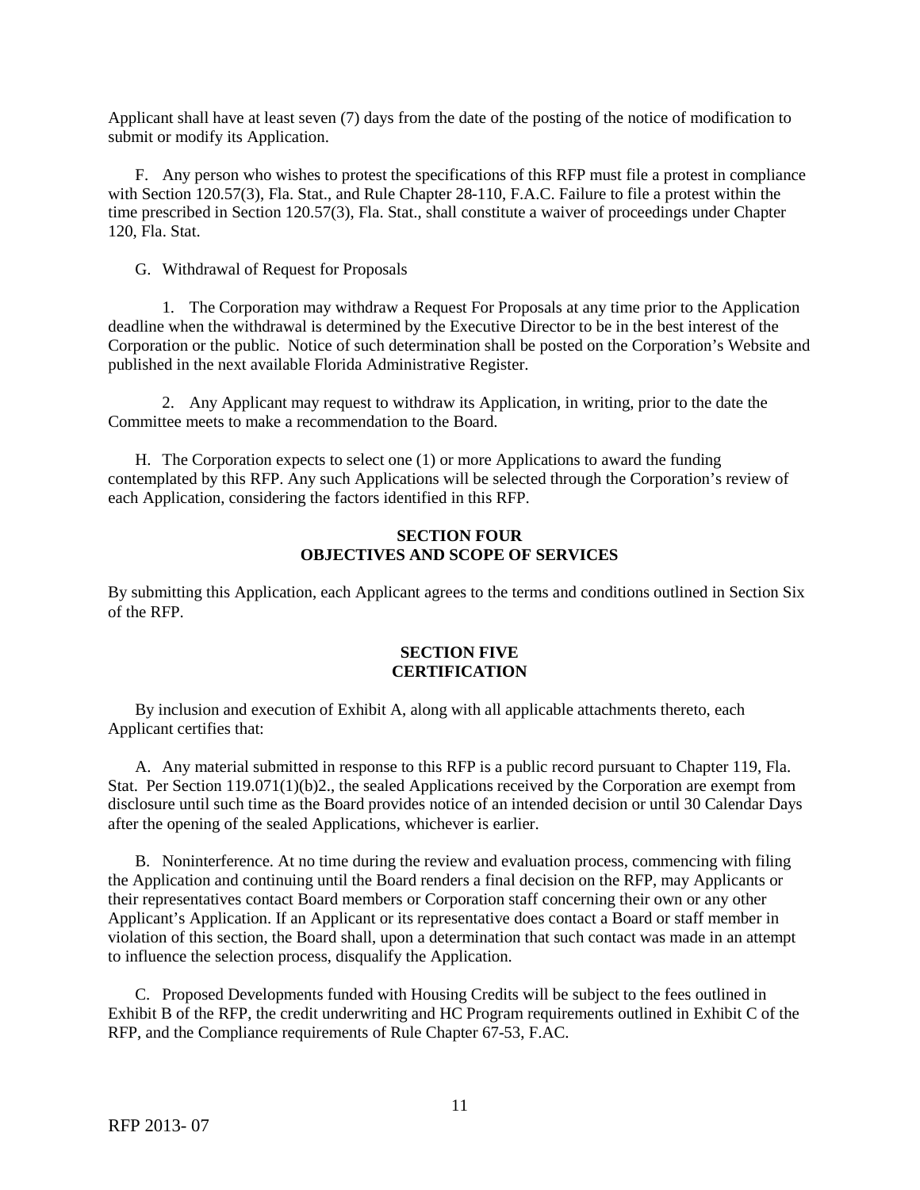Applicant shall have at least seven (7) days from the date of the posting of the notice of modification to submit or modify its Application.

F. Any person who wishes to protest the specifications of this RFP must file a protest in compliance with Section 120.57(3), Fla. Stat., and Rule Chapter 28-110, F.A.C. Failure to file a protest within the time prescribed in Section 120.57(3), Fla. Stat., shall constitute a waiver of proceedings under Chapter 120, Fla. Stat.

G. Withdrawal of Request for Proposals

1. The Corporation may withdraw a Request For Proposals at any time prior to the Application deadline when the withdrawal is determined by the Executive Director to be in the best interest of the Corporation or the public. Notice of such determination shall be posted on the Corporation's Website and published in the next available Florida Administrative Register.

2. Any Applicant may request to withdraw its Application, in writing, prior to the date the Committee meets to make a recommendation to the Board.

H. The Corporation expects to select one (1) or more Applications to award the funding contemplated by this RFP. Any such Applications will be selected through the Corporation's review of each Application, considering the factors identified in this RFP.

## SECTION FOUR
## OBJECTIVES AND SCOPE OF SERVICES

By submitting this Application, each Applicant agrees to the terms and conditions outlined in Section Six of the RFP.

## SECTION FIVE
## CERTIFICATION

By inclusion and execution of Exhibit A, along with all applicable attachments thereto, each Applicant certifies that:

A. Any material submitted in response to this RFP is a public record pursuant to Chapter 119, Fla. Stat. Per Section 119.071(1)(b)2., the sealed Applications received by the Corporation are exempt from disclosure until such time as the Board provides notice of an intended decision or until 30 Calendar Days after the opening of the sealed Applications, whichever is earlier.

B. Noninterference. At no time during the review and evaluation process, commencing with filing the Application and continuing until the Board renders a final decision on the RFP, may Applicants or their representatives contact Board members or Corporation staff concerning their own or any other Applicant's Application. If an Applicant or its representative does contact a Board or staff member in violation of this section, the Board shall, upon a determination that such contact was made in an attempt to influence the selection process, disqualify the Application.

C. Proposed Developments funded with Housing Credits will be subject to the fees outlined in Exhibit B of the RFP, the credit underwriting and HC Program requirements outlined in Exhibit C of the RFP, and the Compliance requirements of Rule Chapter 67-53, F.AC.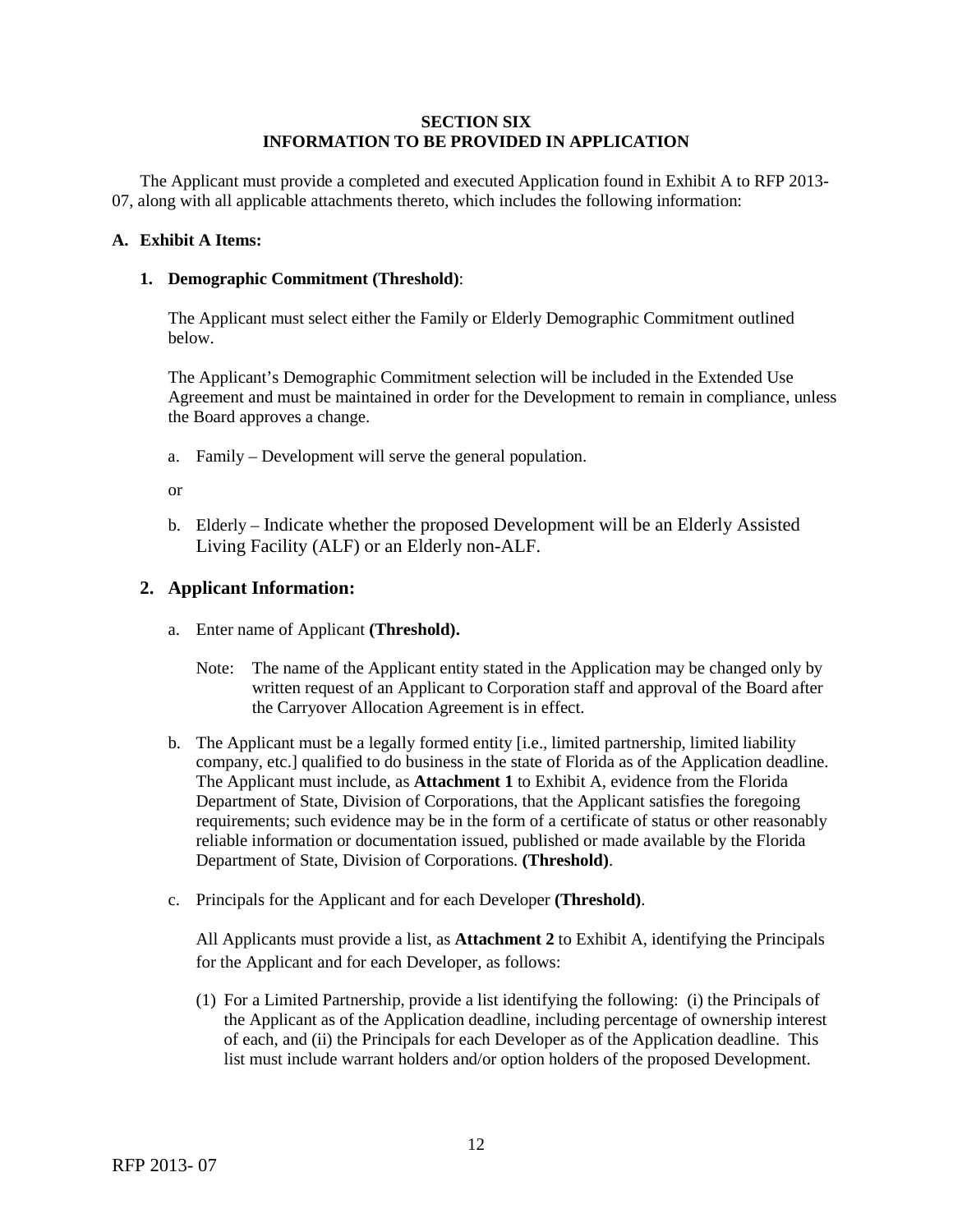# SECTION SIX
# INFORMATION TO BE PROVIDED IN APPLICATION

The Applicant must provide a completed and executed Application found in Exhibit A to RFP 2013-07, along with all applicable attachments thereto, which includes the following information:

## A. Exhibit A Items:

### 1. Demographic Commitment (Threshold):

The Applicant must select either the Family or Elderly Demographic Commitment outlined below.

The Applicant's Demographic Commitment selection will be included in the Extended Use Agreement and must be maintained in order for the Development to remain in compliance, unless the Board approves a change.

a. Family – Development will serve the general population.

or

b. Elderly – Indicate whether the proposed Development will be an Elderly Assisted Living Facility (ALF) or an Elderly non-ALF.

### 2. Applicant Information:

a. Enter name of Applicant **(Threshold).**

Note: The name of the Applicant entity stated in the Application may be changed only by written request of an Applicant to Corporation staff and approval of the Board after the Carryover Allocation Agreement is in effect.

b. The Applicant must be a legally formed entity [i.e., limited partnership, limited liability company, etc.] qualified to do business in the state of Florida as of the Application deadline. The Applicant must include, as **Attachment 1** to Exhibit A, evidence from the Florida Department of State, Division of Corporations, that the Applicant satisfies the foregoing requirements; such evidence may be in the form of a certificate of status or other reasonably reliable information or documentation issued, published or made available by the Florida Department of State, Division of Corporations. **(Threshold)**.

c. Principals for the Applicant and for each Developer **(Threshold)**.

All Applicants must provide a list, as **Attachment 2** to Exhibit A, identifying the Principals for the Applicant and for each Developer, as follows:

(1) For a Limited Partnership, provide a list identifying the following: (i) the Principals of the Applicant as of the Application deadline, including percentage of ownership interest of each, and (ii) the Principals for each Developer as of the Application deadline. This list must include warrant holders and/or option holders of the proposed Development.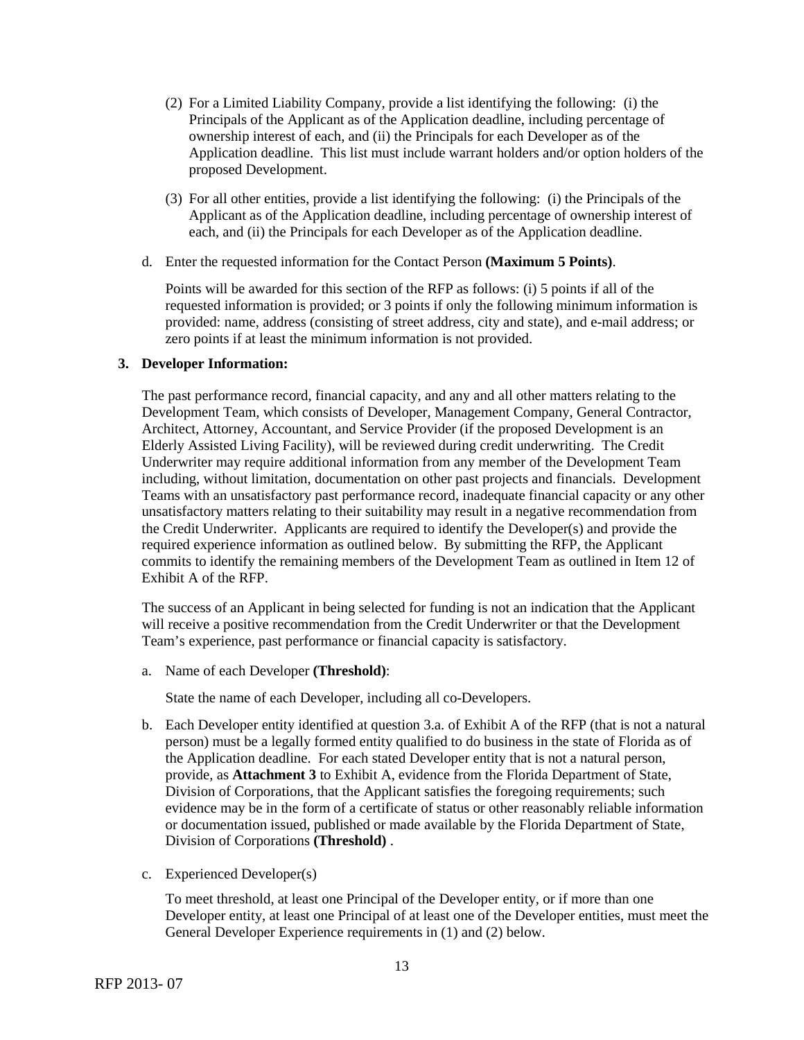(2) For a Limited Liability Company, provide a list identifying the following: (i) the Principals of the Applicant as of the Application deadline, including percentage of ownership interest of each, and (ii) the Principals for each Developer as of the Application deadline. This list must include warrant holders and/or option holders of the proposed Development.

(3) For all other entities, provide a list identifying the following: (i) the Principals of the Applicant as of the Application deadline, including percentage of ownership interest of each, and (ii) the Principals for each Developer as of the Application deadline.

d. Enter the requested information for the Contact Person **(Maximum 5 Points)**.

Points will be awarded for this section of the RFP as follows: (i) 5 points if all of the requested information is provided; or 3 points if only the following minimum information is provided: name, address (consisting of street address, city and state), and e-mail address; or zero points if at least the minimum information is not provided.

**3. Developer Information:**

The past performance record, financial capacity, and any and all other matters relating to the Development Team, which consists of Developer, Management Company, General Contractor, Architect, Attorney, Accountant, and Service Provider (if the proposed Development is an Elderly Assisted Living Facility), will be reviewed during credit underwriting. The Credit Underwriter may require additional information from any member of the Development Team including, without limitation, documentation on other past projects and financials. Development Teams with an unsatisfactory past performance record, inadequate financial capacity or any other unsatisfactory matters relating to their suitability may result in a negative recommendation from the Credit Underwriter. Applicants are required to identify the Developer(s) and provide the required experience information as outlined below. By submitting the RFP, the Applicant commits to identify the remaining members of the Development Team as outlined in Item 12 of Exhibit A of the RFP.

The success of an Applicant in being selected for funding is not an indication that the Applicant will receive a positive recommendation from the Credit Underwriter or that the Development Team's experience, past performance or financial capacity is satisfactory.

a. Name of each Developer **(Threshold)**:

State the name of each Developer, including all co-Developers.

b. Each Developer entity identified at question 3.a. of Exhibit A of the RFP (that is not a natural person) must be a legally formed entity qualified to do business in the state of Florida as of the Application deadline. For each stated Developer entity that is not a natural person, provide, as **Attachment 3** to Exhibit A, evidence from the Florida Department of State, Division of Corporations, that the Applicant satisfies the foregoing requirements; such evidence may be in the form of a certificate of status or other reasonably reliable information or documentation issued, published or made available by the Florida Department of State, Division of Corporations **(Threshold)** .

c. Experienced Developer(s)

To meet threshold, at least one Principal of the Developer entity, or if more than one Developer entity, at least one Principal of at least one of the Developer entities, must meet the General Developer Experience requirements in (1) and (2) below.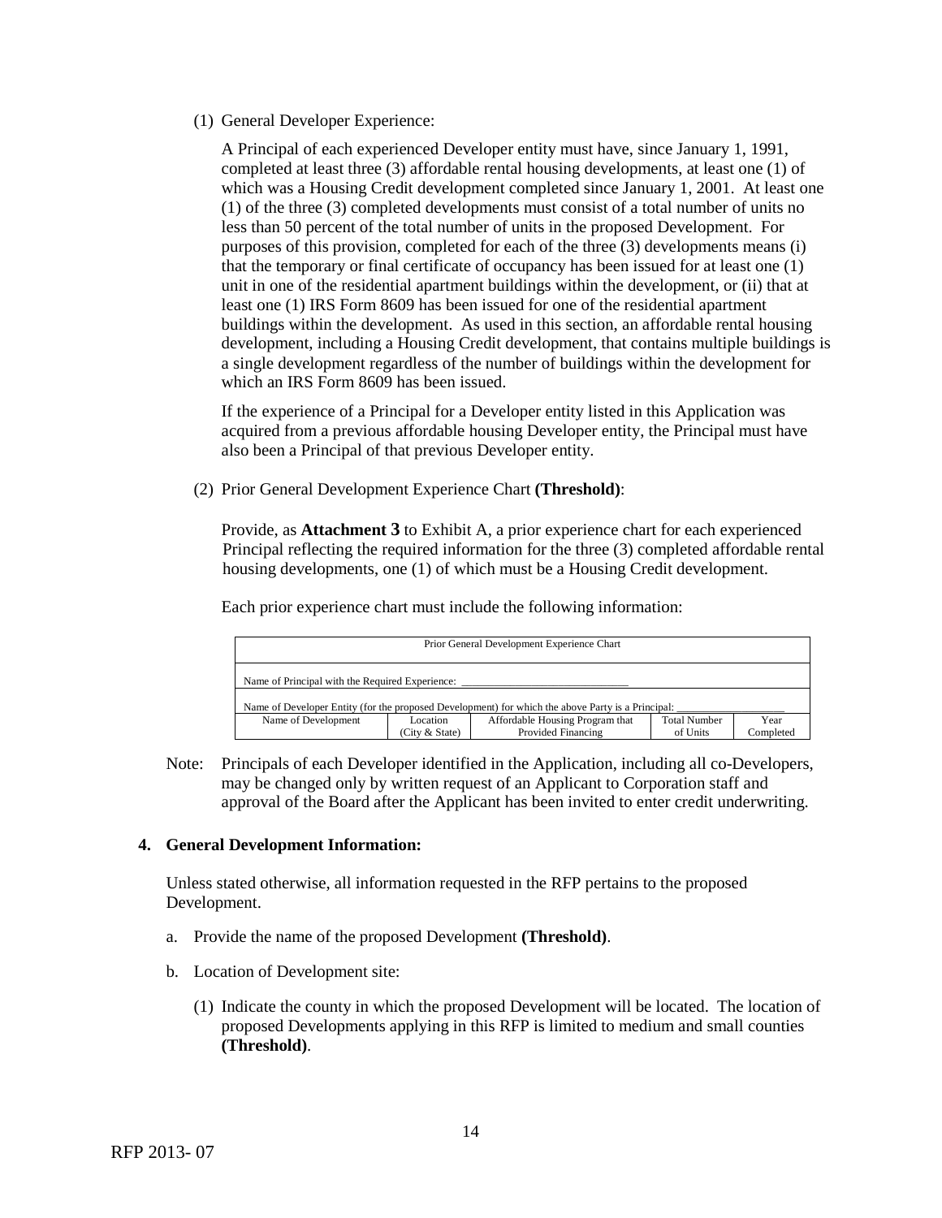(1) General Developer Experience:

A Principal of each experienced Developer entity must have, since January 1, 1991, completed at least three (3) affordable rental housing developments, at least one (1) of which was a Housing Credit development completed since January 1, 2001. At least one (1) of the three (3) completed developments must consist of a total number of units no less than 50 percent of the total number of units in the proposed Development. For purposes of this provision, completed for each of the three (3) developments means (i) that the temporary or final certificate of occupancy has been issued for at least one (1) unit in one of the residential apartment buildings within the development, or (ii) that at least one (1) IRS Form 8609 has been issued for one of the residential apartment buildings within the development. As used in this section, an affordable rental housing development, including a Housing Credit development, that contains multiple buildings is a single development regardless of the number of buildings within the development for which an IRS Form 8609 has been issued.

If the experience of a Principal for a Developer entity listed in this Application was acquired from a previous affordable housing Developer entity, the Principal must have also been a Principal of that previous Developer entity.

(2) Prior General Development Experience Chart **(Threshold)**:

Provide, as **Attachment 3** to Exhibit A, a prior experience chart for each experienced Principal reflecting the required information for the three (3) completed affordable rental housing developments, one (1) of which must be a Housing Credit development.

Each prior experience chart must include the following information:

| Prior General Development Experience Chart | | | | |
|---|---|---|---|---|
| Name of Principal with the Required Experience: ______________________________ | | | | |
| Name of Developer Entity (for the proposed Development) for which the above Party is a Principal: ___________________ | | | | |
| Name of Development | Location (City & State) | Affordable Housing Program that Provided Financing | Total Number of Units | Year Completed |

Note: Principals of each Developer identified in the Application, including all co-Developers, may be changed only by written request of an Applicant to Corporation staff and approval of the Board after the Applicant has been invited to enter credit underwriting.

**4. General Development Information:**

Unless stated otherwise, all information requested in the RFP pertains to the proposed Development.

a. Provide the name of the proposed Development **(Threshold)**.

b. Location of Development site:

(1) Indicate the county in which the proposed Development will be located. The location of proposed Developments applying in this RFP is limited to medium and small counties **(Threshold)**.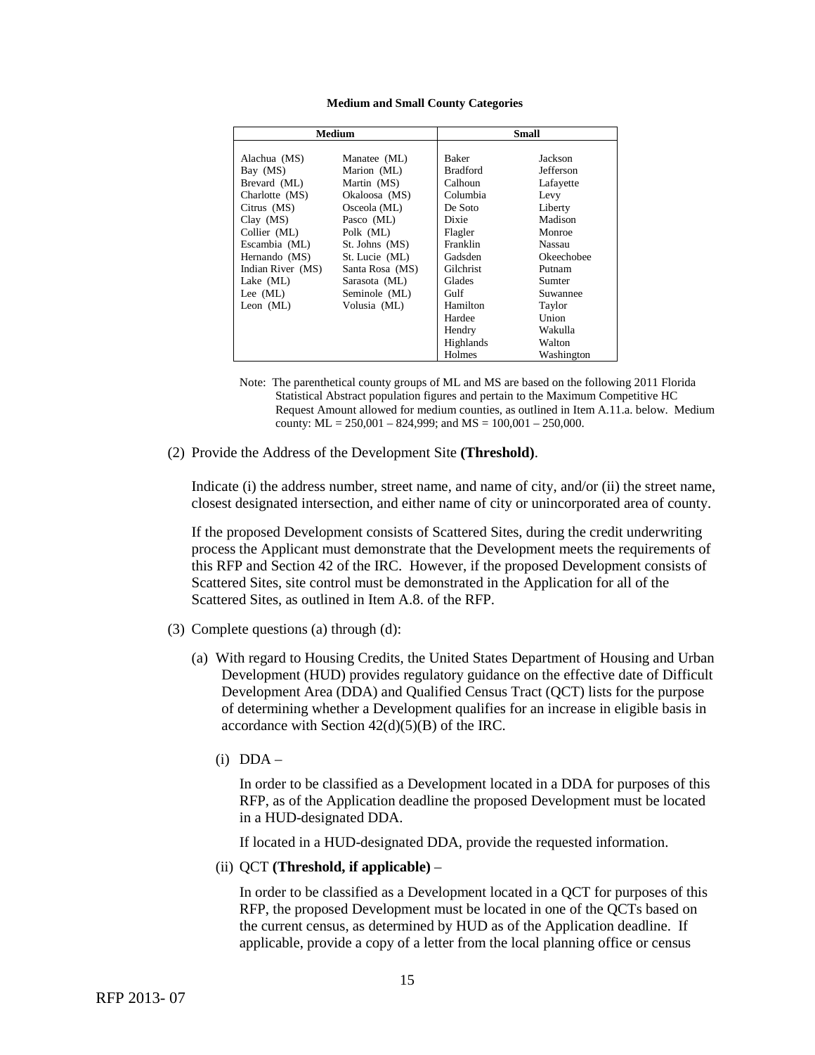**Medium and Small County Categories**

| Medium | | Small | |
|---|---|---|---|
| Alachua (MS) | Manatee (ML) | Baker | Jackson |
| Bay (MS) | Marion (ML) | Bradford | Jefferson |
| Brevard (ML) | Martin (MS) | Calhoun | Lafayette |
| Charlotte (MS) | Okaloosa (MS) | Columbia | Levy |
| Citrus (MS) | Osceola (ML) | De Soto | Liberty |
| Clay (MS) | Pasco (ML) | Dixie | Madison |
| Collier (ML) | Polk (ML) | Flagler | Monroe |
| Escambia (ML) | St. Johns (MS) | Franklin | Nassau |
| Hernando (MS) | St. Lucie (ML) | Gadsden | Okeechobee |
| Indian River (MS) | Santa Rosa (MS) | Gilchrist | Putnam |
| Lake (ML) | Sarasota (ML) | Glades | Sumter |
| Lee (ML) | Seminole (ML) | Gulf | Suwannee |
| Leon (ML) | Volusia (ML) | Hamilton | Taylor |
| | | Hardee | Union |
| | | Hendry | Wakulla |
| | | Highlands | Walton |
| | | Holmes | Washington |

Note: The parenthetical county groups of ML and MS are based on the following 2011 Florida Statistical Abstract population figures and pertain to the Maximum Competitive HC Request Amount allowed for medium counties, as outlined in Item A.11.a. below. Medium county: ML = 250,001 – 824,999; and MS = 100,001 – 250,000.

(2) Provide the Address of the Development Site **(Threshold)**.

Indicate (i) the address number, street name, and name of city, and/or (ii) the street name, closest designated intersection, and either name of city or unincorporated area of county.

If the proposed Development consists of Scattered Sites, during the credit underwriting process the Applicant must demonstrate that the Development meets the requirements of this RFP and Section 42 of the IRC. However, if the proposed Development consists of Scattered Sites, site control must be demonstrated in the Application for all of the Scattered Sites, as outlined in Item A.8. of the RFP.

(3) Complete questions (a) through (d):

(a) With regard to Housing Credits, the United States Department of Housing and Urban Development (HUD) provides regulatory guidance on the effective date of Difficult Development Area (DDA) and Qualified Census Tract (QCT) lists for the purpose of determining whether a Development qualifies for an increase in eligible basis in accordance with Section 42(d)(5)(B) of the IRC.

(i) DDA –

In order to be classified as a Development located in a DDA for purposes of this RFP, as of the Application deadline the proposed Development must be located in a HUD-designated DDA.

If located in a HUD-designated DDA, provide the requested information.

(ii) QCT **(Threshold, if applicable)** –

In order to be classified as a Development located in a QCT for purposes of this RFP, the proposed Development must be located in one of the QCTs based on the current census, as determined by HUD as of the Application deadline. If applicable, provide a copy of a letter from the local planning office or census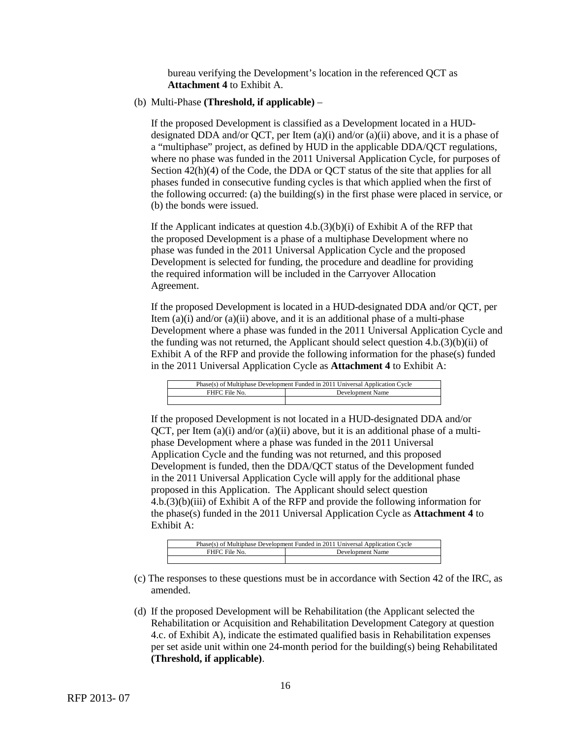bureau verifying the Development's location in the referenced QCT as **Attachment 4** to Exhibit A.

(b) Multi-Phase **(Threshold, if applicable)** –

If the proposed Development is classified as a Development located in a HUD-designated DDA and/or QCT, per Item (a)(i) and/or (a)(ii) above, and it is a phase of a "multiphase" project, as defined by HUD in the applicable DDA/QCT regulations, where no phase was funded in the 2011 Universal Application Cycle, for purposes of Section 42(h)(4) of the Code, the DDA or QCT status of the site that applies for all phases funded in consecutive funding cycles is that which applied when the first of the following occurred: (a) the building(s) in the first phase were placed in service, or (b) the bonds were issued.

If the Applicant indicates at question 4.b.(3)(b)(i) of Exhibit A of the RFP that the proposed Development is a phase of a multiphase Development where no phase was funded in the 2011 Universal Application Cycle and the proposed Development is selected for funding, the procedure and deadline for providing the required information will be included in the Carryover Allocation Agreement.

If the proposed Development is located in a HUD-designated DDA and/or QCT, per Item (a)(i) and/or (a)(ii) above, and it is an additional phase of a multi-phase Development where a phase was funded in the 2011 Universal Application Cycle and the funding was not returned, the Applicant should select question 4.b.(3)(b)(ii) of Exhibit A of the RFP and provide the following information for the phase(s) funded in the 2011 Universal Application Cycle as **Attachment 4** to Exhibit A:

| Phase(s) of Multiphase Development Funded in 2011 Universal Application Cycle | |
|---|---|
| FHFC File No. | Development Name |
| | |

If the proposed Development is not located in a HUD-designated DDA and/or QCT, per Item (a)(i) and/or (a)(ii) above, but it is an additional phase of a multi-phase Development where a phase was funded in the 2011 Universal Application Cycle and the funding was not returned, and this proposed Development is funded, then the DDA/QCT status of the Development funded in the 2011 Universal Application Cycle will apply for the additional phase proposed in this Application. The Applicant should select question 4.b.(3)(b)(iii) of Exhibit A of the RFP and provide the following information for the phase(s) funded in the 2011 Universal Application Cycle as **Attachment 4** to Exhibit A:

| Phase(s) of Multiphase Development Funded in 2011 Universal Application Cycle | |
|---|---|
| FHFC File No. | Development Name |
| | |

(c) The responses to these questions must be in accordance with Section 42 of the IRC, as amended.

(d) If the proposed Development will be Rehabilitation (the Applicant selected the Rehabilitation or Acquisition and Rehabilitation Development Category at question 4.c. of Exhibit A), indicate the estimated qualified basis in Rehabilitation expenses per set aside unit within one 24-month period for the building(s) being Rehabilitated **(Threshold, if applicable)**.

RFP 2013- 07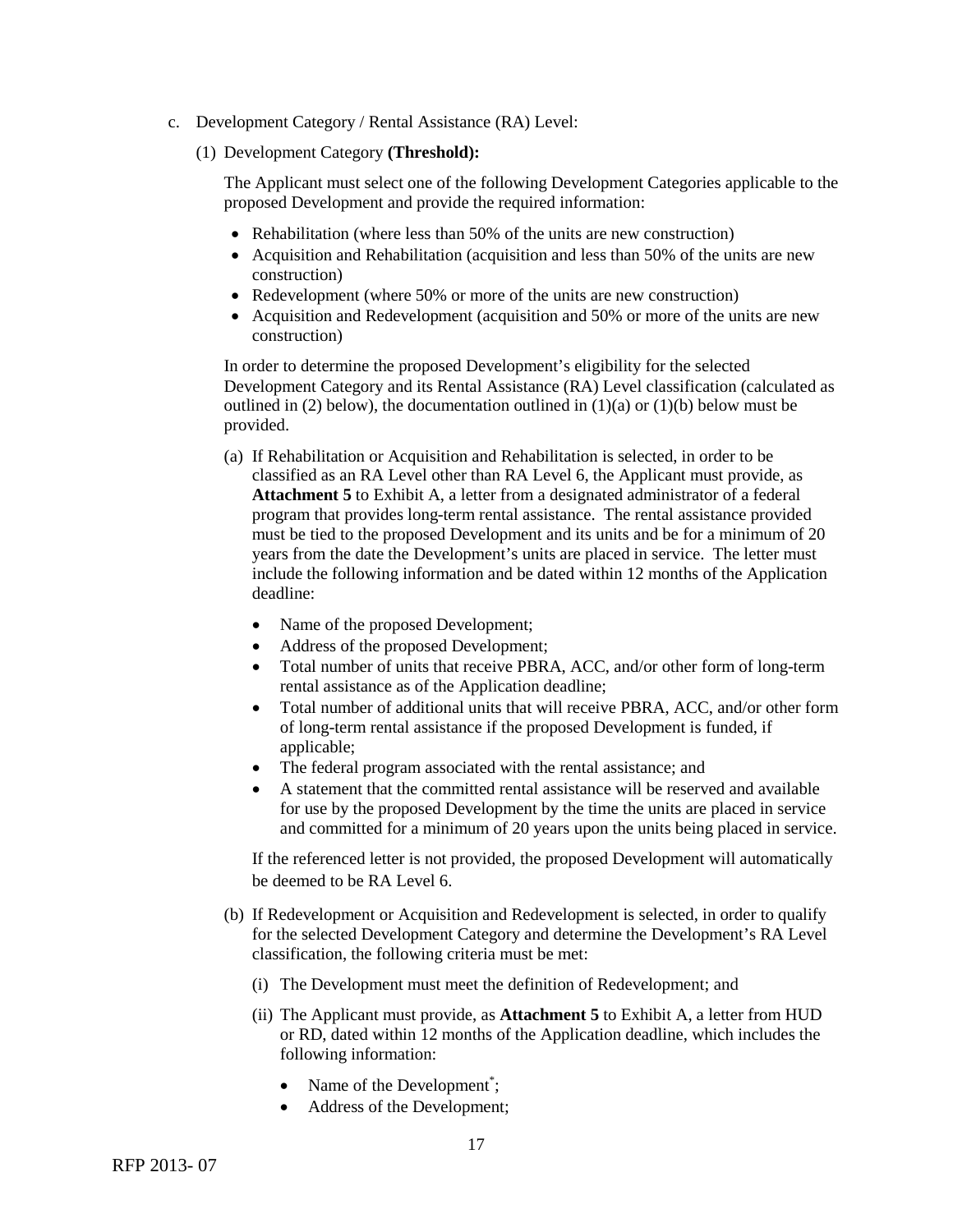c. Development Category / Rental Assistance (RA) Level:

   (1) Development Category **(Threshold):**

   The Applicant must select one of the following Development Categories applicable to the proposed Development and provide the required information:

   - Rehabilitation (where less than 50% of the units are new construction)
   - Acquisition and Rehabilitation (acquisition and less than 50% of the units are new construction)
   - Redevelopment (where 50% or more of the units are new construction)
   - Acquisition and Redevelopment (acquisition and 50% or more of the units are new construction)

   In order to determine the proposed Development's eligibility for the selected Development Category and its Rental Assistance (RA) Level classification (calculated as outlined in (2) below), the documentation outlined in (1)(a) or (1)(b) below must be provided.

   (a) If Rehabilitation or Acquisition and Rehabilitation is selected, in order to be classified as an RA Level other than RA Level 6, the Applicant must provide, as **Attachment 5** to Exhibit A, a letter from a designated administrator of a federal program that provides long-term rental assistance. The rental assistance provided must be tied to the proposed Development and its units and be for a minimum of 20 years from the date the Development's units are placed in service. The letter must include the following information and be dated within 12 months of the Application deadline:

   - Name of the proposed Development;
   - Address of the proposed Development;
   - Total number of units that receive PBRA, ACC, and/or other form of long-term rental assistance as of the Application deadline;
   - Total number of additional units that will receive PBRA, ACC, and/or other form of long-term rental assistance if the proposed Development is funded, if applicable;
   - The federal program associated with the rental assistance; and
   - A statement that the committed rental assistance will be reserved and available for use by the proposed Development by the time the units are placed in service and committed for a minimum of 20 years upon the units being placed in service.

   If the referenced letter is not provided, the proposed Development will automatically be deemed to be RA Level 6.

   (b) If Redevelopment or Acquisition and Redevelopment is selected, in order to qualify for the selected Development Category and determine the Development's RA Level classification, the following criteria must be met:

   (i) The Development must meet the definition of Redevelopment; and

   (ii) The Applicant must provide, as **Attachment 5** to Exhibit A, a letter from HUD or RD, dated within 12 months of the Application deadline, which includes the following information:

   - Name of the Development*;
   - Address of the Development;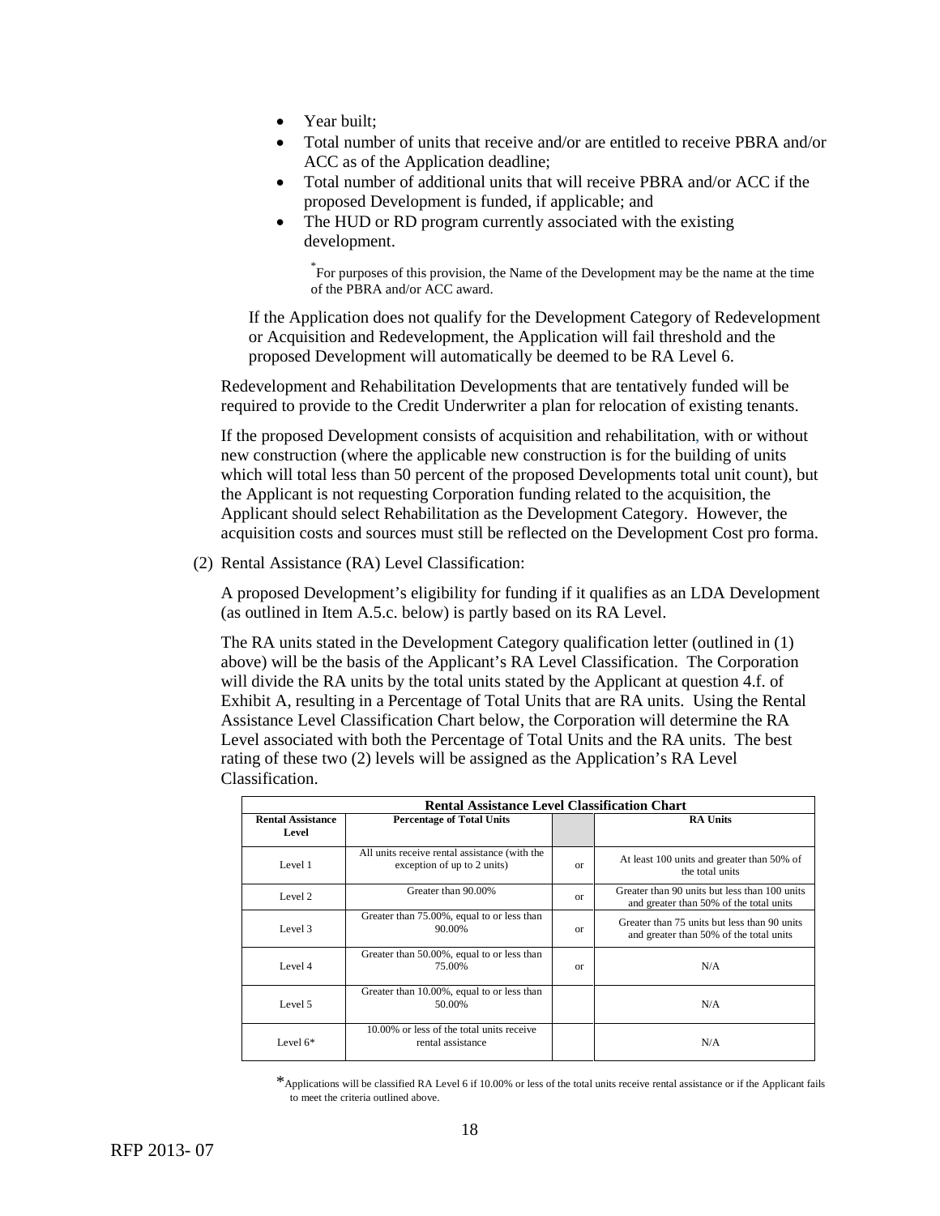- Year built;
- Total number of units that receive and/or are entitled to receive PBRA and/or ACC as of the Application deadline;
- Total number of additional units that will receive PBRA and/or ACC if the proposed Development is funded, if applicable; and
- The HUD or RD program currently associated with the existing development.

  *For purposes of this provision, the Name of the Development may be the name at the time of the PBRA and/or ACC award.

If the Application does not qualify for the Development Category of Redevelopment or Acquisition and Redevelopment, the Application will fail threshold and the proposed Development will automatically be deemed to be RA Level 6.

Redevelopment and Rehabilitation Developments that are tentatively funded will be required to provide to the Credit Underwriter a plan for relocation of existing tenants.

If the proposed Development consists of acquisition and rehabilitation, with or without new construction (where the applicable new construction is for the building of units which will total less than 50 percent of the proposed Developments total unit count), but the Applicant is not requesting Corporation funding related to the acquisition, the Applicant should select Rehabilitation as the Development Category. However, the acquisition costs and sources must still be reflected on the Development Cost pro forma.

(2) Rental Assistance (RA) Level Classification:

A proposed Development's eligibility for funding if it qualifies as an LDA Development (as outlined in Item A.5.c. below) is partly based on its RA Level.

The RA units stated in the Development Category qualification letter (outlined in (1) above) will be the basis of the Applicant's RA Level Classification. The Corporation will divide the RA units by the total units stated by the Applicant at question 4.f. of Exhibit A, resulting in a Percentage of Total Units that are RA units. Using the Rental Assistance Level Classification Chart below, the Corporation will determine the RA Level associated with both the Percentage of Total Units and the RA units. The best rating of these two (2) levels will be assigned as the Application's RA Level Classification.

| Rental Assistance Level Classification Chart | | | |
|---|---|---|---|
| **Rental Assistance Level** | **Percentage of Total Units** | | **RA Units** |
| Level 1 | All units receive rental assistance (with the exception of up to 2 units) | or | At least 100 units and greater than 50% of the total units |
| Level 2 | Greater than 90.00% | or | Greater than 90 units but less than 100 units and greater than 50% of the total units |
| Level 3 | Greater than 75.00%, equal to or less than 90.00% | or | Greater than 75 units but less than 90 units and greater than 50% of the total units |
| Level 4 | Greater than 50.00%, equal to or less than 75.00% | or | N/A |
| Level 5 | Greater than 10.00%, equal to or less than 50.00% | | N/A |
| Level 6* | 10.00% or less of the total units receive rental assistance | | N/A |

*Applications will be classified RA Level 6 if 10.00% or less of the total units receive rental assistance or if the Applicant fails to meet the criteria outlined above.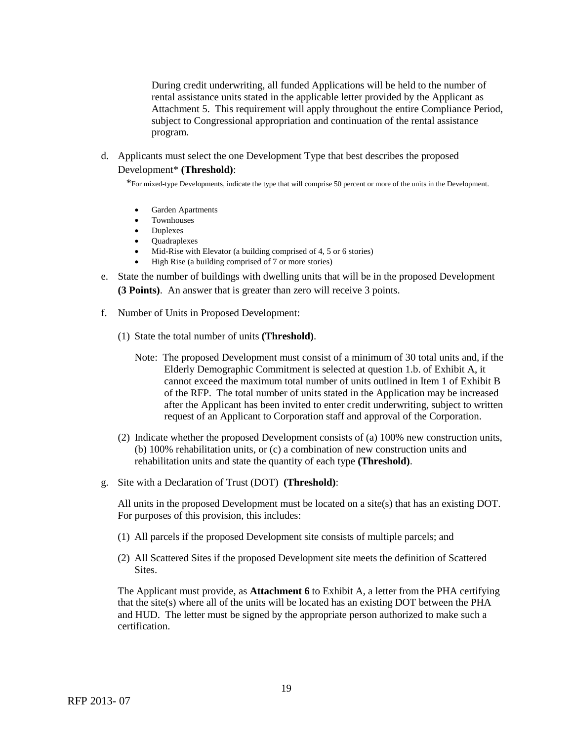During credit underwriting, all funded Applications will be held to the number of rental assistance units stated in the applicable letter provided by the Applicant as Attachment 5. This requirement will apply throughout the entire Compliance Period, subject to Congressional appropriation and continuation of the rental assistance program.

d. Applicants must select the one Development Type that best describes the proposed Development* **(Threshold)**:

*For mixed-type Developments, indicate the type that will comprise 50 percent or more of the units in the Development.

- Garden Apartments
- Townhouses
- Duplexes
- Quadraplexes
- Mid-Rise with Elevator (a building comprised of 4, 5 or 6 stories)
- High Rise (a building comprised of 7 or more stories)

e. State the number of buildings with dwelling units that will be in the proposed Development **(3 Points)**. An answer that is greater than zero will receive 3 points.

f. Number of Units in Proposed Development:

(1) State the total number of units **(Threshold)**.

Note: The proposed Development must consist of a minimum of 30 total units and, if the Elderly Demographic Commitment is selected at question 1.b. of Exhibit A, it cannot exceed the maximum total number of units outlined in Item 1 of Exhibit B of the RFP. The total number of units stated in the Application may be increased after the Applicant has been invited to enter credit underwriting, subject to written request of an Applicant to Corporation staff and approval of the Corporation.

(2) Indicate whether the proposed Development consists of (a) 100% new construction units, (b) 100% rehabilitation units, or (c) a combination of new construction units and rehabilitation units and state the quantity of each type **(Threshold)**.

g. Site with a Declaration of Trust (DOT) **(Threshold)**:

All units in the proposed Development must be located on a site(s) that has an existing DOT. For purposes of this provision, this includes:

(1) All parcels if the proposed Development site consists of multiple parcels; and

(2) All Scattered Sites if the proposed Development site meets the definition of Scattered Sites.

The Applicant must provide, as **Attachment 6** to Exhibit A, a letter from the PHA certifying that the site(s) where all of the units will be located has an existing DOT between the PHA and HUD. The letter must be signed by the appropriate person authorized to make such a certification.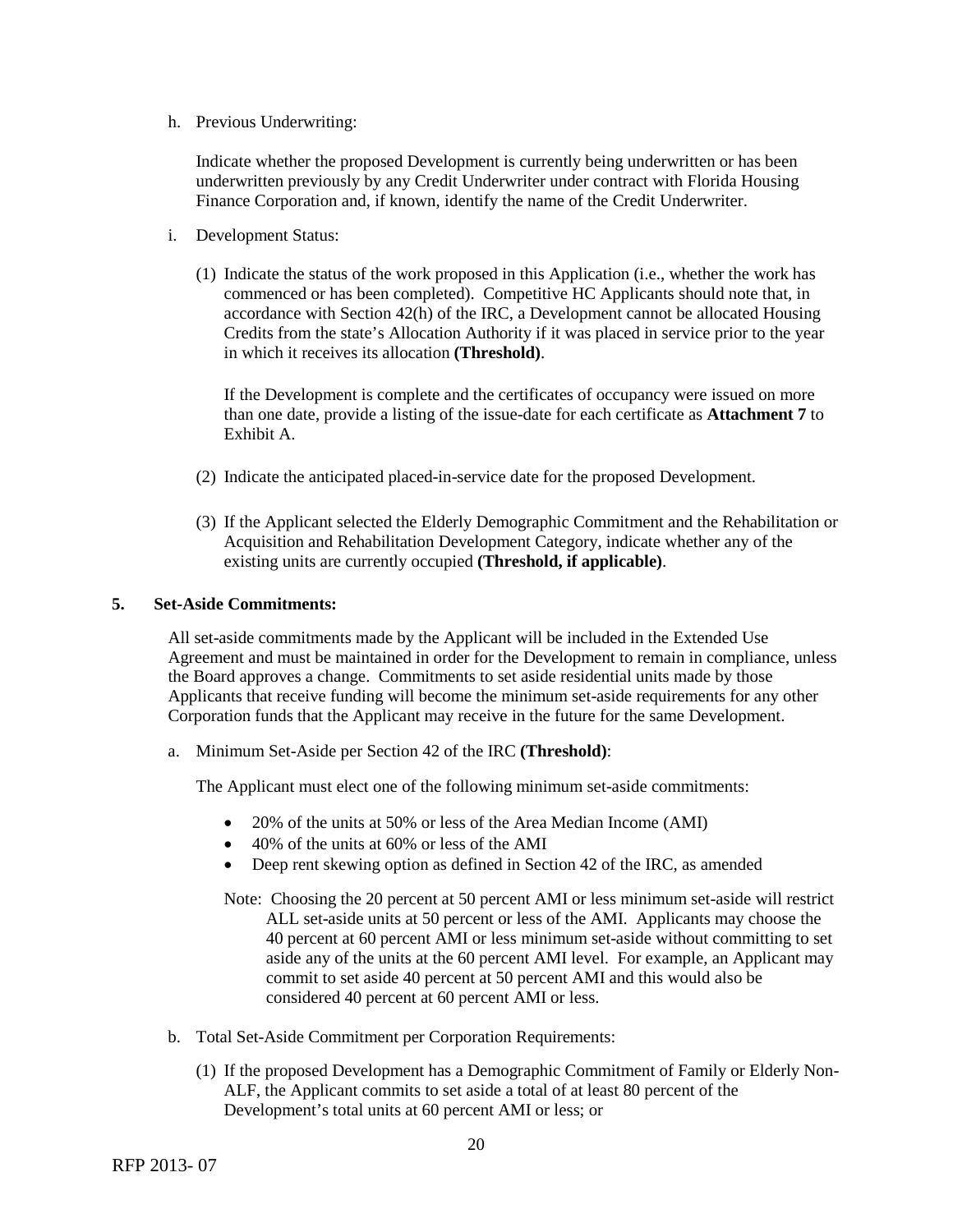h. Previous Underwriting:

   Indicate whether the proposed Development is currently being underwritten or has been underwritten previously by any Credit Underwriter under contract with Florida Housing Finance Corporation and, if known, identify the name of the Credit Underwriter.

i. Development Status:

   (1) Indicate the status of the work proposed in this Application (i.e., whether the work has commenced or has been completed). Competitive HC Applicants should note that, in accordance with Section 42(h) of the IRC, a Development cannot be allocated Housing Credits from the state's Allocation Authority if it was placed in service prior to the year in which it receives its allocation **(Threshold)**.

   If the Development is complete and the certificates of occupancy were issued on more than one date, provide a listing of the issue-date for each certificate as **Attachment 7** to Exhibit A.

   (2) Indicate the anticipated placed-in-service date for the proposed Development.

   (3) If the Applicant selected the Elderly Demographic Commitment and the Rehabilitation or Acquisition and Rehabilitation Development Category, indicate whether any of the existing units are currently occupied **(Threshold, if applicable)**.

**5. Set-Aside Commitments:**

All set-aside commitments made by the Applicant will be included in the Extended Use Agreement and must be maintained in order for the Development to remain in compliance, unless the Board approves a change. Commitments to set aside residential units made by those Applicants that receive funding will become the minimum set-aside requirements for any other Corporation funds that the Applicant may receive in the future for the same Development.

a. Minimum Set-Aside per Section 42 of the IRC **(Threshold)**:

   The Applicant must elect one of the following minimum set-aside commitments:

   - 20% of the units at 50% or less of the Area Median Income (AMI)
   - 40% of the units at 60% or less of the AMI
   - Deep rent skewing option as defined in Section 42 of the IRC, as amended

   Note: Choosing the 20 percent at 50 percent AMI or less minimum set-aside will restrict ALL set-aside units at 50 percent or less of the AMI. Applicants may choose the 40 percent at 60 percent AMI or less minimum set-aside without committing to set aside any of the units at the 60 percent AMI level. For example, an Applicant may commit to set aside 40 percent at 50 percent AMI and this would also be considered 40 percent at 60 percent AMI or less.

b. Total Set-Aside Commitment per Corporation Requirements:

   (1) If the proposed Development has a Demographic Commitment of Family or Elderly Non-ALF, the Applicant commits to set aside a total of at least 80 percent of the Development's total units at 60 percent AMI or less; or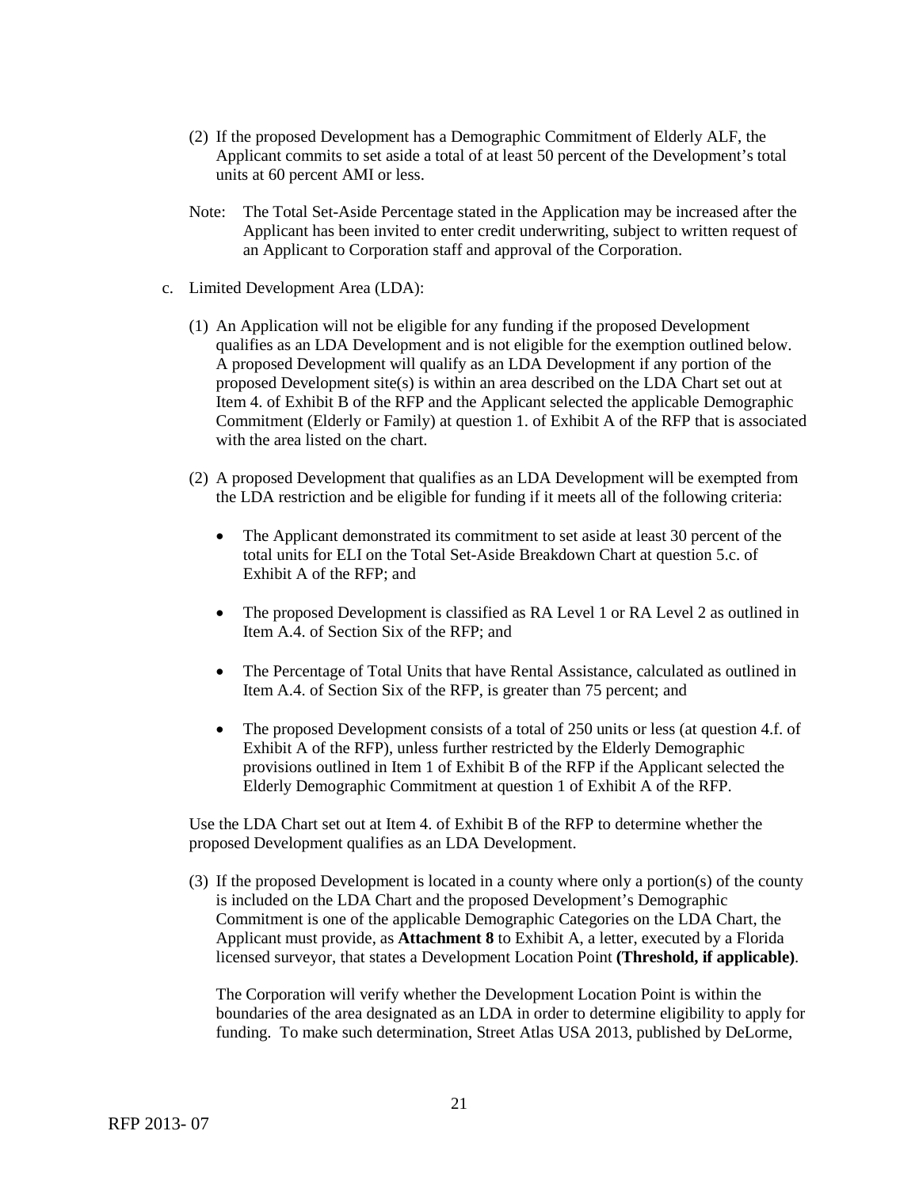(2) If the proposed Development has a Demographic Commitment of Elderly ALF, the Applicant commits to set aside a total of at least 50 percent of the Development's total units at 60 percent AMI or less.

Note: The Total Set-Aside Percentage stated in the Application may be increased after the Applicant has been invited to enter credit underwriting, subject to written request of an Applicant to Corporation staff and approval of the Corporation.

c. Limited Development Area (LDA):

(1) An Application will not be eligible for any funding if the proposed Development qualifies as an LDA Development and is not eligible for the exemption outlined below. A proposed Development will qualify as an LDA Development if any portion of the proposed Development site(s) is within an area described on the LDA Chart set out at Item 4. of Exhibit B of the RFP and the Applicant selected the applicable Demographic Commitment (Elderly or Family) at question 1. of Exhibit A of the RFP that is associated with the area listed on the chart.

(2) A proposed Development that qualifies as an LDA Development will be exempted from the LDA restriction and be eligible for funding if it meets all of the following criteria:

- The Applicant demonstrated its commitment to set aside at least 30 percent of the total units for ELI on the Total Set-Aside Breakdown Chart at question 5.c. of Exhibit A of the RFP; and
- The proposed Development is classified as RA Level 1 or RA Level 2 as outlined in Item A.4. of Section Six of the RFP; and
- The Percentage of Total Units that have Rental Assistance, calculated as outlined in Item A.4. of Section Six of the RFP, is greater than 75 percent; and
- The proposed Development consists of a total of 250 units or less (at question 4.f. of Exhibit A of the RFP), unless further restricted by the Elderly Demographic provisions outlined in Item 1 of Exhibit B of the RFP if the Applicant selected the Elderly Demographic Commitment at question 1 of Exhibit A of the RFP.

Use the LDA Chart set out at Item 4. of Exhibit B of the RFP to determine whether the proposed Development qualifies as an LDA Development.

(3) If the proposed Development is located in a county where only a portion(s) of the county is included on the LDA Chart and the proposed Development's Demographic Commitment is one of the applicable Demographic Categories on the LDA Chart, the Applicant must provide, as **Attachment 8** to Exhibit A, a letter, executed by a Florida licensed surveyor, that states a Development Location Point **(Threshold, if applicable)**.

The Corporation will verify whether the Development Location Point is within the boundaries of the area designated as an LDA in order to determine eligibility to apply for funding. To make such determination, Street Atlas USA 2013, published by DeLorme,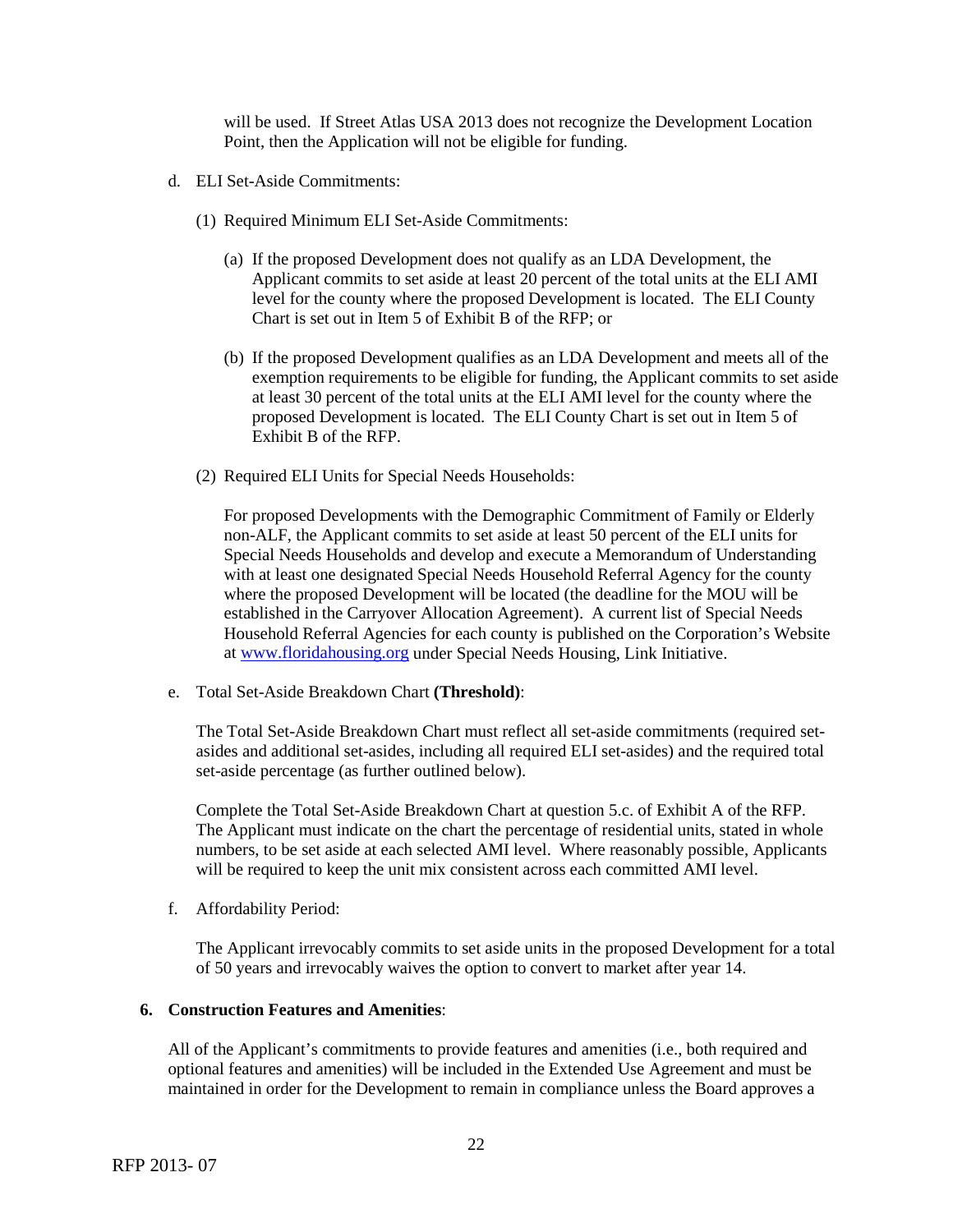will be used. If Street Atlas USA 2013 does not recognize the Development Location Point, then the Application will not be eligible for funding.

d. ELI Set-Aside Commitments:

(1) Required Minimum ELI Set-Aside Commitments:

(a) If the proposed Development does not qualify as an LDA Development, the Applicant commits to set aside at least 20 percent of the total units at the ELI AMI level for the county where the proposed Development is located. The ELI County Chart is set out in Item 5 of Exhibit B of the RFP; or

(b) If the proposed Development qualifies as an LDA Development and meets all of the exemption requirements to be eligible for funding, the Applicant commits to set aside at least 30 percent of the total units at the ELI AMI level for the county where the proposed Development is located. The ELI County Chart is set out in Item 5 of Exhibit B of the RFP.

(2) Required ELI Units for Special Needs Households:

For proposed Developments with the Demographic Commitment of Family or Elderly non-ALF, the Applicant commits to set aside at least 50 percent of the ELI units for Special Needs Households and develop and execute a Memorandum of Understanding with at least one designated Special Needs Household Referral Agency for the county where the proposed Development will be located (the deadline for the MOU will be established in the Carryover Allocation Agreement). A current list of Special Needs Household Referral Agencies for each county is published on the Corporation's Website at [www.floridahousing.org](http://www.floridahousing.org) under Special Needs Housing, Link Initiative.

e. Total Set-Aside Breakdown Chart **(Threshold)**:

The Total Set-Aside Breakdown Chart must reflect all set-aside commitments (required set-asides and additional set-asides, including all required ELI set-asides) and the required total set-aside percentage (as further outlined below).

Complete the Total Set-Aside Breakdown Chart at question 5.c. of Exhibit A of the RFP. The Applicant must indicate on the chart the percentage of residential units, stated in whole numbers, to be set aside at each selected AMI level. Where reasonably possible, Applicants will be required to keep the unit mix consistent across each committed AMI level.

f. Affordability Period:

The Applicant irrevocably commits to set aside units in the proposed Development for a total of 50 years and irrevocably waives the option to convert to market after year 14.

**6. Construction Features and Amenities**:

All of the Applicant's commitments to provide features and amenities (i.e., both required and optional features and amenities) will be included in the Extended Use Agreement and must be maintained in order for the Development to remain in compliance unless the Board approves a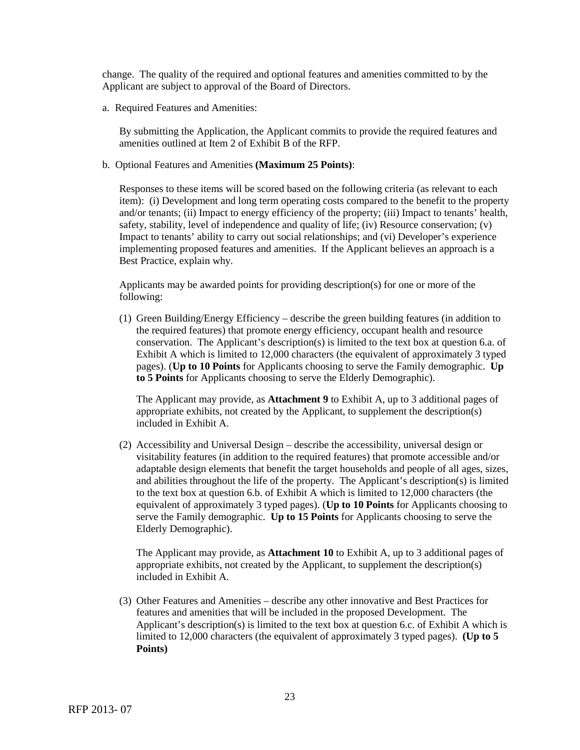change. The quality of the required and optional features and amenities committed to by the Applicant are subject to approval of the Board of Directors.

a. Required Features and Amenities:

By submitting the Application, the Applicant commits to provide the required features and amenities outlined at Item 2 of Exhibit B of the RFP.

b. Optional Features and Amenities **(Maximum 25 Points)**:

Responses to these items will be scored based on the following criteria (as relevant to each item): (i) Development and long term operating costs compared to the benefit to the property and/or tenants; (ii) Impact to energy efficiency of the property; (iii) Impact to tenants' health, safety, stability, level of independence and quality of life; (iv) Resource conservation; (v) Impact to tenants' ability to carry out social relationships; and (vi) Developer's experience implementing proposed features and amenities. If the Applicant believes an approach is a Best Practice, explain why.

Applicants may be awarded points for providing description(s) for one or more of the following:

(1) Green Building/Energy Efficiency – describe the green building features (in addition to the required features) that promote energy efficiency, occupant health and resource conservation. The Applicant's description(s) is limited to the text box at question 6.a. of Exhibit A which is limited to 12,000 characters (the equivalent of approximately 3 typed pages). (**Up to 10 Points** for Applicants choosing to serve the Family demographic. **Up to 5 Points** for Applicants choosing to serve the Elderly Demographic).

The Applicant may provide, as **Attachment 9** to Exhibit A, up to 3 additional pages of appropriate exhibits, not created by the Applicant, to supplement the description(s) included in Exhibit A.

(2) Accessibility and Universal Design – describe the accessibility, universal design or visitability features (in addition to the required features) that promote accessible and/or adaptable design elements that benefit the target households and people of all ages, sizes, and abilities throughout the life of the property. The Applicant's description(s) is limited to the text box at question 6.b. of Exhibit A which is limited to 12,000 characters (the equivalent of approximately 3 typed pages). (**Up to 10 Points** for Applicants choosing to serve the Family demographic. **Up to 15 Points** for Applicants choosing to serve the Elderly Demographic).

The Applicant may provide, as **Attachment 10** to Exhibit A, up to 3 additional pages of appropriate exhibits, not created by the Applicant, to supplement the description(s) included in Exhibit A.

(3) Other Features and Amenities – describe any other innovative and Best Practices for features and amenities that will be included in the proposed Development. The Applicant's description(s) is limited to the text box at question 6.c. of Exhibit A which is limited to 12,000 characters (the equivalent of approximately 3 typed pages). **(Up to 5 Points)**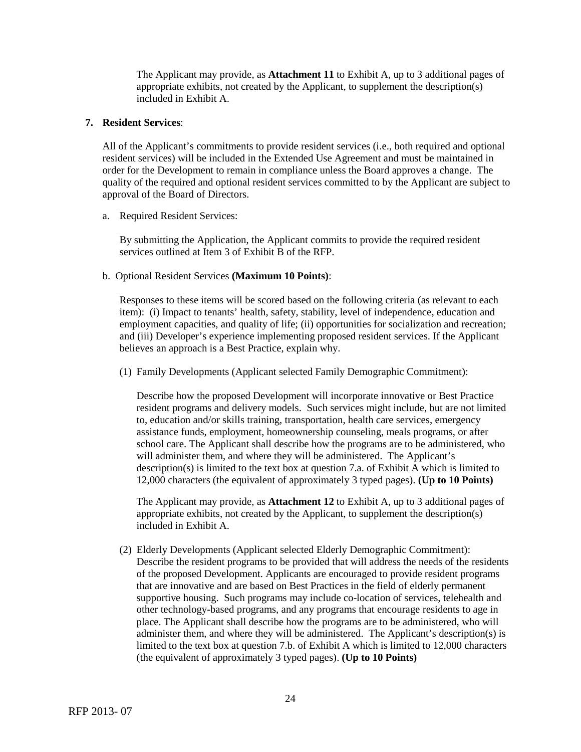The Applicant may provide, as **Attachment 11** to Exhibit A, up to 3 additional pages of appropriate exhibits, not created by the Applicant, to supplement the description(s) included in Exhibit A.

**7. Resident Services**:

All of the Applicant's commitments to provide resident services (i.e., both required and optional resident services) will be included in the Extended Use Agreement and must be maintained in order for the Development to remain in compliance unless the Board approves a change. The quality of the required and optional resident services committed to by the Applicant are subject to approval of the Board of Directors.

a. Required Resident Services:

By submitting the Application, the Applicant commits to provide the required resident services outlined at Item 3 of Exhibit B of the RFP.

b. Optional Resident Services **(Maximum 10 Points)**:

Responses to these items will be scored based on the following criteria (as relevant to each item): (i) Impact to tenants' health, safety, stability, level of independence, education and employment capacities, and quality of life; (ii) opportunities for socialization and recreation; and (iii) Developer's experience implementing proposed resident services. If the Applicant believes an approach is a Best Practice, explain why.

(1) Family Developments (Applicant selected Family Demographic Commitment):

Describe how the proposed Development will incorporate innovative or Best Practice resident programs and delivery models. Such services might include, but are not limited to, education and/or skills training, transportation, health care services, emergency assistance funds, employment, homeownership counseling, meals programs, or after school care. The Applicant shall describe how the programs are to be administered, who will administer them, and where they will be administered. The Applicant's description(s) is limited to the text box at question 7.a. of Exhibit A which is limited to 12,000 characters (the equivalent of approximately 3 typed pages). **(Up to 10 Points)**

The Applicant may provide, as **Attachment 12** to Exhibit A, up to 3 additional pages of appropriate exhibits, not created by the Applicant, to supplement the description(s) included in Exhibit A.

(2) Elderly Developments (Applicant selected Elderly Demographic Commitment): Describe the resident programs to be provided that will address the needs of the residents of the proposed Development. Applicants are encouraged to provide resident programs that are innovative and are based on Best Practices in the field of elderly permanent supportive housing. Such programs may include co-location of services, telehealth and other technology-based programs, and any programs that encourage residents to age in place. The Applicant shall describe how the programs are to be administered, who will administer them, and where they will be administered. The Applicant's description(s) is limited to the text box at question 7.b. of Exhibit A which is limited to 12,000 characters (the equivalent of approximately 3 typed pages). **(Up to 10 Points)**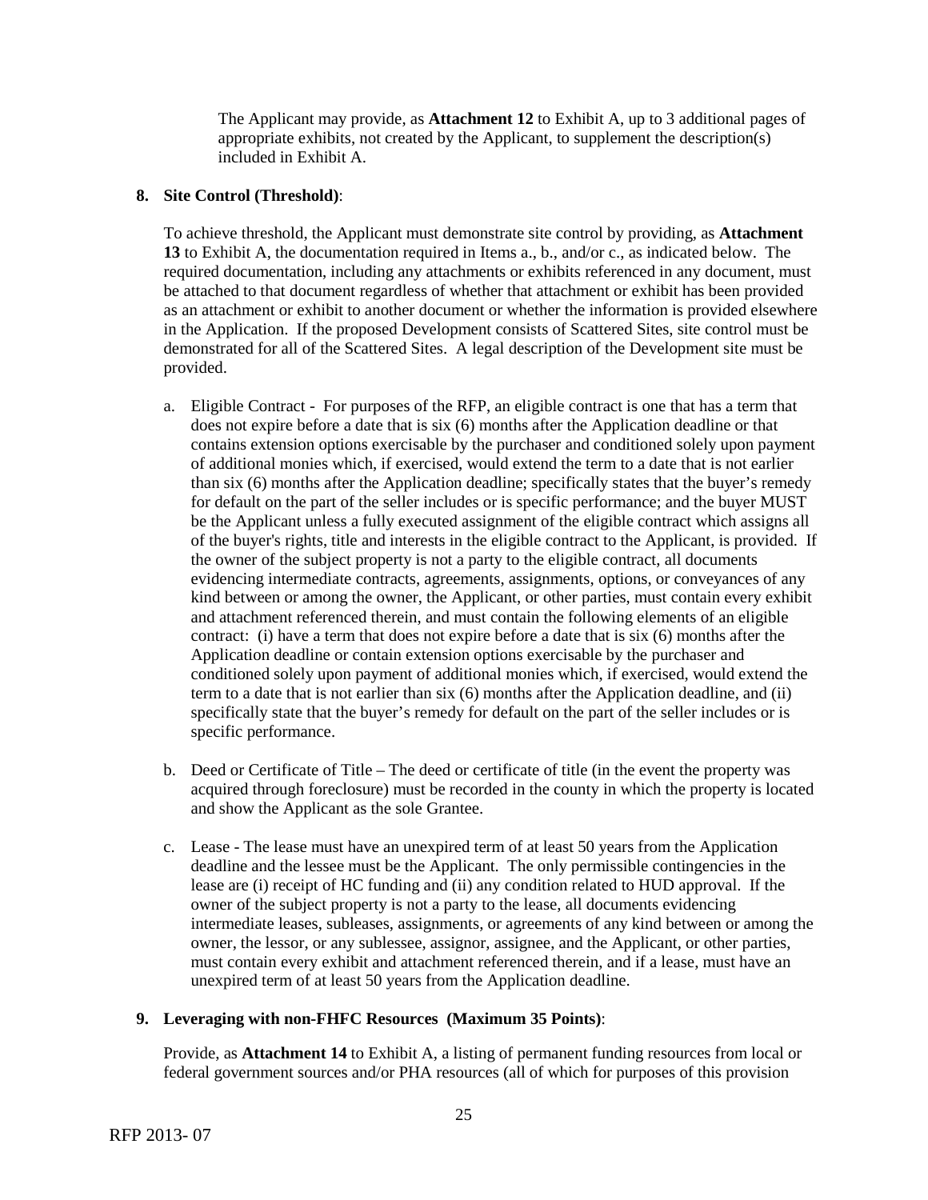The Applicant may provide, as **Attachment 12** to Exhibit A, up to 3 additional pages of appropriate exhibits, not created by the Applicant, to supplement the description(s) included in Exhibit A.

**8. Site Control (Threshold)**:

To achieve threshold, the Applicant must demonstrate site control by providing, as **Attachment 13** to Exhibit A, the documentation required in Items a., b., and/or c., as indicated below. The required documentation, including any attachments or exhibits referenced in any document, must be attached to that document regardless of whether that attachment or exhibit has been provided as an attachment or exhibit to another document or whether the information is provided elsewhere in the Application. If the proposed Development consists of Scattered Sites, site control must be demonstrated for all of the Scattered Sites. A legal description of the Development site must be provided.

a. Eligible Contract - For purposes of the RFP, an eligible contract is one that has a term that does not expire before a date that is six (6) months after the Application deadline or that contains extension options exercisable by the purchaser and conditioned solely upon payment of additional monies which, if exercised, would extend the term to a date that is not earlier than six (6) months after the Application deadline; specifically states that the buyer's remedy for default on the part of the seller includes or is specific performance; and the buyer MUST be the Applicant unless a fully executed assignment of the eligible contract which assigns all of the buyer's rights, title and interests in the eligible contract to the Applicant, is provided. If the owner of the subject property is not a party to the eligible contract, all documents evidencing intermediate contracts, agreements, assignments, options, or conveyances of any kind between or among the owner, the Applicant, or other parties, must contain every exhibit and attachment referenced therein, and must contain the following elements of an eligible contract: (i) have a term that does not expire before a date that is six (6) months after the Application deadline or contain extension options exercisable by the purchaser and conditioned solely upon payment of additional monies which, if exercised, would extend the term to a date that is not earlier than six (6) months after the Application deadline, and (ii) specifically state that the buyer's remedy for default on the part of the seller includes or is specific performance.

b. Deed or Certificate of Title – The deed or certificate of title (in the event the property was acquired through foreclosure) must be recorded in the county in which the property is located and show the Applicant as the sole Grantee.

c. Lease - The lease must have an unexpired term of at least 50 years from the Application deadline and the lessee must be the Applicant. The only permissible contingencies in the lease are (i) receipt of HC funding and (ii) any condition related to HUD approval. If the owner of the subject property is not a party to the lease, all documents evidencing intermediate leases, subleases, assignments, or agreements of any kind between or among the owner, the lessor, or any sublessee, assignor, assignee, and the Applicant, or other parties, must contain every exhibit and attachment referenced therein, and if a lease, must have an unexpired term of at least 50 years from the Application deadline.

**9. Leveraging with non-FHFC Resources (Maximum 35 Points)**:

Provide, as **Attachment 14** to Exhibit A, a listing of permanent funding resources from local or federal government sources and/or PHA resources (all of which for purposes of this provision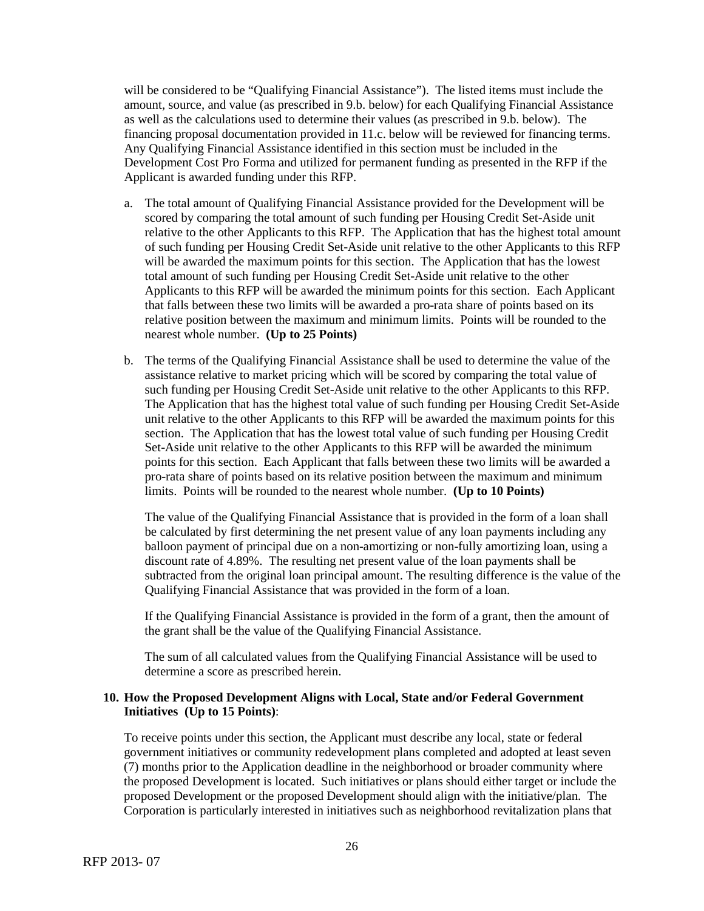will be considered to be "Qualifying Financial Assistance"). The listed items must include the amount, source, and value (as prescribed in 9.b. below) for each Qualifying Financial Assistance as well as the calculations used to determine their values (as prescribed in 9.b. below). The financing proposal documentation provided in 11.c. below will be reviewed for financing terms. Any Qualifying Financial Assistance identified in this section must be included in the Development Cost Pro Forma and utilized for permanent funding as presented in the RFP if the Applicant is awarded funding under this RFP.

a. The total amount of Qualifying Financial Assistance provided for the Development will be scored by comparing the total amount of such funding per Housing Credit Set-Aside unit relative to the other Applicants to this RFP. The Application that has the highest total amount of such funding per Housing Credit Set-Aside unit relative to the other Applicants to this RFP will be awarded the maximum points for this section. The Application that has the lowest total amount of such funding per Housing Credit Set-Aside unit relative to the other Applicants to this RFP will be awarded the minimum points for this section. Each Applicant that falls between these two limits will be awarded a pro-rata share of points based on its relative position between the maximum and minimum limits. Points will be rounded to the nearest whole number. **(Up to 25 Points)**

b. The terms of the Qualifying Financial Assistance shall be used to determine the value of the assistance relative to market pricing which will be scored by comparing the total value of such funding per Housing Credit Set-Aside unit relative to the other Applicants to this RFP. The Application that has the highest total value of such funding per Housing Credit Set-Aside unit relative to the other Applicants to this RFP will be awarded the maximum points for this section. The Application that has the lowest total value of such funding per Housing Credit Set-Aside unit relative to the other Applicants to this RFP will be awarded the minimum points for this section. Each Applicant that falls between these two limits will be awarded a pro-rata share of points based on its relative position between the maximum and minimum limits. Points will be rounded to the nearest whole number. **(Up to 10 Points)**

   The value of the Qualifying Financial Assistance that is provided in the form of a loan shall be calculated by first determining the net present value of any loan payments including any balloon payment of principal due on a non-amortizing or non-fully amortizing loan, using a discount rate of 4.89%. The resulting net present value of the loan payments shall be subtracted from the original loan principal amount. The resulting difference is the value of the Qualifying Financial Assistance that was provided in the form of a loan.

   If the Qualifying Financial Assistance is provided in the form of a grant, then the amount of the grant shall be the value of the Qualifying Financial Assistance.

   The sum of all calculated values from the Qualifying Financial Assistance will be used to determine a score as prescribed herein.

**10. How the Proposed Development Aligns with Local, State and/or Federal Government Initiatives (Up to 15 Points)**:

To receive points under this section, the Applicant must describe any local, state or federal government initiatives or community redevelopment plans completed and adopted at least seven (7) months prior to the Application deadline in the neighborhood or broader community where the proposed Development is located. Such initiatives or plans should either target or include the proposed Development or the proposed Development should align with the initiative/plan. The Corporation is particularly interested in initiatives such as neighborhood revitalization plans that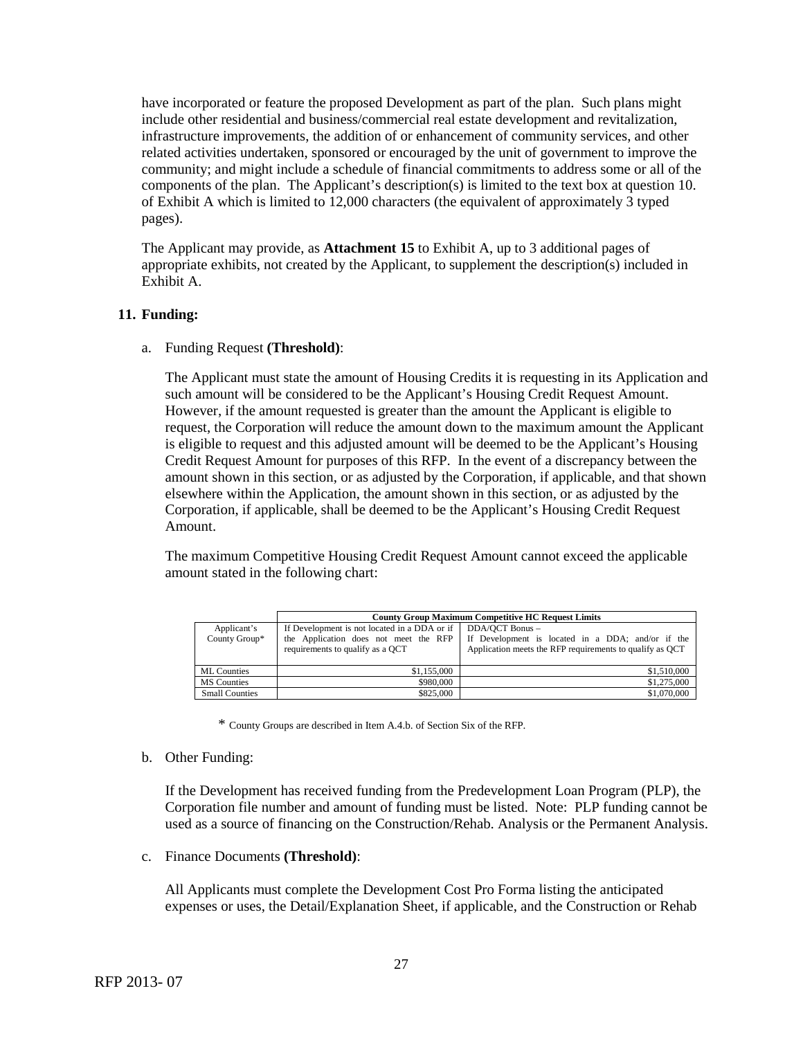have incorporated or feature the proposed Development as part of the plan. Such plans might include other residential and business/commercial real estate development and revitalization, infrastructure improvements, the addition of or enhancement of community services, and other related activities undertaken, sponsored or encouraged by the unit of government to improve the community; and might include a schedule of financial commitments to address some or all of the components of the plan. The Applicant's description(s) is limited to the text box at question 10. of Exhibit A which is limited to 12,000 characters (the equivalent of approximately 3 typed pages).

The Applicant may provide, as **Attachment 15** to Exhibit A, up to 3 additional pages of appropriate exhibits, not created by the Applicant, to supplement the description(s) included in Exhibit A.

**11. Funding:**

a. Funding Request **(Threshold)**:

The Applicant must state the amount of Housing Credits it is requesting in its Application and such amount will be considered to be the Applicant's Housing Credit Request Amount. However, if the amount requested is greater than the amount the Applicant is eligible to request, the Corporation will reduce the amount down to the maximum amount the Applicant is eligible to request and this adjusted amount will be deemed to be the Applicant's Housing Credit Request Amount for purposes of this RFP. In the event of a discrepancy between the amount shown in this section, or as adjusted by the Corporation, if applicable, and that shown elsewhere within the Application, the amount shown in this section, or as adjusted by the Corporation, if applicable, shall be deemed to be the Applicant's Housing Credit Request Amount.

The maximum Competitive Housing Credit Request Amount cannot exceed the applicable amount stated in the following chart:

| | **County Group Maximum Competitive HC Request Limits** | |
|---|---|---|
| Applicant's County Group* | If Development is not located in a DDA or if the Application does not meet the RFP requirements to qualify as a QCT | DDA/QCT Bonus – If Development is located in a DDA; and/or if the Application meets the RFP requirements to qualify as QCT |
| ML Counties | $1,155,000 | $1,510,000 |
| MS Counties | $980,000 | $1,275,000 |
| Small Counties | $825,000 | $1,070,000 |

\* County Groups are described in Item A.4.b. of Section Six of the RFP.

b. Other Funding:

If the Development has received funding from the Predevelopment Loan Program (PLP), the Corporation file number and amount of funding must be listed. Note: PLP funding cannot be used as a source of financing on the Construction/Rehab. Analysis or the Permanent Analysis.

c. Finance Documents **(Threshold)**:

All Applicants must complete the Development Cost Pro Forma listing the anticipated expenses or uses, the Detail/Explanation Sheet, if applicable, and the Construction or Rehab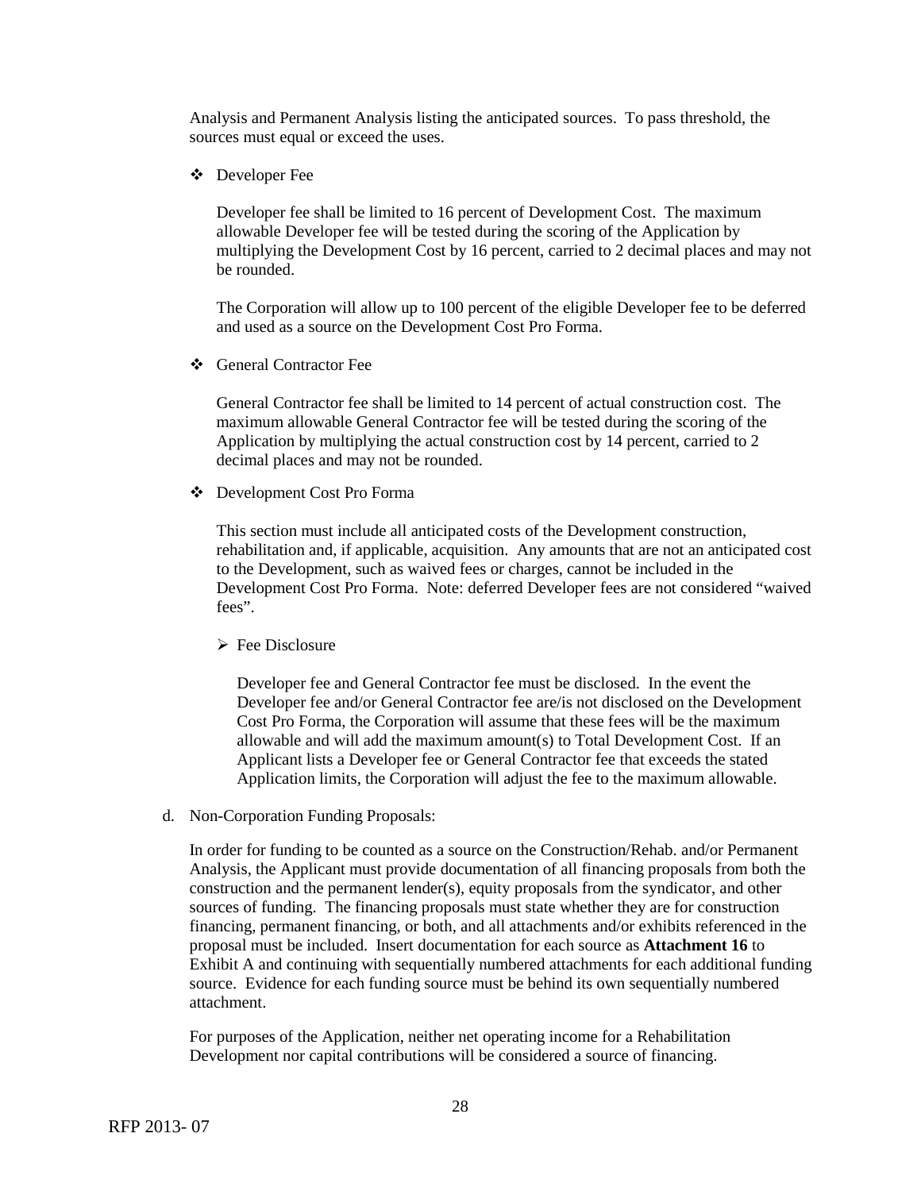Analysis and Permanent Analysis listing the anticipated sources. To pass threshold, the sources must equal or exceed the uses.

- Developer Fee

  Developer fee shall be limited to 16 percent of Development Cost. The maximum allowable Developer fee will be tested during the scoring of the Application by multiplying the Development Cost by 16 percent, carried to 2 decimal places and may not be rounded.

  The Corporation will allow up to 100 percent of the eligible Developer fee to be deferred and used as a source on the Development Cost Pro Forma.

- General Contractor Fee

  General Contractor fee shall be limited to 14 percent of actual construction cost. The maximum allowable General Contractor fee will be tested during the scoring of the Application by multiplying the actual construction cost by 14 percent, carried to 2 decimal places and may not be rounded.

- Development Cost Pro Forma

  This section must include all anticipated costs of the Development construction, rehabilitation and, if applicable, acquisition. Any amounts that are not an anticipated cost to the Development, such as waived fees or charges, cannot be included in the Development Cost Pro Forma. Note: deferred Developer fees are not considered "waived fees".

  - Fee Disclosure

    Developer fee and General Contractor fee must be disclosed. In the event the Developer fee and/or General Contractor fee are/is not disclosed on the Development Cost Pro Forma, the Corporation will assume that these fees will be the maximum allowable and will add the maximum amount(s) to Total Development Cost. If an Applicant lists a Developer fee or General Contractor fee that exceeds the stated Application limits, the Corporation will adjust the fee to the maximum allowable.

d. Non-Corporation Funding Proposals:

In order for funding to be counted as a source on the Construction/Rehab. and/or Permanent Analysis, the Applicant must provide documentation of all financing proposals from both the construction and the permanent lender(s), equity proposals from the syndicator, and other sources of funding. The financing proposals must state whether they are for construction financing, permanent financing, or both, and all attachments and/or exhibits referenced in the proposal must be included. Insert documentation for each source as **Attachment 16** to Exhibit A and continuing with sequentially numbered attachments for each additional funding source. Evidence for each funding source must be behind its own sequentially numbered attachment.

For purposes of the Application, neither net operating income for a Rehabilitation Development nor capital contributions will be considered a source of financing.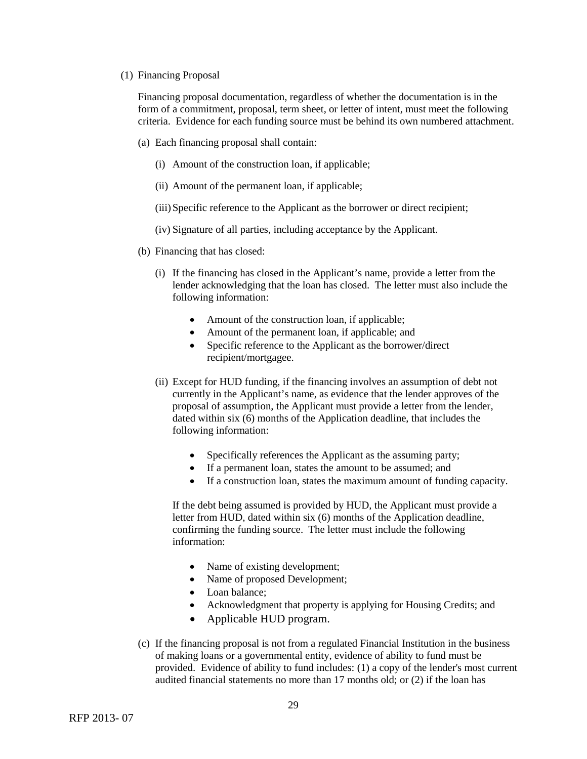(1) Financing Proposal

Financing proposal documentation, regardless of whether the documentation is in the form of a commitment, proposal, term sheet, or letter of intent, must meet the following criteria. Evidence for each funding source must be behind its own numbered attachment.

(a) Each financing proposal shall contain:

(i) Amount of the construction loan, if applicable;

(ii) Amount of the permanent loan, if applicable;

(iii) Specific reference to the Applicant as the borrower or direct recipient;

(iv) Signature of all parties, including acceptance by the Applicant.

(b) Financing that has closed:

(i) If the financing has closed in the Applicant's name, provide a letter from the lender acknowledging that the loan has closed. The letter must also include the following information:

- Amount of the construction loan, if applicable;
- Amount of the permanent loan, if applicable; and
- Specific reference to the Applicant as the borrower/direct recipient/mortgagee.

(ii) Except for HUD funding, if the financing involves an assumption of debt not currently in the Applicant's name, as evidence that the lender approves of the proposal of assumption, the Applicant must provide a letter from the lender, dated within six (6) months of the Application deadline, that includes the following information:

- Specifically references the Applicant as the assuming party;
- If a permanent loan, states the amount to be assumed; and
- If a construction loan, states the maximum amount of funding capacity.

If the debt being assumed is provided by HUD, the Applicant must provide a letter from HUD, dated within six (6) months of the Application deadline, confirming the funding source. The letter must include the following information:

- Name of existing development;
- Name of proposed Development;
- Loan balance;
- Acknowledgment that property is applying for Housing Credits; and
- Applicable HUD program.

(c) If the financing proposal is not from a regulated Financial Institution in the business of making loans or a governmental entity, evidence of ability to fund must be provided. Evidence of ability to fund includes: (1) a copy of the lender's most current audited financial statements no more than 17 months old; or (2) if the loan has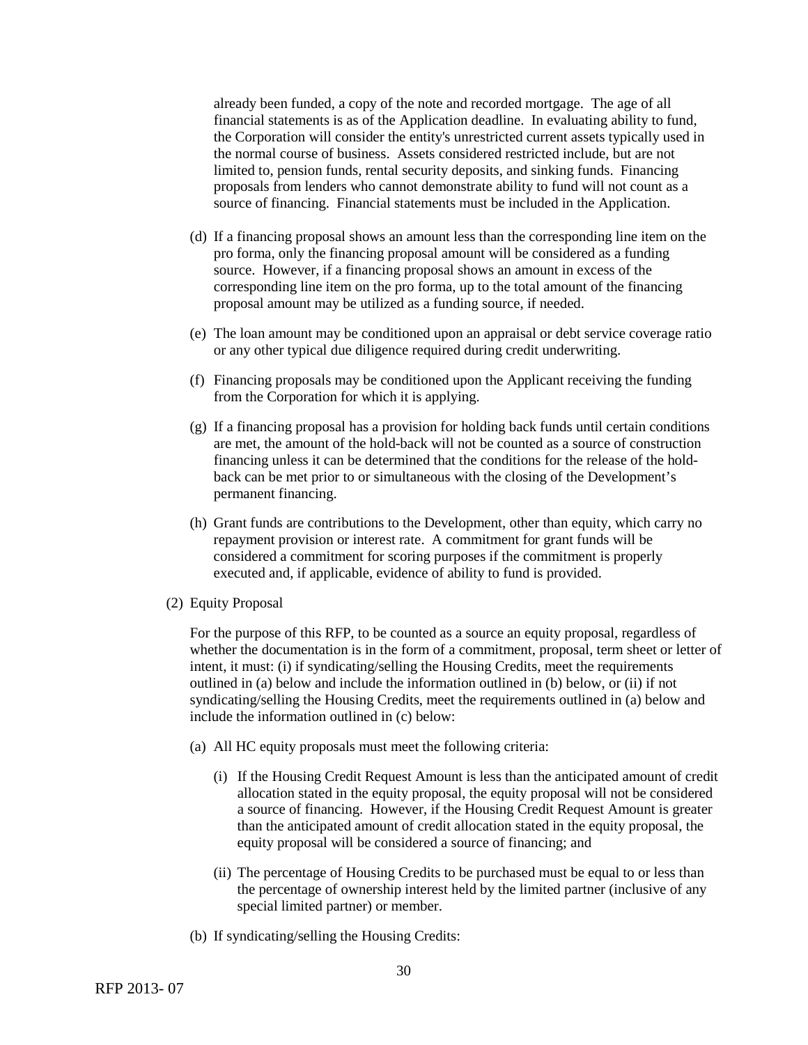already been funded, a copy of the note and recorded mortgage. The age of all financial statements is as of the Application deadline. In evaluating ability to fund, the Corporation will consider the entity's unrestricted current assets typically used in the normal course of business. Assets considered restricted include, but are not limited to, pension funds, rental security deposits, and sinking funds. Financing proposals from lenders who cannot demonstrate ability to fund will not count as a source of financing. Financial statements must be included in the Application.

(d) If a financing proposal shows an amount less than the corresponding line item on the pro forma, only the financing proposal amount will be considered as a funding source. However, if a financing proposal shows an amount in excess of the corresponding line item on the pro forma, up to the total amount of the financing proposal amount may be utilized as a funding source, if needed.

(e) The loan amount may be conditioned upon an appraisal or debt service coverage ratio or any other typical due diligence required during credit underwriting.

(f) Financing proposals may be conditioned upon the Applicant receiving the funding from the Corporation for which it is applying.

(g) If a financing proposal has a provision for holding back funds until certain conditions are met, the amount of the hold-back will not be counted as a source of construction financing unless it can be determined that the conditions for the release of the hold-back can be met prior to or simultaneous with the closing of the Development's permanent financing.

(h) Grant funds are contributions to the Development, other than equity, which carry no repayment provision or interest rate. A commitment for grant funds will be considered a commitment for scoring purposes if the commitment is properly executed and, if applicable, evidence of ability to fund is provided.

(2) Equity Proposal

For the purpose of this RFP, to be counted as a source an equity proposal, regardless of whether the documentation is in the form of a commitment, proposal, term sheet or letter of intent, it must: (i) if syndicating/selling the Housing Credits, meet the requirements outlined in (a) below and include the information outlined in (b) below, or (ii) if not syndicating/selling the Housing Credits, meet the requirements outlined in (a) below and include the information outlined in (c) below:

(a) All HC equity proposals must meet the following criteria:

(i) If the Housing Credit Request Amount is less than the anticipated amount of credit allocation stated in the equity proposal, the equity proposal will not be considered a source of financing. However, if the Housing Credit Request Amount is greater than the anticipated amount of credit allocation stated in the equity proposal, the equity proposal will be considered a source of financing; and

(ii) The percentage of Housing Credits to be purchased must be equal to or less than the percentage of ownership interest held by the limited partner (inclusive of any special limited partner) or member.

(b) If syndicating/selling the Housing Credits: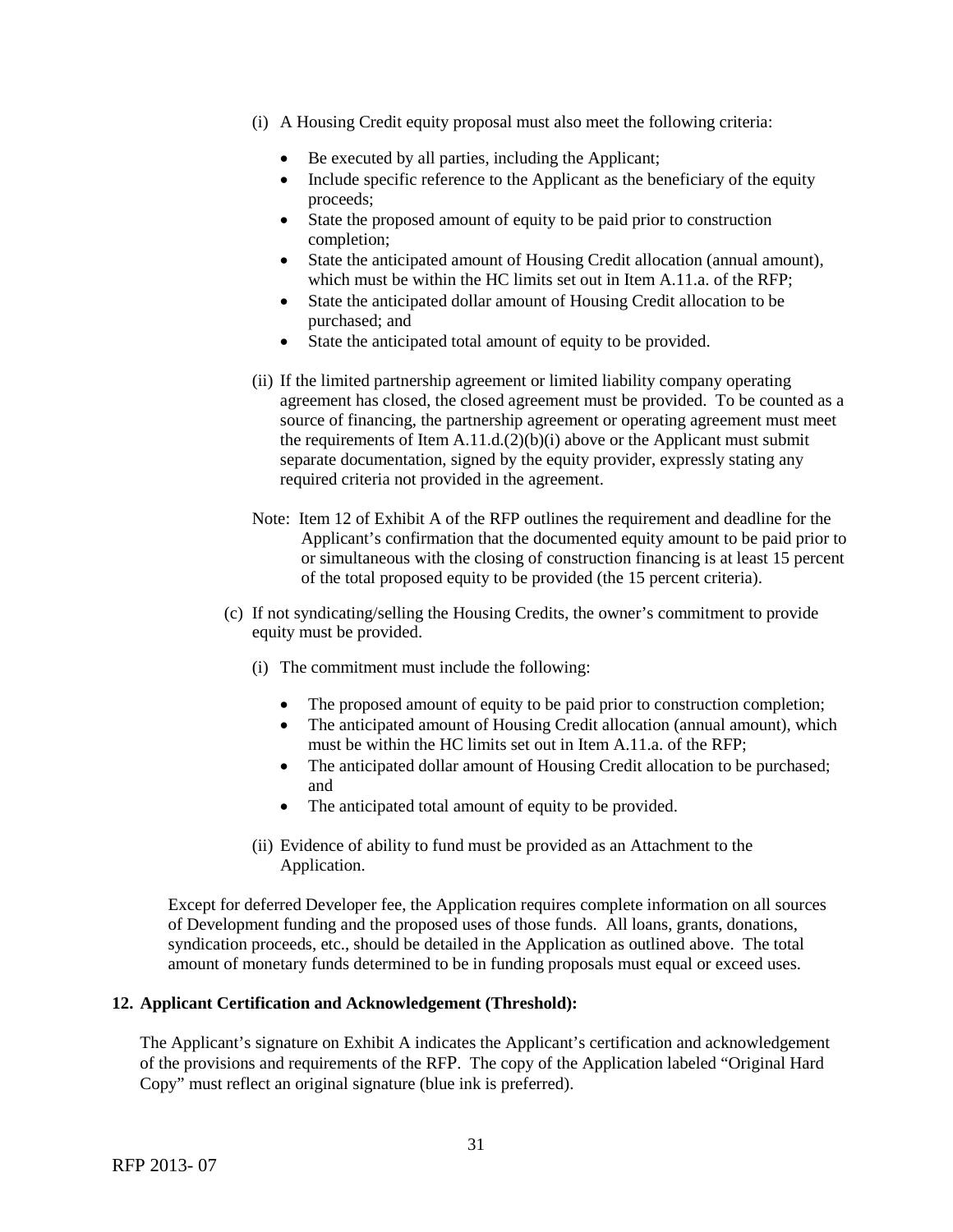(i) A Housing Credit equity proposal must also meet the following criteria:

- Be executed by all parties, including the Applicant;
- Include specific reference to the Applicant as the beneficiary of the equity proceeds;
- State the proposed amount of equity to be paid prior to construction completion;
- State the anticipated amount of Housing Credit allocation (annual amount), which must be within the HC limits set out in Item A.11.a. of the RFP;
- State the anticipated dollar amount of Housing Credit allocation to be purchased; and
- State the anticipated total amount of equity to be provided.

(ii) If the limited partnership agreement or limited liability company operating agreement has closed, the closed agreement must be provided. To be counted as a source of financing, the partnership agreement or operating agreement must meet the requirements of Item A.11.d.(2)(b)(i) above or the Applicant must submit separate documentation, signed by the equity provider, expressly stating any required criteria not provided in the agreement.

Note: Item 12 of Exhibit A of the RFP outlines the requirement and deadline for the Applicant's confirmation that the documented equity amount to be paid prior to or simultaneous with the closing of construction financing is at least 15 percent of the total proposed equity to be provided (the 15 percent criteria).

(c) If not syndicating/selling the Housing Credits, the owner's commitment to provide equity must be provided.

(i) The commitment must include the following:

- The proposed amount of equity to be paid prior to construction completion;
- The anticipated amount of Housing Credit allocation (annual amount), which must be within the HC limits set out in Item A.11.a. of the RFP;
- The anticipated dollar amount of Housing Credit allocation to be purchased; and
- The anticipated total amount of equity to be provided.

(ii) Evidence of ability to fund must be provided as an Attachment to the Application.

Except for deferred Developer fee, the Application requires complete information on all sources of Development funding and the proposed uses of those funds. All loans, grants, donations, syndication proceeds, etc., should be detailed in the Application as outlined above. The total amount of monetary funds determined to be in funding proposals must equal or exceed uses.

**12. Applicant Certification and Acknowledgement (Threshold):**

The Applicant's signature on Exhibit A indicates the Applicant's certification and acknowledgement of the provisions and requirements of the RFP. The copy of the Application labeled "Original Hard Copy" must reflect an original signature (blue ink is preferred).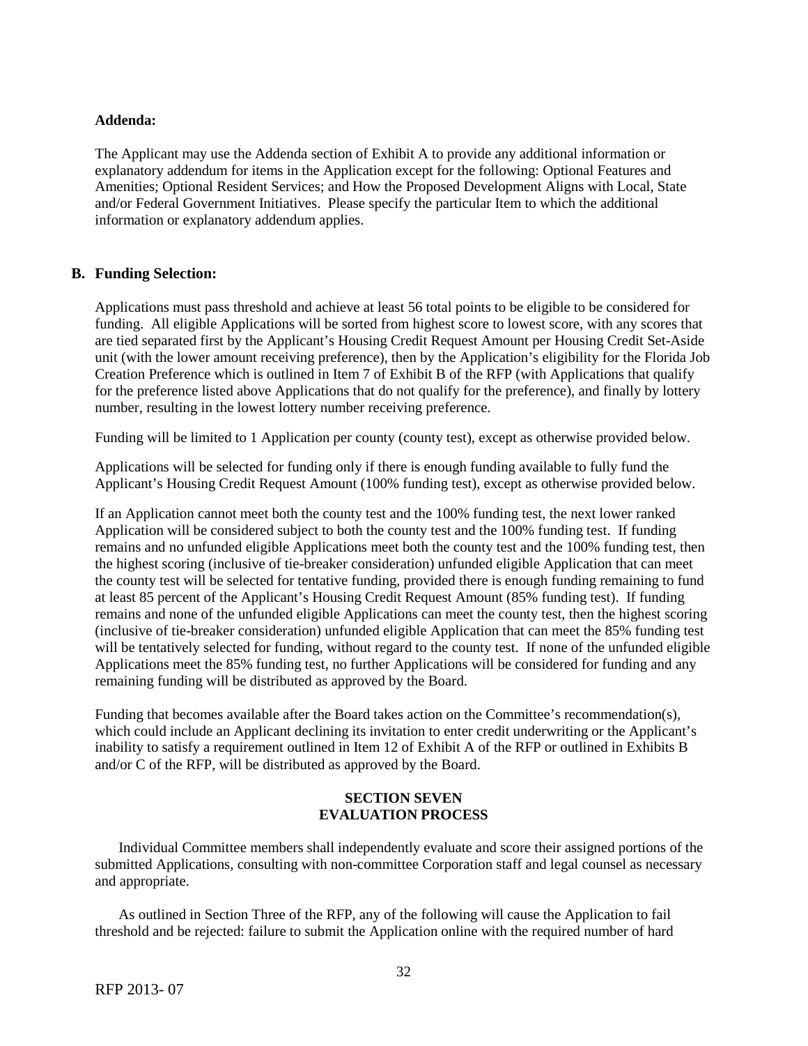**Addenda:**

The Applicant may use the Addenda section of Exhibit A to provide any additional information or explanatory addendum for items in the Application except for the following: Optional Features and Amenities; Optional Resident Services; and How the Proposed Development Aligns with Local, State and/or Federal Government Initiatives. Please specify the particular Item to which the additional information or explanatory addendum applies.

## B. Funding Selection:

Applications must pass threshold and achieve at least 56 total points to be eligible to be considered for funding. All eligible Applications will be sorted from highest score to lowest score, with any scores that are tied separated first by the Applicant's Housing Credit Request Amount per Housing Credit Set-Aside unit (with the lower amount receiving preference), then by the Application's eligibility for the Florida Job Creation Preference which is outlined in Item 7 of Exhibit B of the RFP (with Applications that qualify for the preference listed above Applications that do not qualify for the preference), and finally by lottery number, resulting in the lowest lottery number receiving preference.

Funding will be limited to 1 Application per county (county test), except as otherwise provided below.

Applications will be selected for funding only if there is enough funding available to fully fund the Applicant's Housing Credit Request Amount (100% funding test), except as otherwise provided below.

If an Application cannot meet both the county test and the 100% funding test, the next lower ranked Application will be considered subject to both the county test and the 100% funding test. If funding remains and no unfunded eligible Applications meet both the county test and the 100% funding test, then the highest scoring (inclusive of tie-breaker consideration) unfunded eligible Application that can meet the county test will be selected for tentative funding, provided there is enough funding remaining to fund at least 85 percent of the Applicant's Housing Credit Request Amount (85% funding test). If funding remains and none of the unfunded eligible Applications can meet the county test, then the highest scoring (inclusive of tie-breaker consideration) unfunded eligible Application that can meet the 85% funding test will be tentatively selected for funding, without regard to the county test. If none of the unfunded eligible Applications meet the 85% funding test, no further Applications will be considered for funding and any remaining funding will be distributed as approved by the Board.

Funding that becomes available after the Board takes action on the Committee's recommendation(s), which could include an Applicant declining its invitation to enter credit underwriting or the Applicant's inability to satisfy a requirement outlined in Item 12 of Exhibit A of the RFP or outlined in Exhibits B and/or C of the RFP, will be distributed as approved by the Board.

# SECTION SEVEN
# EVALUATION PROCESS

Individual Committee members shall independently evaluate and score their assigned portions of the submitted Applications, consulting with non-committee Corporation staff and legal counsel as necessary and appropriate.

As outlined in Section Three of the RFP, any of the following will cause the Application to fail threshold and be rejected: failure to submit the Application online with the required number of hard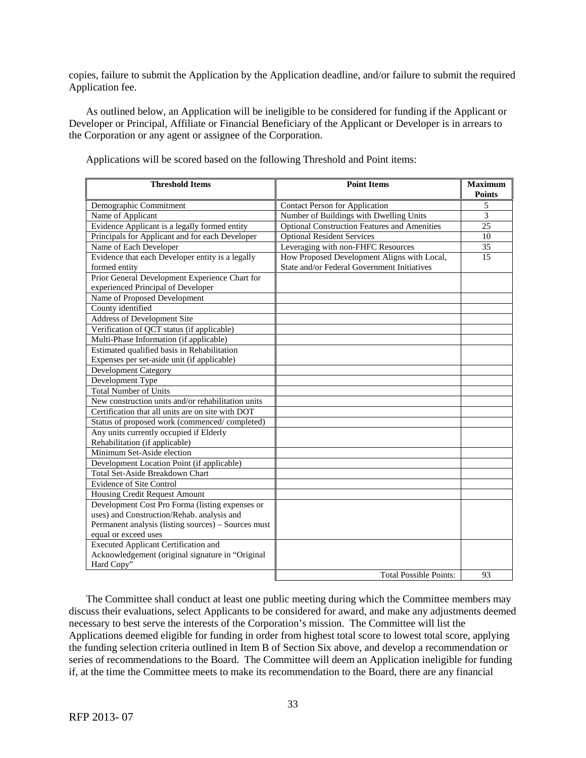copies, failure to submit the Application by the Application deadline, and/or failure to submit the required Application fee.

As outlined below, an Application will be ineligible to be considered for funding if the Applicant or Developer or Principal, Affiliate or Financial Beneficiary of the Applicant or Developer is in arrears to the Corporation or any agent or assignee of the Corporation.

Applications will be scored based on the following Threshold and Point items:

| Threshold Items | Point Items | Maximum Points |
|---|---|---|
| Demographic Commitment | Contact Person for Application | 5 |
| Name of Applicant | Number of Buildings with Dwelling Units | 3 |
| Evidence Applicant is a legally formed entity | Optional Construction Features and Amenities | 25 |
| Principals for Applicant and for each Developer | Optional Resident Services | 10 |
| Name of Each Developer | Leveraging with non-FHFC Resources | 35 |
| Evidence that each Developer entity is a legally formed entity | How Proposed Development Aligns with Local, State and/or Federal Government Initiatives | 15 |
| Prior General Development Experience Chart for experienced Principal of Developer | | |
| Name of Proposed Development | | |
| County identified | | |
| Address of Development Site | | |
| Verification of QCT status (if applicable) | | |
| Multi-Phase Information (if applicable) | | |
| Estimated qualified basis in Rehabilitation Expenses per set-aside unit (if applicable) | | |
| Development Category | | |
| Development Type | | |
| Total Number of Units | | |
| New construction units and/or rehabilitation units | | |
| Certification that all units are on site with DOT | | |
| Status of proposed work (commenced/ completed) | | |
| Any units currently occupied if Elderly Rehabilitation (if applicable) | | |
| Minimum Set-Aside election | | |
| Development Location Point (if applicable) | | |
| Total Set-Aside Breakdown Chart | | |
| Evidence of Site Control | | |
| Housing Credit Request Amount | | |
| Development Cost Pro Forma (listing expenses or uses) and Construction/Rehab. analysis and Permanent analysis (listing sources) – Sources must equal or exceed uses | | |
| Executed Applicant Certification and Acknowledgement (original signature in "Original Hard Copy" | | |
| | Total Possible Points: | 93 |

The Committee shall conduct at least one public meeting during which the Committee members may discuss their evaluations, select Applicants to be considered for award, and make any adjustments deemed necessary to best serve the interests of the Corporation's mission. The Committee will list the Applications deemed eligible for funding in order from highest total score to lowest total score, applying the funding selection criteria outlined in Item B of Section Six above, and develop a recommendation or series of recommendations to the Board. The Committee will deem an Application ineligible for funding if, at the time the Committee meets to make its recommendation to the Board, there are any financial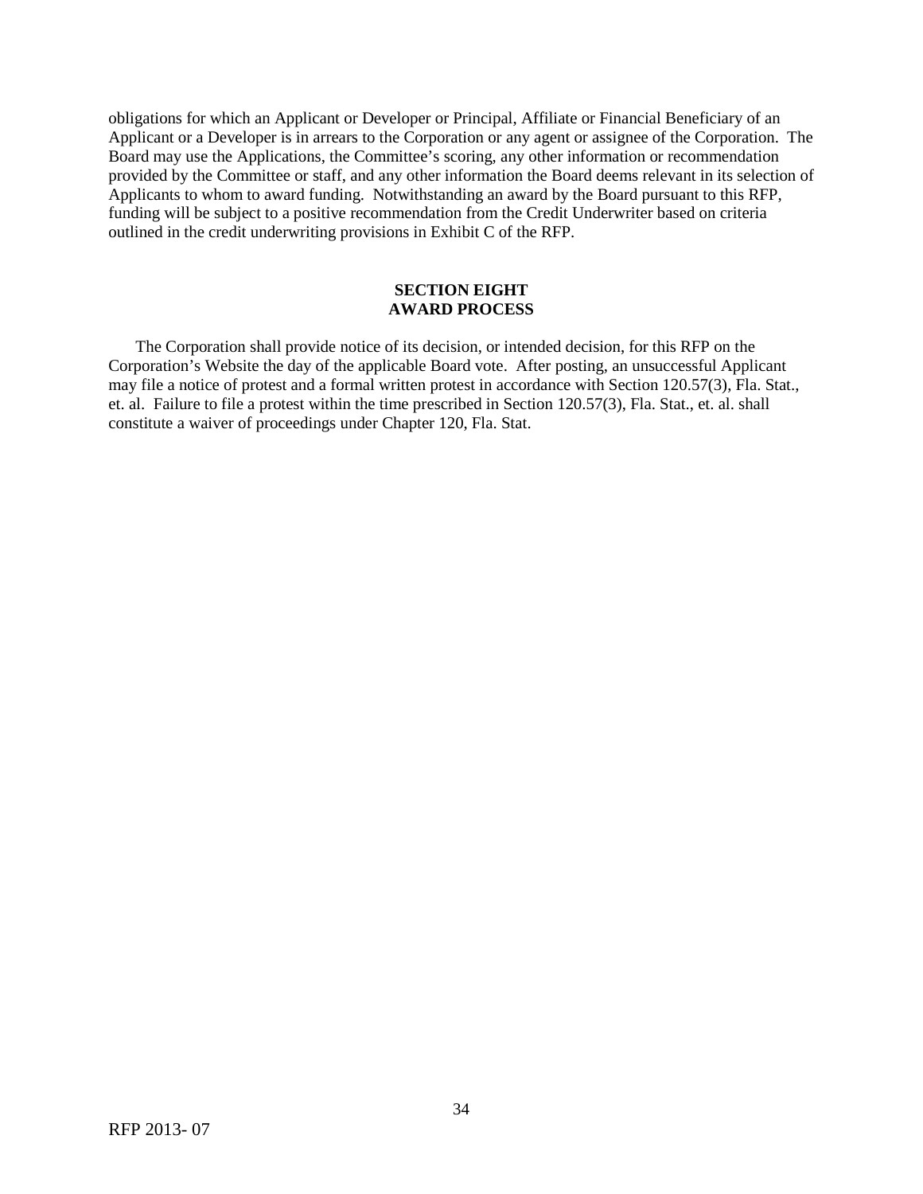obligations for which an Applicant or Developer or Principal, Affiliate or Financial Beneficiary of an Applicant or a Developer is in arrears to the Corporation or any agent or assignee of the Corporation. The Board may use the Applications, the Committee's scoring, any other information or recommendation provided by the Committee or staff, and any other information the Board deems relevant in its selection of Applicants to whom to award funding. Notwithstanding an award by the Board pursuant to this RFP, funding will be subject to a positive recommendation from the Credit Underwriter based on criteria outlined in the credit underwriting provisions in Exhibit C of the RFP.

## SECTION EIGHT
## AWARD PROCESS

The Corporation shall provide notice of its decision, or intended decision, for this RFP on the Corporation's Website the day of the applicable Board vote. After posting, an unsuccessful Applicant may file a notice of protest and a formal written protest in accordance with Section 120.57(3), Fla. Stat., et. al. Failure to file a protest within the time prescribed in Section 120.57(3), Fla. Stat., et. al. shall constitute a waiver of proceedings under Chapter 120, Fla. Stat.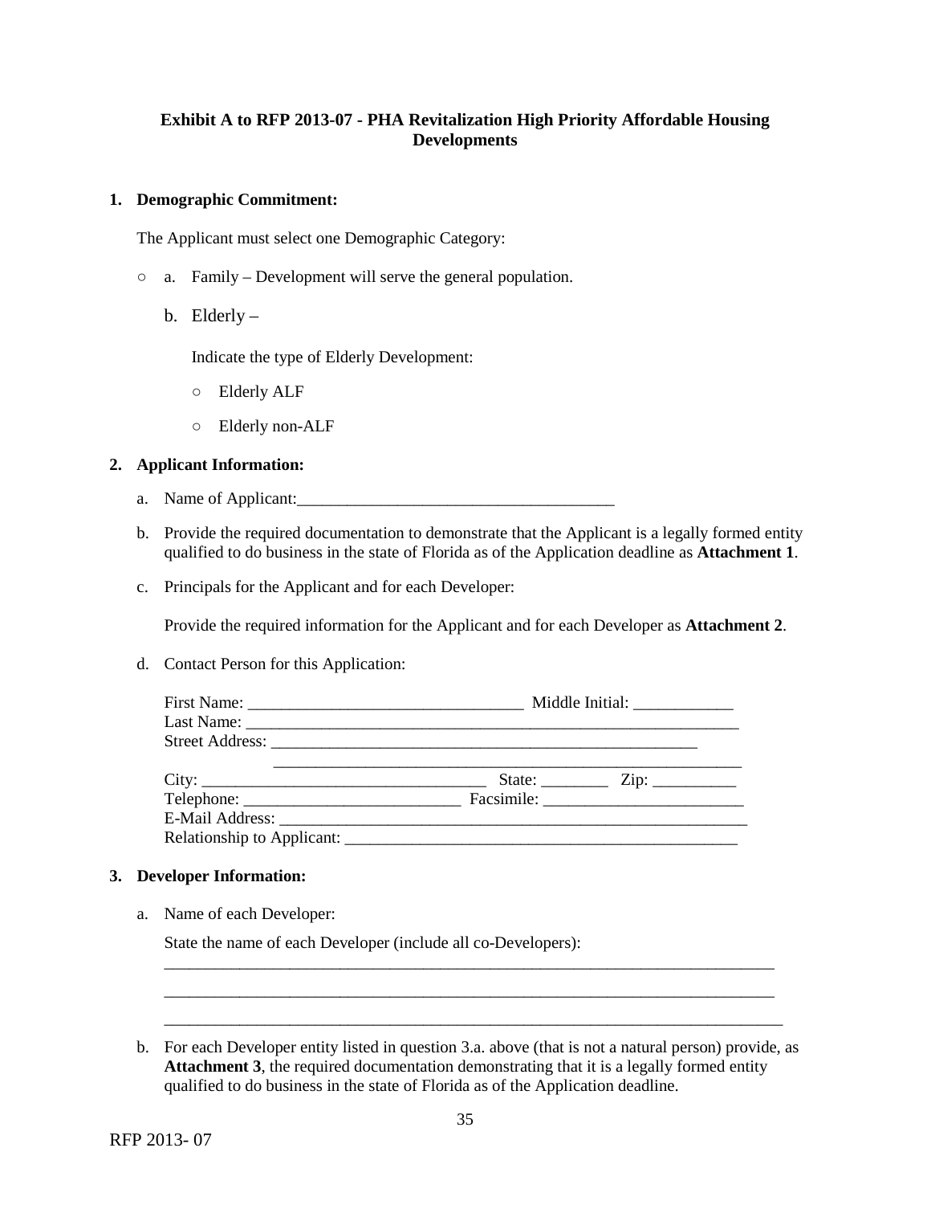**Exhibit A to RFP 2013-07 - PHA Revitalization High Priority Affordable Housing Developments**

1. **Demographic Commitment:**

   The Applicant must select one Demographic Category:

   ○ a. Family – Development will serve the general population.

   b. Elderly –

   Indicate the type of Elderly Development:

   ○ Elderly ALF

   ○ Elderly non-ALF

2. **Applicant Information:**

   a. Name of Applicant:_______________________________________

   b. Provide the required documentation to demonstrate that the Applicant is a legally formed entity qualified to do business in the state of Florida as of the Application deadline as **Attachment 1**.

   c. Principals for the Applicant and for each Developer:

   Provide the required information for the Applicant and for each Developer as **Attachment 2**.

   d. Contact Person for this Application:

   First Name: _________________________________ Middle Initial: ____________
   Last Name: _____________________________________________________________
   Street Address: ______________________________________________________
   ____________________________________________________________
   City: __________________________________ State: ________ Zip: __________
   Telephone: ___________________________ Facsimile: _________________________
   E-Mail Address: ____________________________________________________________
   Relationship to Applicant: __________________________________________________

3. **Developer Information:**

   a. Name of each Developer:

   State the name of each Developer (include all co-Developers):
   _____________________________________________________________________________
   _____________________________________________________________________________
   _____________________________________________________________________________

   b. For each Developer entity listed in question 3.a. above (that is not a natural person) provide, as **Attachment 3**, the required documentation demonstrating that it is a legally formed entity qualified to do business in the state of Florida as of the Application deadline.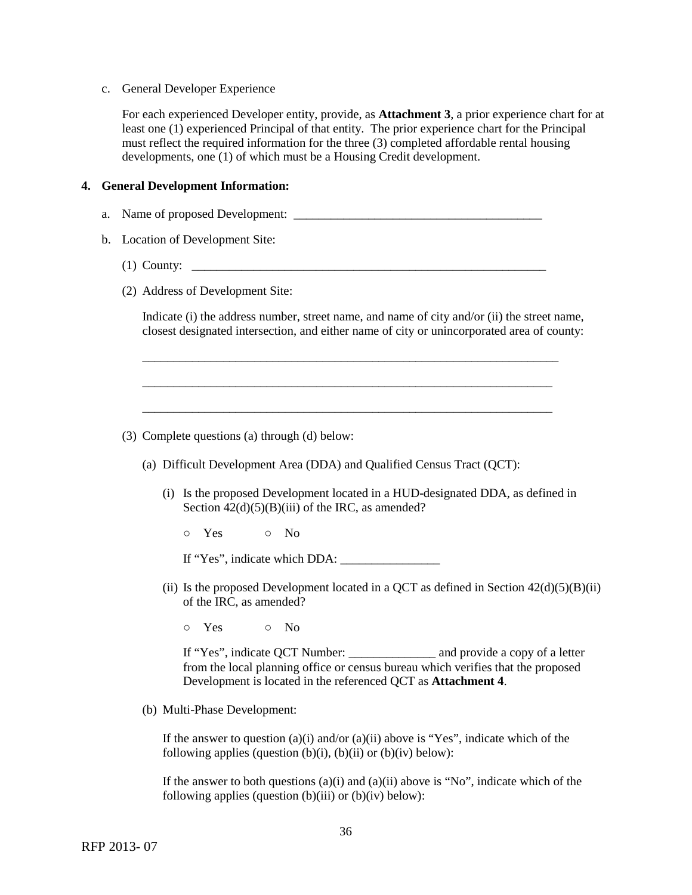c. General Developer Experience

For each experienced Developer entity, provide, as **Attachment 3**, a prior experience chart for at least one (1) experienced Principal of that entity. The prior experience chart for the Principal must reflect the required information for the three (3) completed affordable rental housing developments, one (1) of which must be a Housing Credit development.

**4. General Development Information:**

a. Name of proposed Development: _________________________________________

b. Location of Development Site:

(1) County: ____________________________________________________________

(2) Address of Development Site:

Indicate (i) the address number, street name, and name of city and/or (ii) the street name, closest designated intersection, and either name of city or unincorporated area of county:

______________________________________________________________________

______________________________________________________________________

______________________________________________________________________

(3) Complete questions (a) through (d) below:

(a) Difficult Development Area (DDA) and Qualified Census Tract (QCT):

(i) Is the proposed Development located in a HUD-designated DDA, as defined in Section 42(d)(5)(B)(iii) of the IRC, as amended?

○ Yes ○ No

If "Yes", indicate which DDA: ________________

(ii) Is the proposed Development located in a QCT as defined in Section 42(d)(5)(B)(ii) of the IRC, as amended?

○ Yes ○ No

If "Yes", indicate QCT Number: ______________ and provide a copy of a letter from the local planning office or census bureau which verifies that the proposed Development is located in the referenced QCT as **Attachment 4**.

(b) Multi-Phase Development:

If the answer to question (a)(i) and/or (a)(ii) above is "Yes", indicate which of the following applies (question (b)(i), (b)(ii) or (b)(iv) below):

If the answer to both questions (a)(i) and (a)(ii) above is "No", indicate which of the following applies (question (b)(iii) or (b)(iv) below):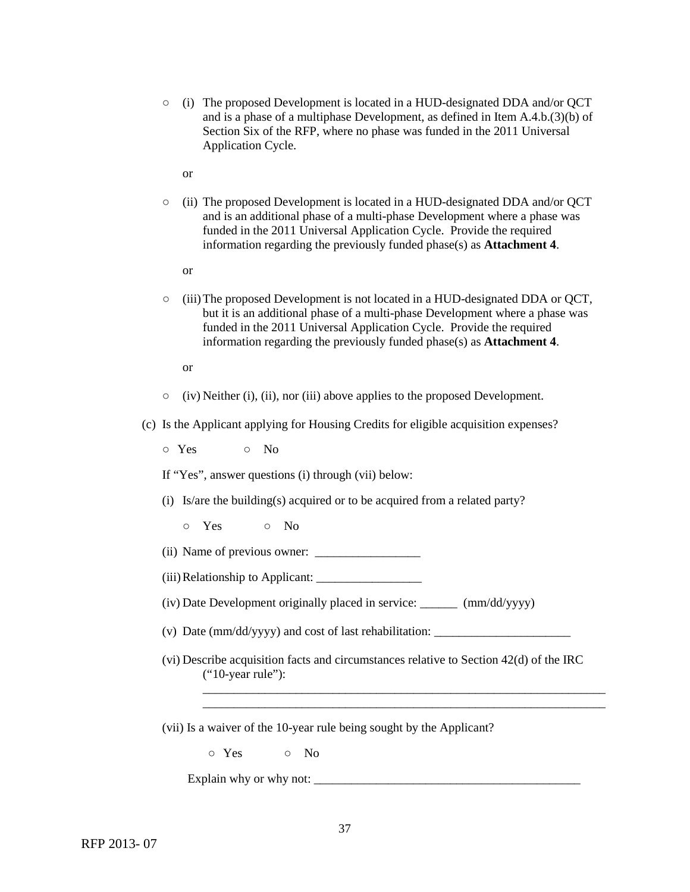○ (i) The proposed Development is located in a HUD-designated DDA and/or QCT and is a phase of a multiphase Development, as defined in Item A.4.b.(3)(b) of Section Six of the RFP, where no phase was funded in the 2011 Universal Application Cycle.

or

○ (ii) The proposed Development is located in a HUD-designated DDA and/or QCT and is an additional phase of a multi-phase Development where a phase was funded in the 2011 Universal Application Cycle. Provide the required information regarding the previously funded phase(s) as **Attachment 4**.

or

○ (iii) The proposed Development is not located in a HUD-designated DDA or QCT, but it is an additional phase of a multi-phase Development where a phase was funded in the 2011 Universal Application Cycle. Provide the required information regarding the previously funded phase(s) as **Attachment 4**.

or

○ (iv) Neither (i), (ii), nor (iii) above applies to the proposed Development.

(c) Is the Applicant applying for Housing Credits for eligible acquisition expenses?

○ Yes ○ No

If "Yes", answer questions (i) through (vii) below:

(i) Is/are the building(s) acquired or to be acquired from a related party?

○ Yes ○ No

(ii) Name of previous owner: _________________

(iii) Relationship to Applicant: _________________

(iv) Date Development originally placed in service: ______ (mm/dd/yyyy)

(v) Date (mm/dd/yyyy) and cost of last rehabilitation: ______________________

(vi) Describe acquisition facts and circumstances relative to Section 42(d) of the IRC ("10-year rule"):

_____________________________________________________________________

_____________________________________________________________________

(vii) Is a waiver of the 10-year rule being sought by the Applicant?

○ Yes ○ No

Explain why or why not: ____________________________________________

RFP 2013- 07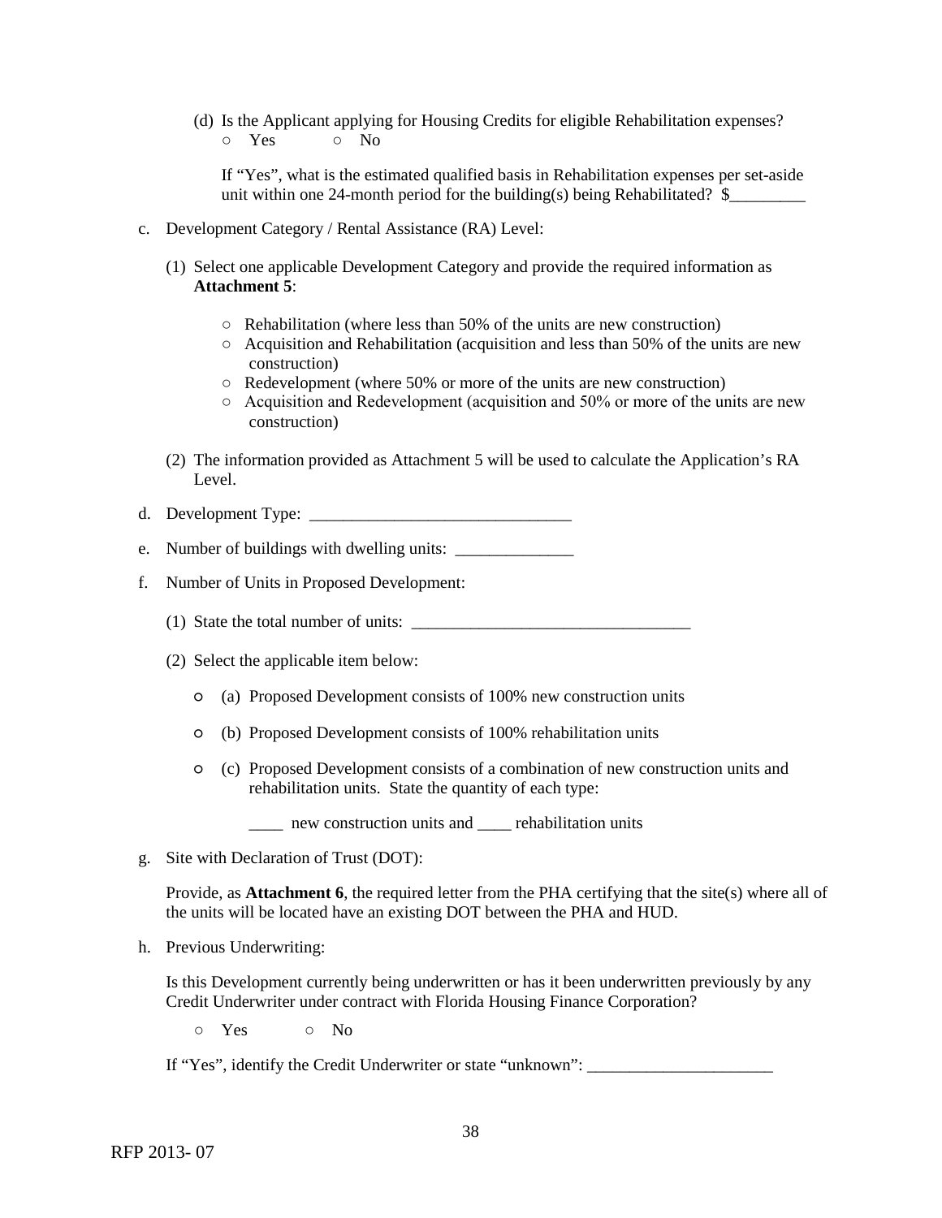(d) Is the Applicant applying for Housing Credits for eligible Rehabilitation expenses?
   ○ Yes ○ No

   If "Yes", what is the estimated qualified basis in Rehabilitation expenses per set-aside unit within one 24-month period for the building(s) being Rehabilitated? $_________

c. Development Category / Rental Assistance (RA) Level:

   (1) Select one applicable Development Category and provide the required information as **Attachment 5**:

      ○ Rehabilitation (where less than 50% of the units are new construction)
      ○ Acquisition and Rehabilitation (acquisition and less than 50% of the units are new construction)
      ○ Redevelopment (where 50% or more of the units are new construction)
      ○ Acquisition and Redevelopment (acquisition and 50% or more of the units are new construction)

   (2) The information provided as Attachment 5 will be used to calculate the Application's RA Level.

d. Development Type: _______________________________

e. Number of buildings with dwelling units: ______________

f. Number of Units in Proposed Development:

   (1) State the total number of units: _________________________________

   (2) Select the applicable item below:

      ○ (a) Proposed Development consists of 100% new construction units

      ○ (b) Proposed Development consists of 100% rehabilitation units

      ○ (c) Proposed Development consists of a combination of new construction units and rehabilitation units. State the quantity of each type:

         ____ new construction units and ____ rehabilitation units

g. Site with Declaration of Trust (DOT):

   Provide, as **Attachment 6**, the required letter from the PHA certifying that the site(s) where all of the units will be located have an existing DOT between the PHA and HUD.

h. Previous Underwriting:

   Is this Development currently being underwritten or has it been underwritten previously by any Credit Underwriter under contract with Florida Housing Finance Corporation?

   ○ Yes ○ No

   If "Yes", identify the Credit Underwriter or state "unknown": ______________________

RFP 2013- 07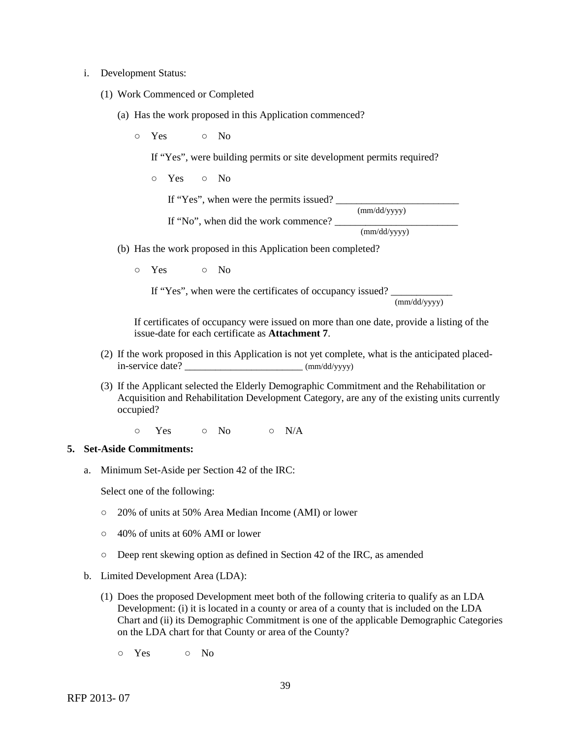i. Development Status:

(1) Work Commenced or Completed

(a) Has the work proposed in this Application commenced?

○ Yes ○ No

If "Yes", were building permits or site development permits required?

○ Yes ○ No

If "Yes", when were the permits issued? ________________________ (mm/dd/yyyy)

If "No", when did the work commence? ________________________ (mm/dd/yyyy)

(b) Has the work proposed in this Application been completed?

○ Yes ○ No

If "Yes", when were the certificates of occupancy issued? ____________ (mm/dd/yyyy)

If certificates of occupancy were issued on more than one date, provide a listing of the issue-date for each certificate as **Attachment 7**.

(2) If the work proposed in this Application is not yet complete, what is the anticipated placed-in-service date? _______________________ (mm/dd/yyyy)

(3) If the Applicant selected the Elderly Demographic Commitment and the Rehabilitation or Acquisition and Rehabilitation Development Category, are any of the existing units currently occupied?

○ Yes ○ No ○ N/A

**5. Set-Aside Commitments:**

a. Minimum Set-Aside per Section 42 of the IRC:

Select one of the following:

○ 20% of units at 50% Area Median Income (AMI) or lower

○ 40% of units at 60% AMI or lower

○ Deep rent skewing option as defined in Section 42 of the IRC, as amended

b. Limited Development Area (LDA):

(1) Does the proposed Development meet both of the following criteria to qualify as an LDA Development: (i) it is located in a county or area of a county that is included on the LDA Chart and (ii) its Demographic Commitment is one of the applicable Demographic Categories on the LDA chart for that County or area of the County?

○ Yes ○ No

RFP 2013- 07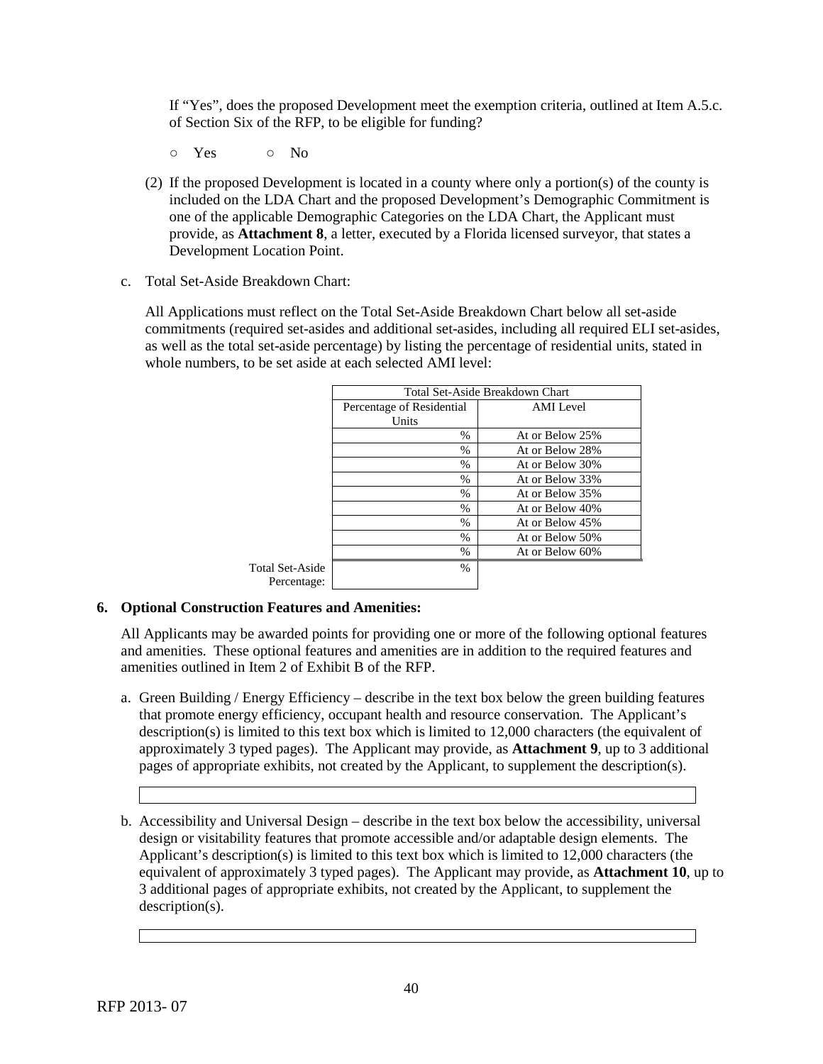If "Yes", does the proposed Development meet the exemption criteria, outlined at Item A.5.c. of Section Six of the RFP, to be eligible for funding?

○ Yes ○ No

(2) If the proposed Development is located in a county where only a portion(s) of the county is included on the LDA Chart and the proposed Development's Demographic Commitment is one of the applicable Demographic Categories on the LDA Chart, the Applicant must provide, as **Attachment 8**, a letter, executed by a Florida licensed surveyor, that states a Development Location Point.

c. Total Set-Aside Breakdown Chart:

All Applications must reflect on the Total Set-Aside Breakdown Chart below all set-aside commitments (required set-asides and additional set-asides, including all required ELI set-asides, as well as the total set-aside percentage) by listing the percentage of residential units, stated in whole numbers, to be set aside at each selected AMI level:

| | Total Set-Aside Breakdown Chart | |
|---|---|---|
| | Percentage of Residential Units | AMI Level |
| | % | At or Below 25% |
| | % | At or Below 28% |
| | % | At or Below 30% |
| | % | At or Below 33% |
| | % | At or Below 35% |
| | % | At or Below 40% |
| | % | At or Below 45% |
| | % | At or Below 50% |
| | % | At or Below 60% |
| Total Set-Aside Percentage: | % | |

**6. Optional Construction Features and Amenities:**

All Applicants may be awarded points for providing one or more of the following optional features and amenities. These optional features and amenities are in addition to the required features and amenities outlined in Item 2 of Exhibit B of the RFP.

a. Green Building / Energy Efficiency – describe in the text box below the green building features that promote energy efficiency, occupant health and resource conservation. The Applicant's description(s) is limited to this text box which is limited to 12,000 characters (the equivalent of approximately 3 typed pages). The Applicant may provide, as **Attachment 9**, up to 3 additional pages of appropriate exhibits, not created by the Applicant, to supplement the description(s).

b. Accessibility and Universal Design – describe in the text box below the accessibility, universal design or visitability features that promote accessible and/or adaptable design elements. The Applicant's description(s) is limited to this text box which is limited to 12,000 characters (the equivalent of approximately 3 typed pages). The Applicant may provide, as **Attachment 10**, up to 3 additional pages of appropriate exhibits, not created by the Applicant, to supplement the description(s).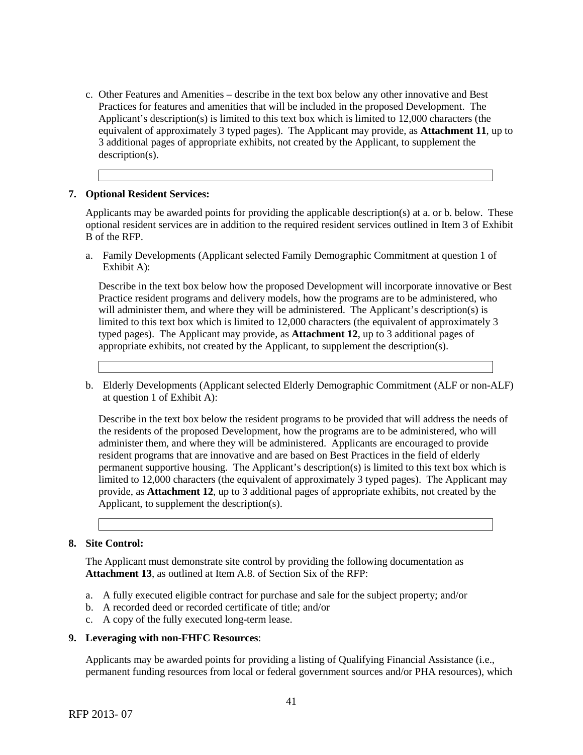c. Other Features and Amenities – describe in the text box below any other innovative and Best Practices for features and amenities that will be included in the proposed Development. The Applicant's description(s) is limited to this text box which is limited to 12,000 characters (the equivalent of approximately 3 typed pages). The Applicant may provide, as **Attachment 11**, up to 3 additional pages of appropriate exhibits, not created by the Applicant, to supplement the description(s).

**7. Optional Resident Services:**

Applicants may be awarded points for providing the applicable description(s) at a. or b. below. These optional resident services are in addition to the required resident services outlined in Item 3 of Exhibit B of the RFP.

a. Family Developments (Applicant selected Family Demographic Commitment at question 1 of Exhibit A):

Describe in the text box below how the proposed Development will incorporate innovative or Best Practice resident programs and delivery models, how the programs are to be administered, who will administer them, and where they will be administered. The Applicant's description(s) is limited to this text box which is limited to 12,000 characters (the equivalent of approximately 3 typed pages). The Applicant may provide, as **Attachment 12**, up to 3 additional pages of appropriate exhibits, not created by the Applicant, to supplement the description(s).

b. Elderly Developments (Applicant selected Elderly Demographic Commitment (ALF or non-ALF) at question 1 of Exhibit A):

Describe in the text box below the resident programs to be provided that will address the needs of the residents of the proposed Development, how the programs are to be administered, who will administer them, and where they will be administered. Applicants are encouraged to provide resident programs that are innovative and are based on Best Practices in the field of elderly permanent supportive housing. The Applicant's description(s) is limited to this text box which is limited to 12,000 characters (the equivalent of approximately 3 typed pages). The Applicant may provide, as **Attachment 12**, up to 3 additional pages of appropriate exhibits, not created by the Applicant, to supplement the description(s).

**8. Site Control:**

The Applicant must demonstrate site control by providing the following documentation as **Attachment 13**, as outlined at Item A.8. of Section Six of the RFP:

a. A fully executed eligible contract for purchase and sale for the subject property; and/or
b. A recorded deed or recorded certificate of title; and/or
c. A copy of the fully executed long-term lease.

**9. Leveraging with non-FHFC Resources**:

Applicants may be awarded points for providing a listing of Qualifying Financial Assistance (i.e., permanent funding resources from local or federal government sources and/or PHA resources), which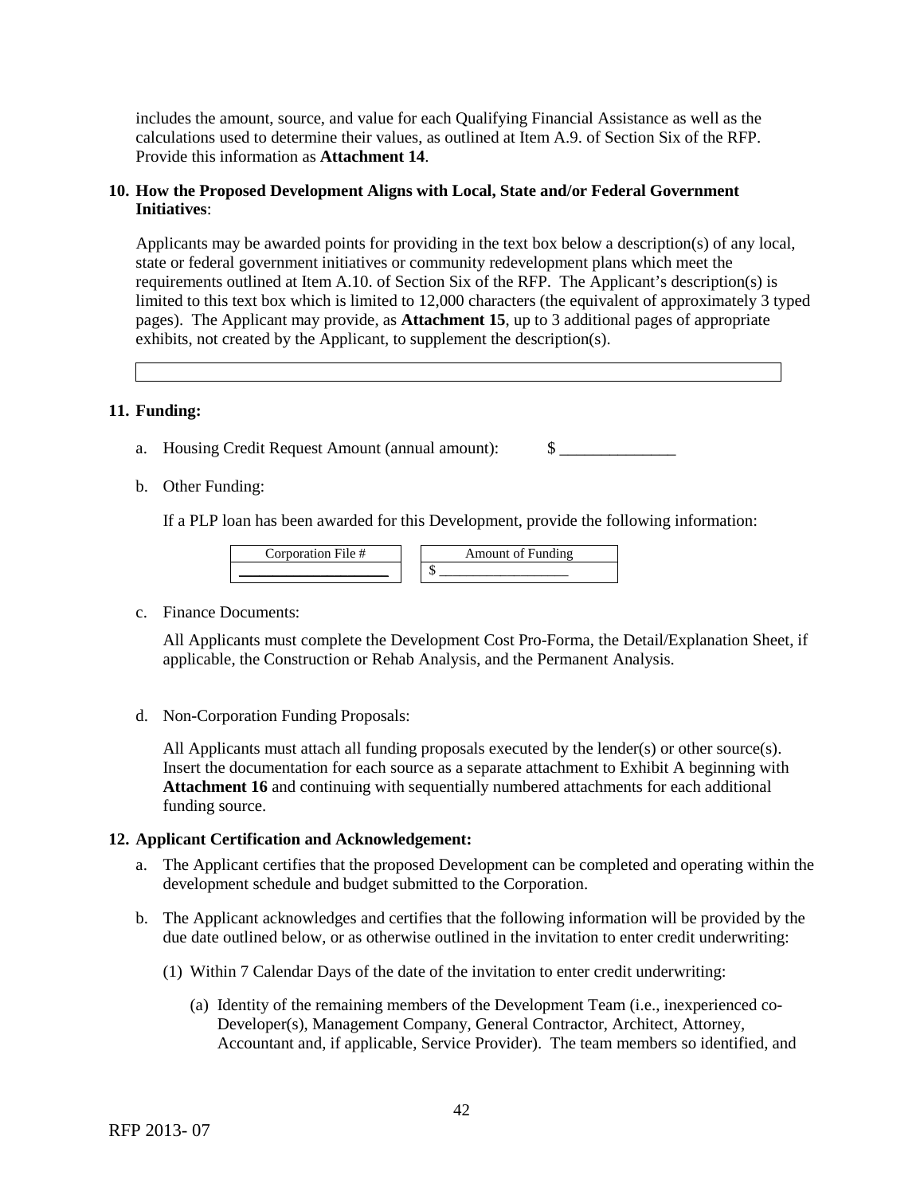includes the amount, source, and value for each Qualifying Financial Assistance as well as the calculations used to determine their values, as outlined at Item A.9. of Section Six of the RFP. Provide this information as **Attachment 14**.

**10. How the Proposed Development Aligns with Local, State and/or Federal Government Initiatives**:

Applicants may be awarded points for providing in the text box below a description(s) of any local, state or federal government initiatives or community redevelopment plans which meet the requirements outlined at Item A.10. of Section Six of the RFP. The Applicant's description(s) is limited to this text box which is limited to 12,000 characters (the equivalent of approximately 3 typed pages). The Applicant may provide, as **Attachment 15**, up to 3 additional pages of appropriate exhibits, not created by the Applicant, to supplement the description(s).

| |
|---|
| |

**11. Funding:**

a. Housing Credit Request Amount (annual amount): $ ______________

b. Other Funding:

If a PLP loan has been awarded for this Development, provide the following information:

| Corporation File # | Amount of Funding |
|---|---|
| ____________________ | $ __________________ |

c. Finance Documents:

All Applicants must complete the Development Cost Pro-Forma, the Detail/Explanation Sheet, if applicable, the Construction or Rehab Analysis, and the Permanent Analysis.

d. Non-Corporation Funding Proposals:

All Applicants must attach all funding proposals executed by the lender(s) or other source(s). Insert the documentation for each source as a separate attachment to Exhibit A beginning with **Attachment 16** and continuing with sequentially numbered attachments for each additional funding source.

**12. Applicant Certification and Acknowledgement:**

a. The Applicant certifies that the proposed Development can be completed and operating within the development schedule and budget submitted to the Corporation.

b. The Applicant acknowledges and certifies that the following information will be provided by the due date outlined below, or as otherwise outlined in the invitation to enter credit underwriting:

(1) Within 7 Calendar Days of the date of the invitation to enter credit underwriting:

(a) Identity of the remaining members of the Development Team (i.e., inexperienced co-Developer(s), Management Company, General Contractor, Architect, Attorney, Accountant and, if applicable, Service Provider). The team members so identified, and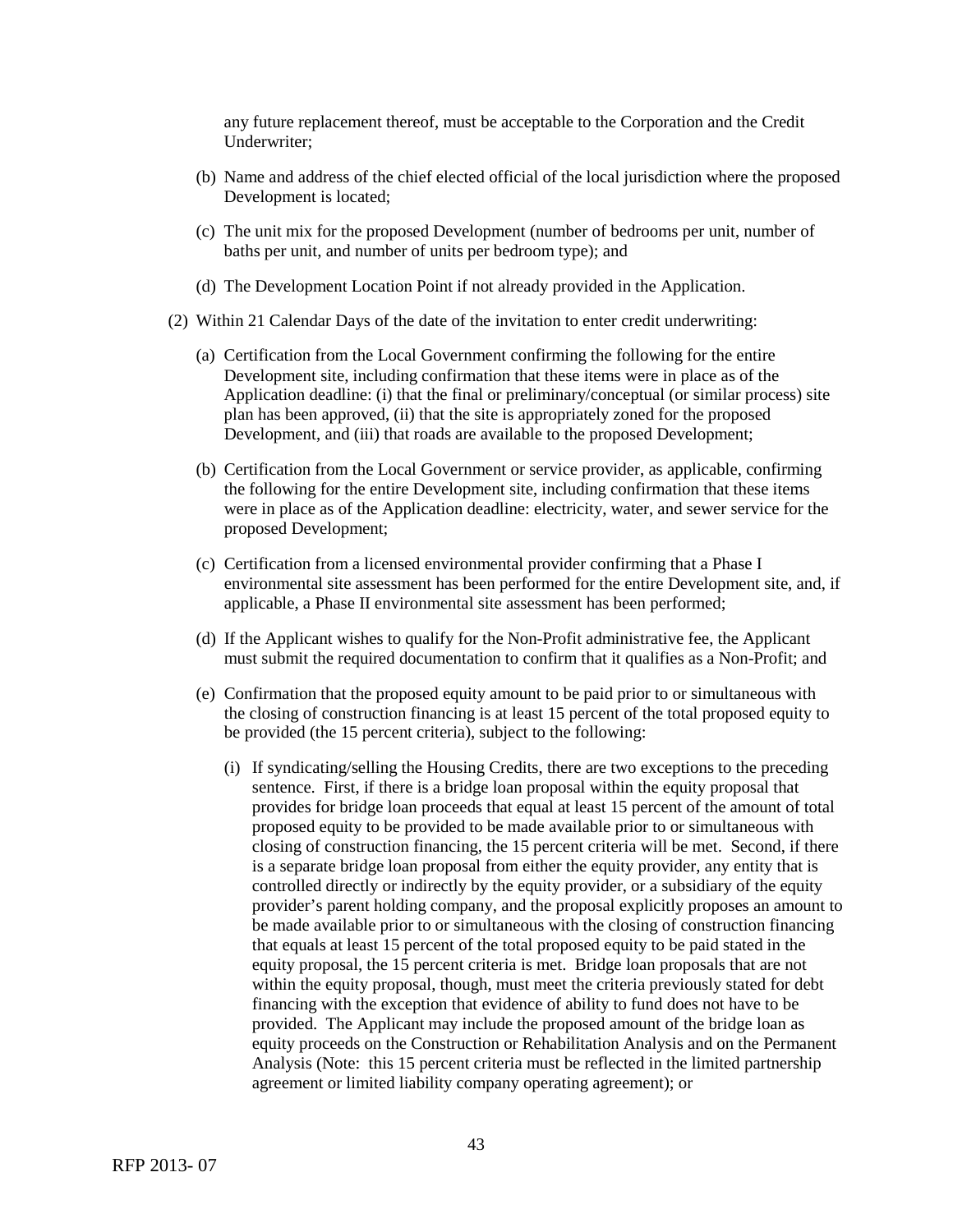any future replacement thereof, must be acceptable to the Corporation and the Credit Underwriter;

(b) Name and address of the chief elected official of the local jurisdiction where the proposed Development is located;

(c) The unit mix for the proposed Development (number of bedrooms per unit, number of baths per unit, and number of units per bedroom type); and

(d) The Development Location Point if not already provided in the Application.

(2) Within 21 Calendar Days of the date of the invitation to enter credit underwriting:

(a) Certification from the Local Government confirming the following for the entire Development site, including confirmation that these items were in place as of the Application deadline: (i) that the final or preliminary/conceptual (or similar process) site plan has been approved, (ii) that the site is appropriately zoned for the proposed Development, and (iii) that roads are available to the proposed Development;

(b) Certification from the Local Government or service provider, as applicable, confirming the following for the entire Development site, including confirmation that these items were in place as of the Application deadline: electricity, water, and sewer service for the proposed Development;

(c) Certification from a licensed environmental provider confirming that a Phase I environmental site assessment has been performed for the entire Development site, and, if applicable, a Phase II environmental site assessment has been performed;

(d) If the Applicant wishes to qualify for the Non-Profit administrative fee, the Applicant must submit the required documentation to confirm that it qualifies as a Non-Profit; and

(e) Confirmation that the proposed equity amount to be paid prior to or simultaneous with the closing of construction financing is at least 15 percent of the total proposed equity to be provided (the 15 percent criteria), subject to the following:

(i) If syndicating/selling the Housing Credits, there are two exceptions to the preceding sentence. First, if there is a bridge loan proposal within the equity proposal that provides for bridge loan proceeds that equal at least 15 percent of the amount of total proposed equity to be provided to be made available prior to or simultaneous with closing of construction financing, the 15 percent criteria will be met. Second, if there is a separate bridge loan proposal from either the equity provider, any entity that is controlled directly or indirectly by the equity provider, or a subsidiary of the equity provider's parent holding company, and the proposal explicitly proposes an amount to be made available prior to or simultaneous with the closing of construction financing that equals at least 15 percent of the total proposed equity to be paid stated in the equity proposal, the 15 percent criteria is met. Bridge loan proposals that are not within the equity proposal, though, must meet the criteria previously stated for debt financing with the exception that evidence of ability to fund does not have to be provided. The Applicant may include the proposed amount of the bridge loan as equity proceeds on the Construction or Rehabilitation Analysis and on the Permanent Analysis (Note: this 15 percent criteria must be reflected in the limited partnership agreement or limited liability company operating agreement); or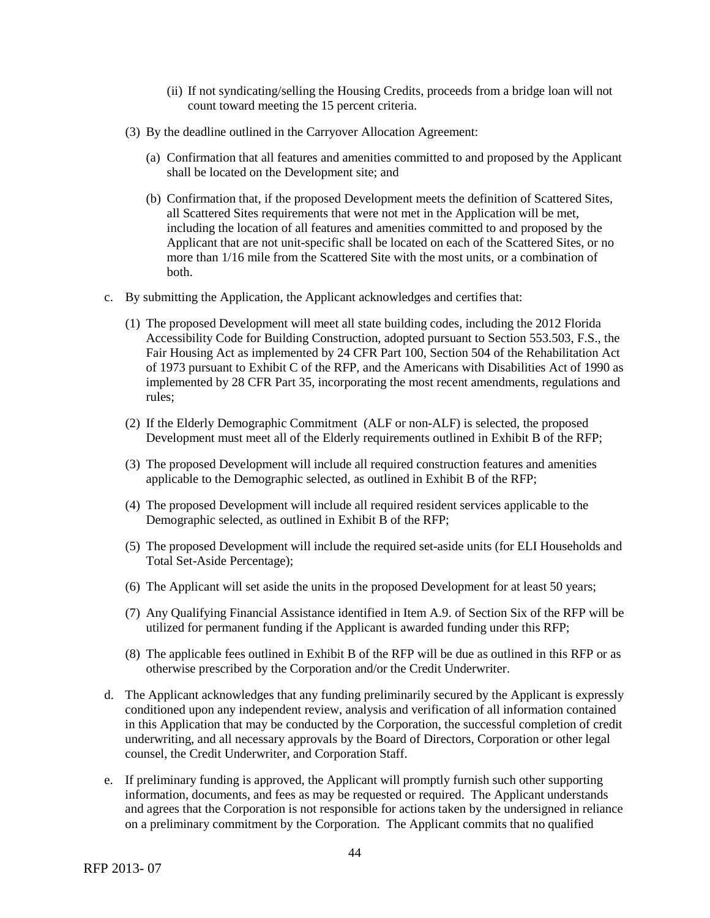(ii) If not syndicating/selling the Housing Credits, proceeds from a bridge loan will not count toward meeting the 15 percent criteria.

(3) By the deadline outlined in the Carryover Allocation Agreement:

(a) Confirmation that all features and amenities committed to and proposed by the Applicant shall be located on the Development site; and

(b) Confirmation that, if the proposed Development meets the definition of Scattered Sites, all Scattered Sites requirements that were not met in the Application will be met, including the location of all features and amenities committed to and proposed by the Applicant that are not unit-specific shall be located on each of the Scattered Sites, or no more than 1/16 mile from the Scattered Site with the most units, or a combination of both.

c. By submitting the Application, the Applicant acknowledges and certifies that:

(1) The proposed Development will meet all state building codes, including the 2012 Florida Accessibility Code for Building Construction, adopted pursuant to Section 553.503, F.S., the Fair Housing Act as implemented by 24 CFR Part 100, Section 504 of the Rehabilitation Act of 1973 pursuant to Exhibit C of the RFP, and the Americans with Disabilities Act of 1990 as implemented by 28 CFR Part 35, incorporating the most recent amendments, regulations and rules;

(2) If the Elderly Demographic Commitment (ALF or non-ALF) is selected, the proposed Development must meet all of the Elderly requirements outlined in Exhibit B of the RFP;

(3) The proposed Development will include all required construction features and amenities applicable to the Demographic selected, as outlined in Exhibit B of the RFP;

(4) The proposed Development will include all required resident services applicable to the Demographic selected, as outlined in Exhibit B of the RFP;

(5) The proposed Development will include the required set-aside units (for ELI Households and Total Set-Aside Percentage);

(6) The Applicant will set aside the units in the proposed Development for at least 50 years;

(7) Any Qualifying Financial Assistance identified in Item A.9. of Section Six of the RFP will be utilized for permanent funding if the Applicant is awarded funding under this RFP;

(8) The applicable fees outlined in Exhibit B of the RFP will be due as outlined in this RFP or as otherwise prescribed by the Corporation and/or the Credit Underwriter.

d. The Applicant acknowledges that any funding preliminarily secured by the Applicant is expressly conditioned upon any independent review, analysis and verification of all information contained in this Application that may be conducted by the Corporation, the successful completion of credit underwriting, and all necessary approvals by the Board of Directors, Corporation or other legal counsel, the Credit Underwriter, and Corporation Staff.

e. If preliminary funding is approved, the Applicant will promptly furnish such other supporting information, documents, and fees as may be requested or required. The Applicant understands and agrees that the Corporation is not responsible for actions taken by the undersigned in reliance on a preliminary commitment by the Corporation. The Applicant commits that no qualified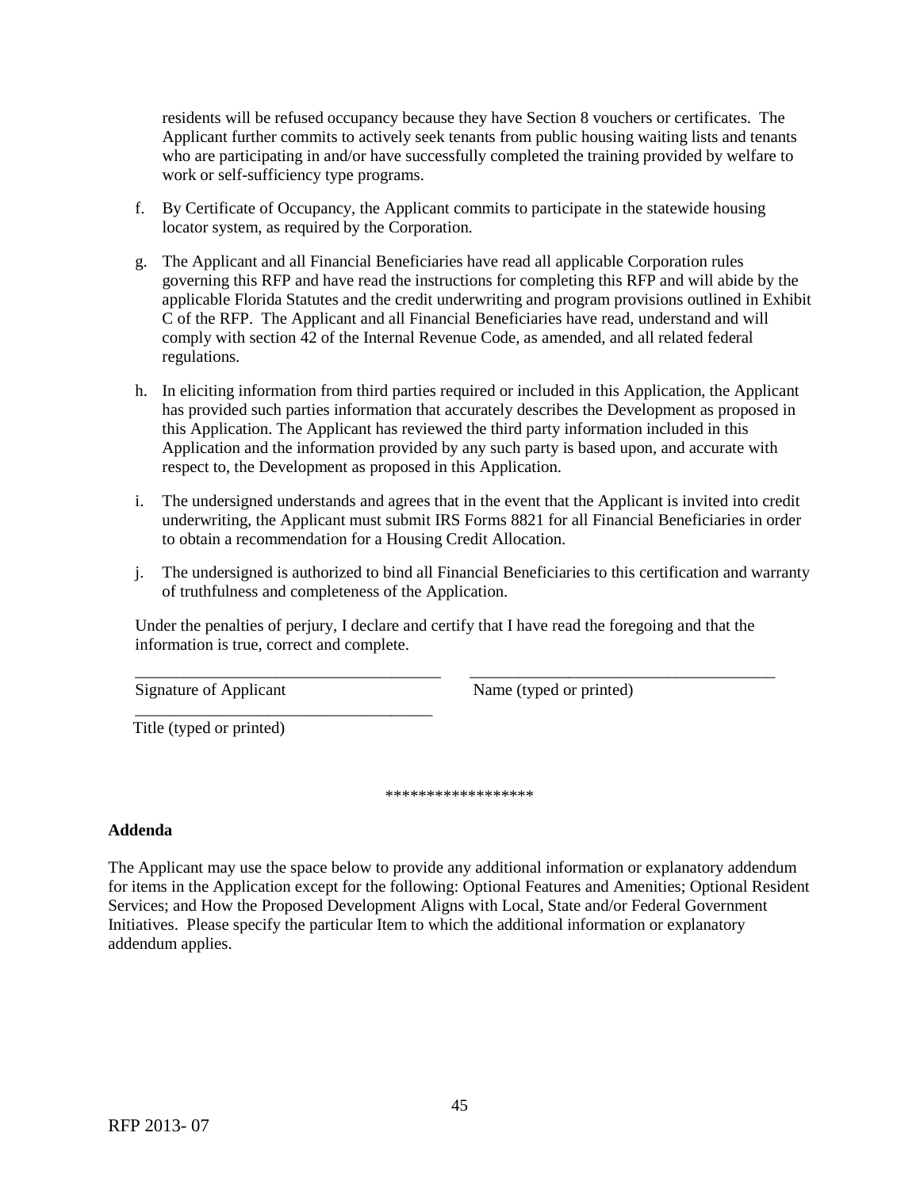residents will be refused occupancy because they have Section 8 vouchers or certificates. The Applicant further commits to actively seek tenants from public housing waiting lists and tenants who are participating in and/or have successfully completed the training provided by welfare to work or self-sufficiency type programs.

f. By Certificate of Occupancy, the Applicant commits to participate in the statewide housing locator system, as required by the Corporation.

g. The Applicant and all Financial Beneficiaries have read all applicable Corporation rules governing this RFP and have read the instructions for completing this RFP and will abide by the applicable Florida Statutes and the credit underwriting and program provisions outlined in Exhibit C of the RFP. The Applicant and all Financial Beneficiaries have read, understand and will comply with section 42 of the Internal Revenue Code, as amended, and all related federal regulations.

h. In eliciting information from third parties required or included in this Application, the Applicant has provided such parties information that accurately describes the Development as proposed in this Application. The Applicant has reviewed the third party information included in this Application and the information provided by any such party is based upon, and accurate with respect to, the Development as proposed in this Application.

i. The undersigned understands and agrees that in the event that the Applicant is invited into credit underwriting, the Applicant must submit IRS Forms 8821 for all Financial Beneficiaries in order to obtain a recommendation for a Housing Credit Allocation.

j. The undersigned is authorized to bind all Financial Beneficiaries to this certification and warranty of truthfulness and completeness of the Application.

Under the penalties of perjury, I declare and certify that I have read the foregoing and that the information is true, correct and complete.

\_\_\_\_\_\_\_\_\_\_\_\_\_\_\_\_\_\_\_\_\_\_\_\_\_\_\_\_\_\_\_\_\_\_\_\_\_ &nbsp;&nbsp;&nbsp;&nbsp; \_\_\_\_\_\_\_\_\_\_\_\_\_\_\_\_\_\_\_\_\_\_\_\_\_\_\_\_\_\_\_\_\_\_\_\_\_
Signature of Applicant &nbsp;&nbsp;&nbsp;&nbsp; Name (typed or printed)

\_\_\_\_\_\_\_\_\_\_\_\_\_\_\_\_\_\_\_\_\_\_\_\_\_\_\_\_\_\_\_\_\_\_\_\_\_
Title (typed or printed)

******************

**Addenda**

The Applicant may use the space below to provide any additional information or explanatory addendum for items in the Application except for the following: Optional Features and Amenities; Optional Resident Services; and How the Proposed Development Aligns with Local, State and/or Federal Government Initiatives. Please specify the particular Item to which the additional information or explanatory addendum applies.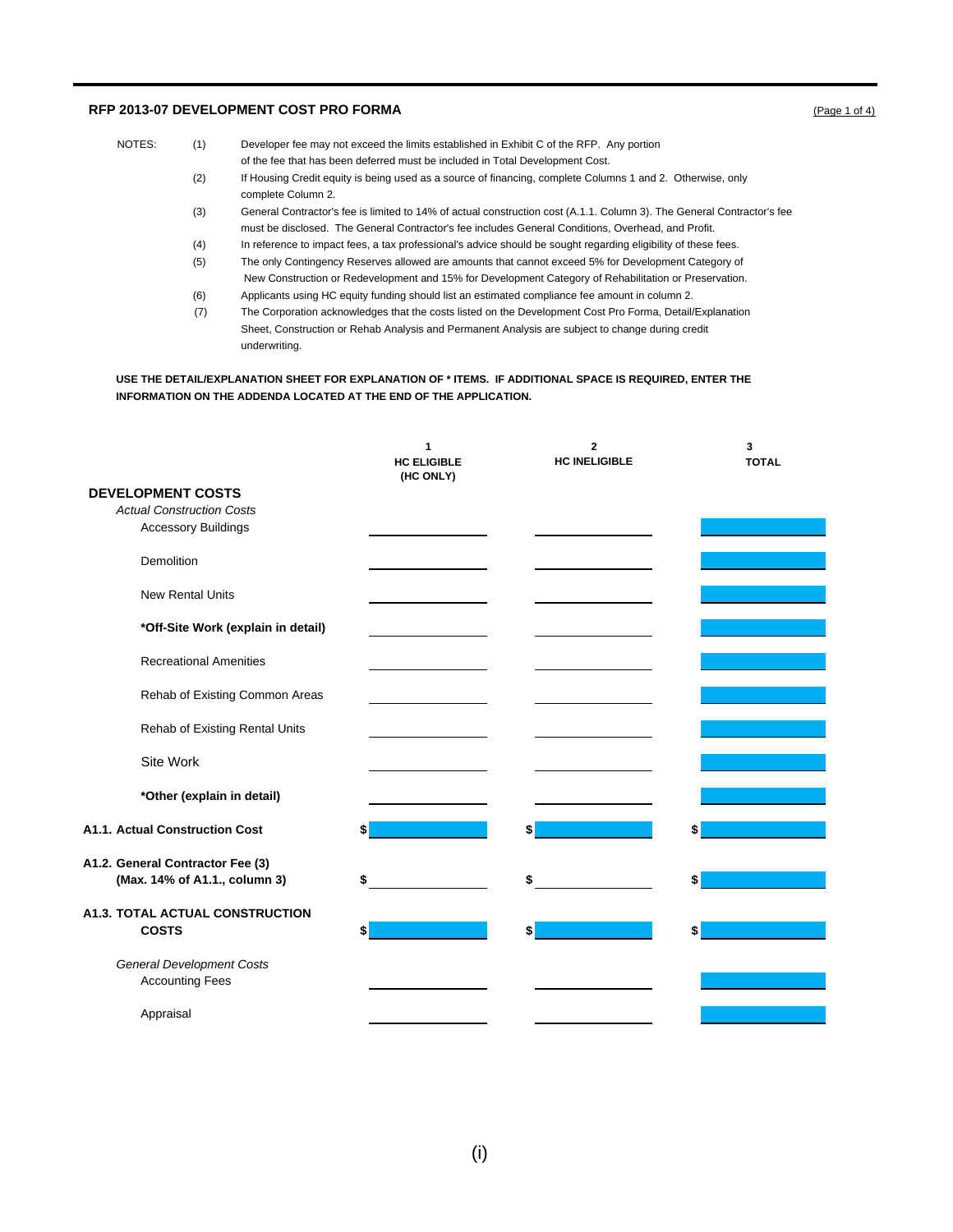## RFP 2013-07 DEVELOPMENT COST PRO FORMA

(Page 1 of 4)

NOTES:

(1) Developer fee may not exceed the limits established in Exhibit C of the RFP. Any portion of the fee that has been deferred must be included in Total Development Cost.

(2) If Housing Credit equity is being used as a source of financing, complete Columns 1 and 2. Otherwise, only complete Column 2.

(3) General Contractor's fee is limited to 14% of actual construction cost (A.1.1. Column 3). The General Contractor's fee must be disclosed. The General Contractor's fee includes General Conditions, Overhead, and Profit.

(4) In reference to impact fees, a tax professional's advice should be sought regarding eligibility of these fees.

(5) The only Contingency Reserves allowed are amounts that cannot exceed 5% for Development Category of New Construction or Redevelopment and 15% for Development Category of Rehabilitation or Preservation.

(6) Applicants using HC equity funding should list an estimated compliance fee amount in column 2.

(7) The Corporation acknowledges that the costs listed on the Development Cost Pro Forma, Detail/Explanation Sheet, Construction or Rehab Analysis and Permanent Analysis are subject to change during credit underwriting.

**USE THE DETAIL/EXPLANATION SHEET FOR EXPLANATION OF * ITEMS. IF ADDITIONAL SPACE IS REQUIRED, ENTER THE INFORMATION ON THE ADDENDA LOCATED AT THE END OF THE APPLICATION.**

| | 1<br>HC ELIGIBLE<br>(HC ONLY) | 2<br>HC INELIGIBLE | 3<br>TOTAL |
|---|---|---|---|
| **DEVELOPMENT COSTS** | | | |
| *Actual Construction Costs* | | | |
| Accessory Buildings | | | |
| Demolition | | | |
| New Rental Units | | | |
| ***Off-Site Work (explain in detail)** | | | |
| Recreational Amenities | | | |
| Rehab of Existing Common Areas | | | |
| Rehab of Existing Rental Units | | | |
| Site Work | | | |
| ***Other (explain in detail)** | | | |
| **A1.1. Actual Construction Cost** | $ | $ | $ |
| **A1.2. General Contractor Fee (3) (Max. 14% of A1.1., column 3)** | $ | $ | $ |
| **A1.3. TOTAL ACTUAL CONSTRUCTION COSTS** | $ | $ | $ |
| *General Development Costs* | | | |
| Accounting Fees | | | |
| Appraisal | | | |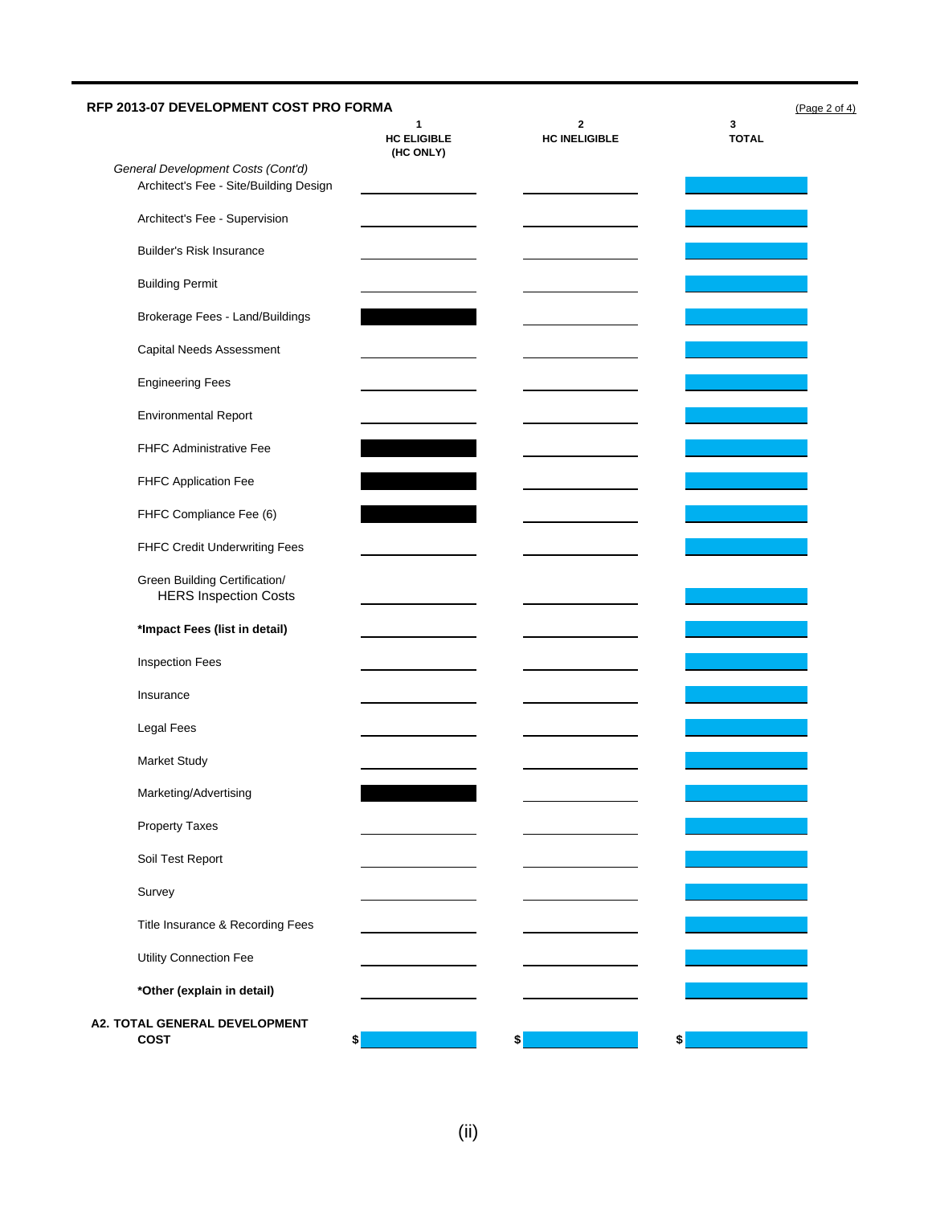**RFP 2013-07 DEVELOPMENT COST PRO FORMA**

(Page 2 of 4)

| | 1<br>HC ELIGIBLE<br>(HC ONLY) | 2<br>HC INELIGIBLE | 3<br>TOTAL |
|---|---|---|---|
| *General Development Costs (Cont'd)* | | | |
| Architect's Fee - Site/Building Design | | | |
| Architect's Fee - Supervision | | | |
| Builder's Risk Insurance | | | |
| Building Permit | | | |
| Brokerage Fees - Land/Buildings | | | |
| Capital Needs Assessment | | | |
| Engineering Fees | | | |
| Environmental Report | | | |
| FHFC Administrative Fee | | | |
| FHFC Application Fee | | | |
| FHFC Compliance Fee (6) | | | |
| FHFC Credit Underwriting Fees | | | |
| Green Building Certification/ HERS Inspection Costs | | | |
| **\*Impact Fees (list in detail)** | | | |
| Inspection Fees | | | |
| Insurance | | | |
| Legal Fees | | | |
| Market Study | | | |
| Marketing/Advertising | | | |
| Property Taxes | | | |
| Soil Test Report | | | |
| Survey | | | |
| Title Insurance & Recording Fees | | | |
| Utility Connection Fee | | | |
| **\*Other (explain in detail)** | | | |
| **A2. TOTAL GENERAL DEVELOPMENT COST** | $ | $ | $ |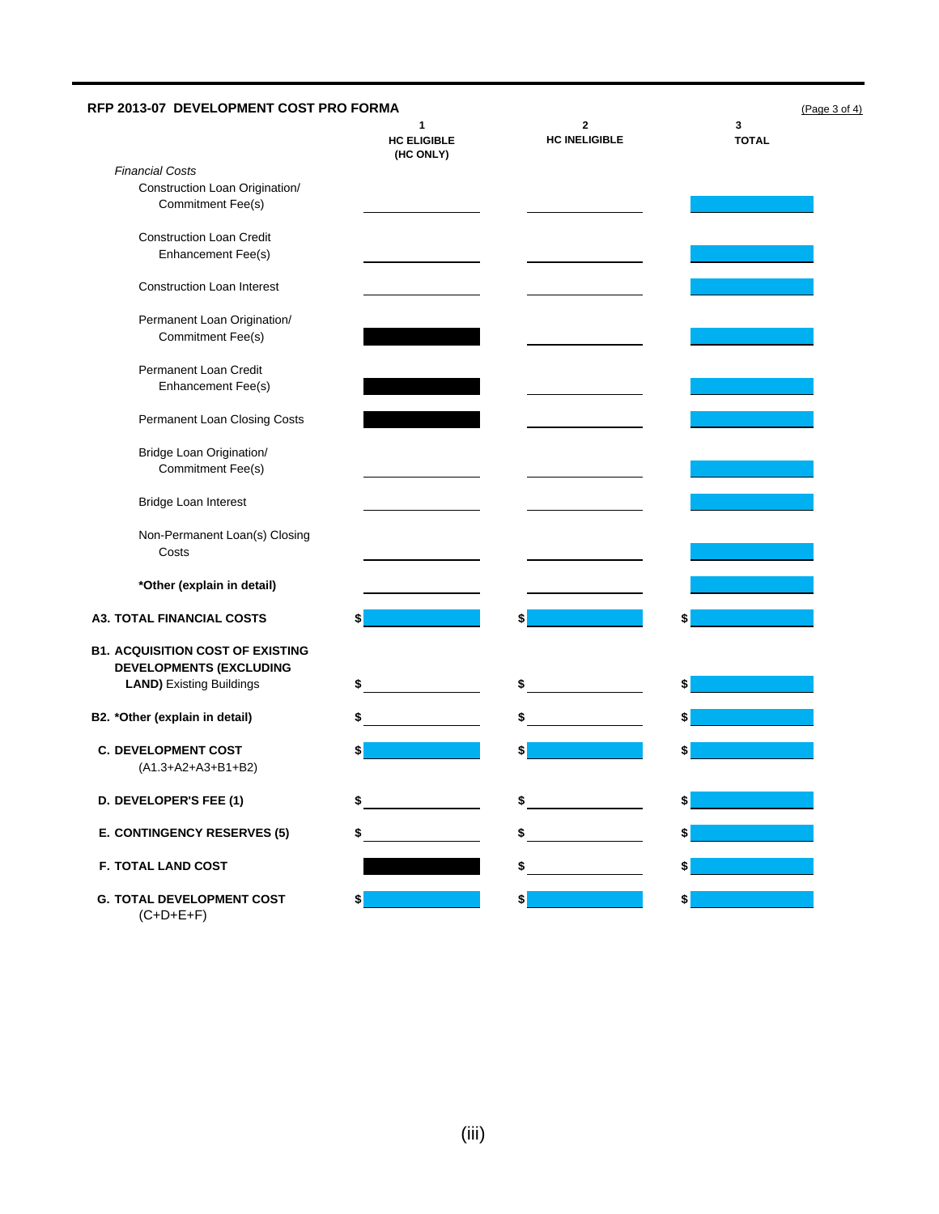## RFP 2013-07 DEVELOPMENT COST PRO FORMA

(Page 3 of 4)

| | 1<br>HC ELIGIBLE<br>(HC ONLY) | 2<br>HC INELIGIBLE | 3<br>TOTAL |
|---|---|---|---|
| *Financial Costs* | | | |
| Construction Loan Origination/ Commitment Fee(s) | | | |
| Construction Loan Credit Enhancement Fee(s) | | | |
| Construction Loan Interest | | | |
| Permanent Loan Origination/ Commitment Fee(s) | | | |
| Permanent Loan Credit Enhancement Fee(s) | | | |
| Permanent Loan Closing Costs | | | |
| Bridge Loan Origination/ Commitment Fee(s) | | | |
| Bridge Loan Interest | | | |
| Non-Permanent Loan(s) Closing Costs | | | |
| **\*Other (explain in detail)** | | | |
| **A3. TOTAL FINANCIAL COSTS** | $ | $ | $ |
| **B1. ACQUISITION COST OF EXISTING DEVELOPMENTS (EXCLUDING LAND)** Existing Buildings | $ | $ | $ |
| **B2. \*Other (explain in detail)** | $ | $ | $ |
| **C. DEVELOPMENT COST** (A1.3+A2+A3+B1+B2) | $ | $ | $ |
| **D. DEVELOPER'S FEE (1)** | $ | $ | $ |
| **E. CONTINGENCY RESERVES (5)** | $ | $ | $ |
| **F. TOTAL LAND COST** | | $ | $ |
| **G. TOTAL DEVELOPMENT COST** (C+D+E+F) | $ | $ | $ |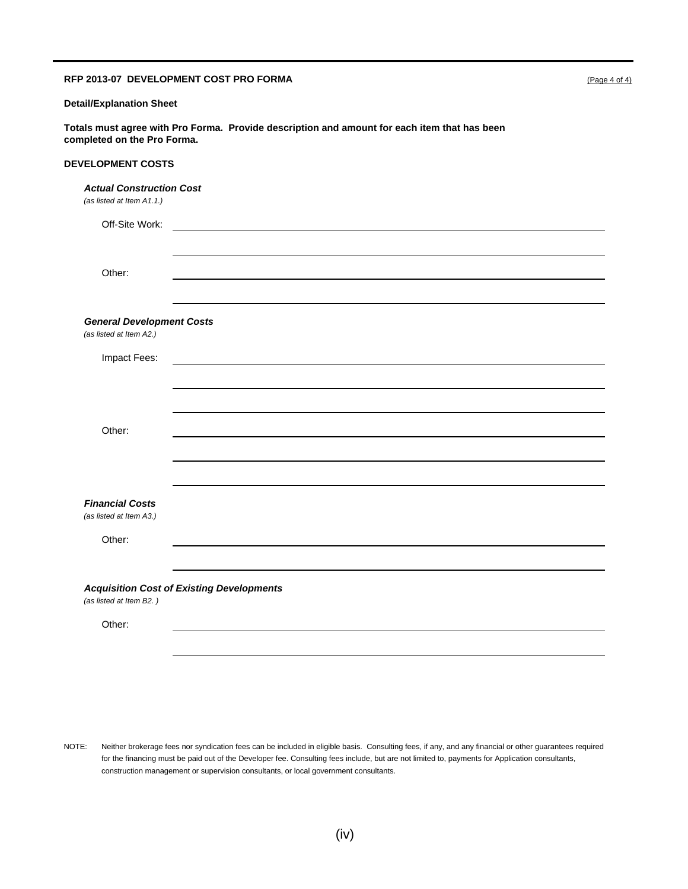**RFP 2013-07 DEVELOPMENT COST PRO FORMA**

**Detail/Explanation Sheet**

**Totals must agree with Pro Forma. Provide description and amount for each item that has been completed on the Pro Forma.**

**DEVELOPMENT COSTS**

***Actual Construction Cost***
*(as listed at Item A1.1.)*

Off-Site Work: ______________________________

______________________________

Other: ______________________________

______________________________

***General Development Costs***
*(as listed at Item A2.)*

Impact Fees: ______________________________

______________________________

______________________________

Other: ______________________________

______________________________

______________________________

***Financial Costs***
*(as listed at Item A3.)*

Other: ______________________________

______________________________

***Acquisition Cost of Existing Developments***
*(as listed at Item B2. )*

Other: ______________________________

______________________________

NOTE: Neither brokerage fees nor syndication fees can be included in eligible basis. Consulting fees, if any, and any financial or other guarantees required for the financing must be paid out of the Developer fee. Consulting fees include, but are not limited to, payments for Application consultants, construction management or supervision consultants, or local government consultants.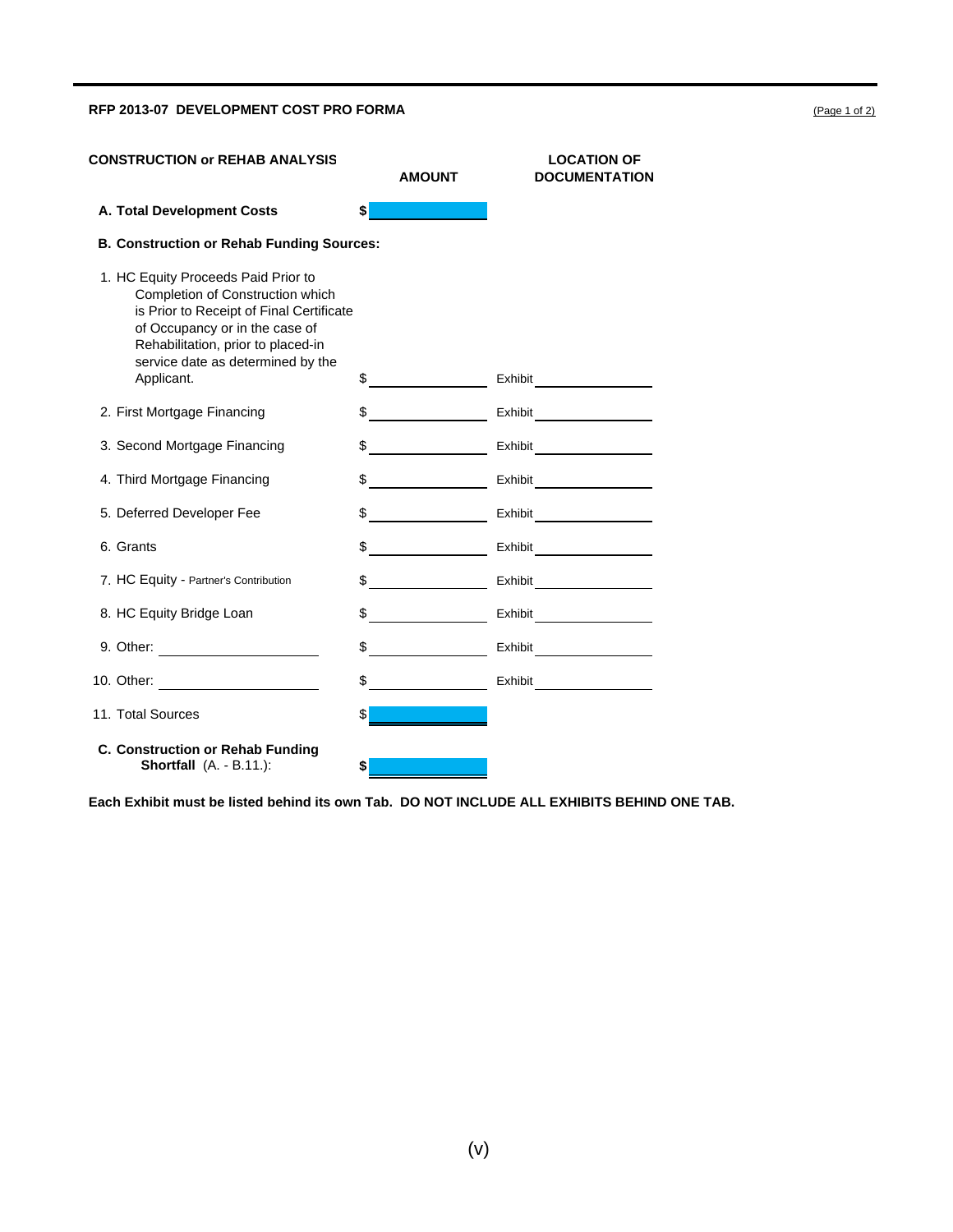**RFP 2013-07 DEVELOPMENT COST PRO FORMA**

(Page 1 of 2)

| **CONSTRUCTION or REHAB ANALYSIS** | **AMOUNT** | **LOCATION OF DOCUMENTATION** |
|---|---|---|
| **A. Total Development Costs** | **$** | |
| **B. Construction or Rehab Funding Sources:** | | |
| 1. HC Equity Proceeds Paid Prior to Completion of Construction which is Prior to Receipt of Final Certificate of Occupancy or in the case of Rehabilitation, prior to placed-in service date as determined by the Applicant. | $ | Exhibit |
| 2. First Mortgage Financing | $ | Exhibit |
| 3. Second Mortgage Financing | $ | Exhibit |
| 4. Third Mortgage Financing | $ | Exhibit |
| 5. Deferred Developer Fee | $ | Exhibit |
| 6. Grants | $ | Exhibit |
| 7. HC Equity - Partner's Contribution | $ | Exhibit |
| 8. HC Equity Bridge Loan | $ | Exhibit |
| 9. Other: | $ | Exhibit |
| 10. Other: | $ | Exhibit |
| 11. Total Sources | $ | |
| **C. Construction or Rehab Funding Shortfall** (A. - B.11.): | **$** | |

**Each Exhibit must be listed behind its own Tab. DO NOT INCLUDE ALL EXHIBITS BEHIND ONE TAB.**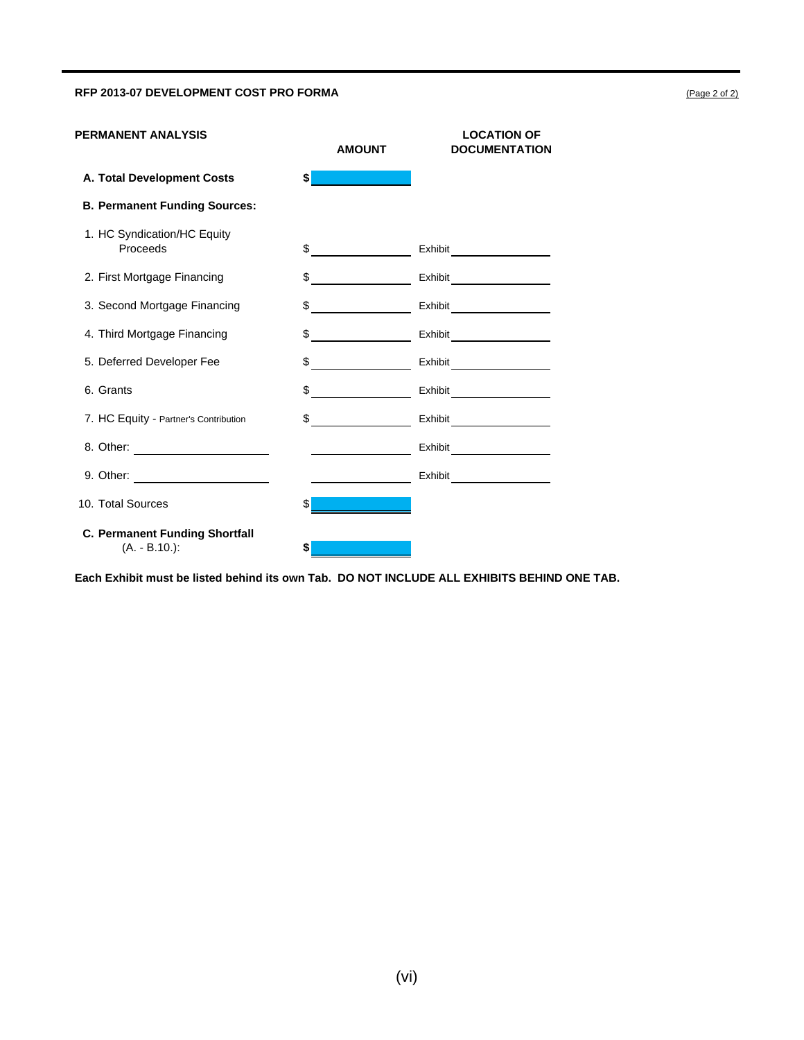## RFP 2013-07 DEVELOPMENT COST PRO FORMA

(Page 2 of 2)

| PERMANENT ANALYSIS | AMOUNT | LOCATION OF DOCUMENTATION |
|---|---|---|
| **A. Total Development Costs** | **$** | |
| **B. Permanent Funding Sources:** | | |
| 1. HC Syndication/HC Equity Proceeds | $ | Exhibit |
| 2. First Mortgage Financing | $ | Exhibit |
| 3. Second Mortgage Financing | $ | Exhibit |
| 4. Third Mortgage Financing | $ | Exhibit |
| 5. Deferred Developer Fee | $ | Exhibit |
| 6. Grants | $ | Exhibit |
| 7. HC Equity - Partner's Contribution | $ | Exhibit |
| 8. Other: | | Exhibit |
| 9. Other: | | Exhibit |
| 10. Total Sources | $ | |
| **C. Permanent Funding Shortfall** (A. - B.10.): | **$** | |

**Each Exhibit must be listed behind its own Tab. DO NOT INCLUDE ALL EXHIBITS BEHIND ONE TAB.**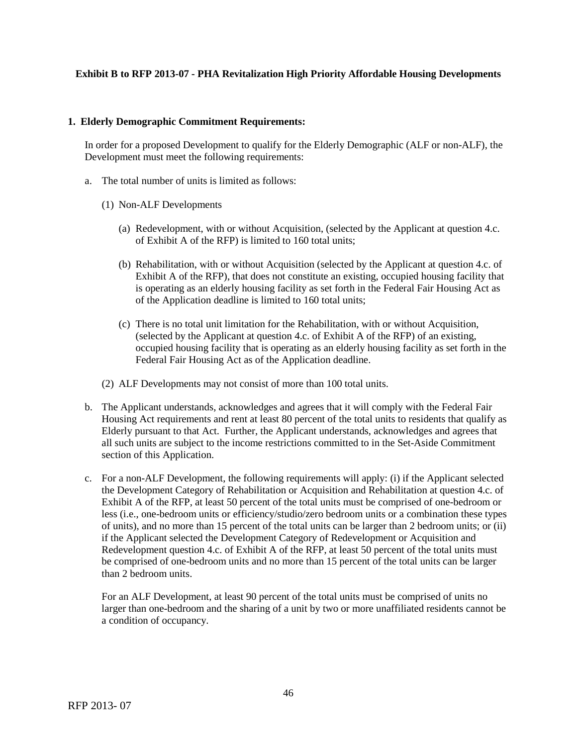**Exhibit B to RFP 2013-07 - PHA Revitalization High Priority Affordable Housing Developments**

**1. Elderly Demographic Commitment Requirements:**

In order for a proposed Development to qualify for the Elderly Demographic (ALF or non-ALF), the Development must meet the following requirements:

a. The total number of units is limited as follows:

(1) Non-ALF Developments

(a) Redevelopment, with or without Acquisition, (selected by the Applicant at question 4.c. of Exhibit A of the RFP) is limited to 160 total units;

(b) Rehabilitation, with or without Acquisition (selected by the Applicant at question 4.c. of Exhibit A of the RFP), that does not constitute an existing, occupied housing facility that is operating as an elderly housing facility as set forth in the Federal Fair Housing Act as of the Application deadline is limited to 160 total units;

(c) There is no total unit limitation for the Rehabilitation, with or without Acquisition, (selected by the Applicant at question 4.c. of Exhibit A of the RFP) of an existing, occupied housing facility that is operating as an elderly housing facility as set forth in the Federal Fair Housing Act as of the Application deadline.

(2) ALF Developments may not consist of more than 100 total units.

b. The Applicant understands, acknowledges and agrees that it will comply with the Federal Fair Housing Act requirements and rent at least 80 percent of the total units to residents that qualify as Elderly pursuant to that Act. Further, the Applicant understands, acknowledges and agrees that all such units are subject to the income restrictions committed to in the Set-Aside Commitment section of this Application.

c. For a non-ALF Development, the following requirements will apply: (i) if the Applicant selected the Development Category of Rehabilitation or Acquisition and Rehabilitation at question 4.c. of Exhibit A of the RFP, at least 50 percent of the total units must be comprised of one-bedroom or less (i.e., one-bedroom units or efficiency/studio/zero bedroom units or a combination these types of units), and no more than 15 percent of the total units can be larger than 2 bedroom units; or (ii) if the Applicant selected the Development Category of Redevelopment or Acquisition and Redevelopment question 4.c. of Exhibit A of the RFP, at least 50 percent of the total units must be comprised of one-bedroom units and no more than 15 percent of the total units can be larger than 2 bedroom units.

For an ALF Development, at least 90 percent of the total units must be comprised of units no larger than one-bedroom and the sharing of a unit by two or more unaffiliated residents cannot be a condition of occupancy.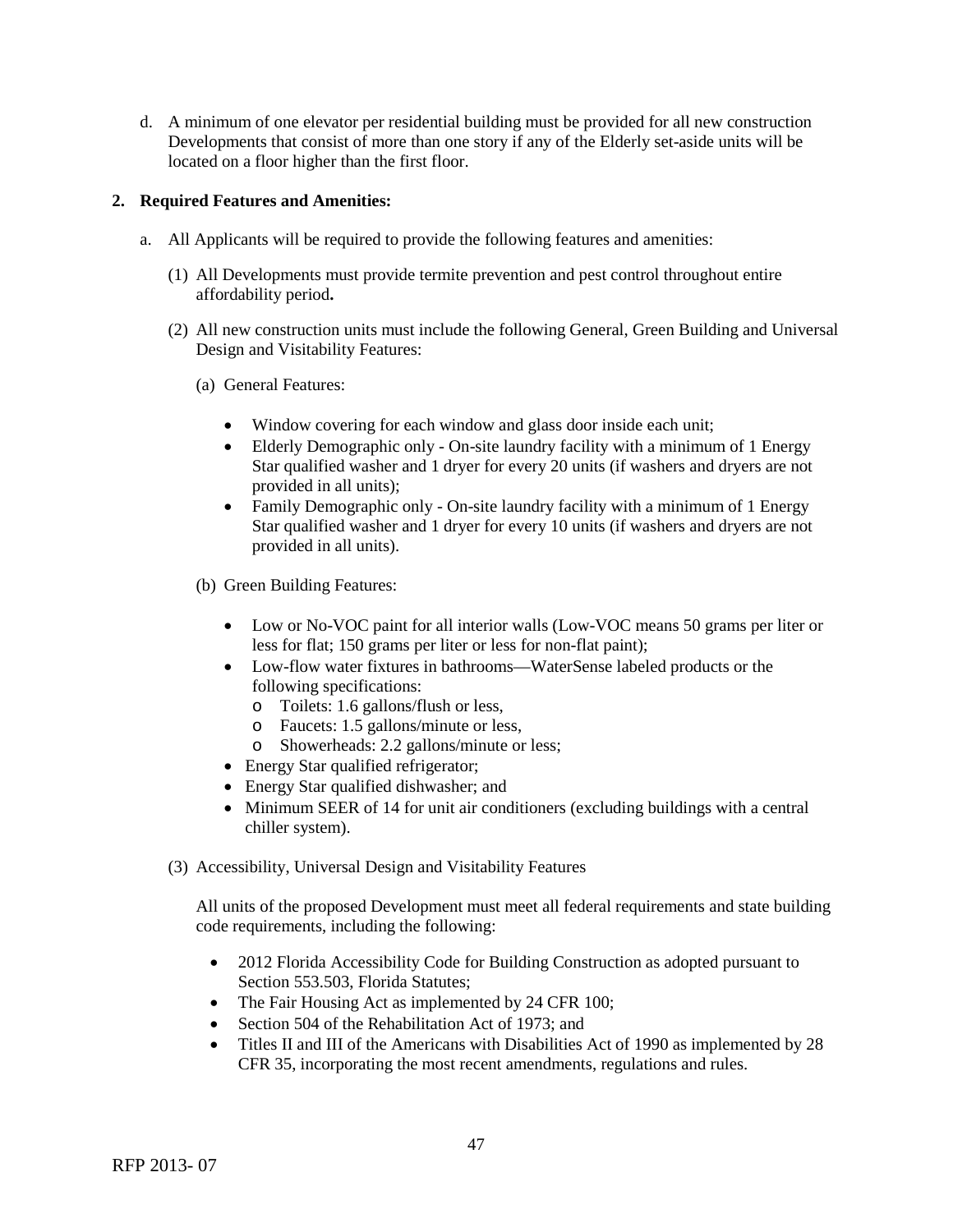d. A minimum of one elevator per residential building must be provided for all new construction Developments that consist of more than one story if any of the Elderly set-aside units will be located on a floor higher than the first floor.

**2. Required Features and Amenities:**

a. All Applicants will be required to provide the following features and amenities:

(1) All Developments must provide termite prevention and pest control throughout entire affordability period**.**

(2) All new construction units must include the following General, Green Building and Universal Design and Visitability Features:

(a) General Features:

- Window covering for each window and glass door inside each unit;
- Elderly Demographic only - On-site laundry facility with a minimum of 1 Energy Star qualified washer and 1 dryer for every 20 units (if washers and dryers are not provided in all units);
- Family Demographic only - On-site laundry facility with a minimum of 1 Energy Star qualified washer and 1 dryer for every 10 units (if washers and dryers are not provided in all units).

(b) Green Building Features:

- Low or No-VOC paint for all interior walls (Low-VOC means 50 grams per liter or less for flat; 150 grams per liter or less for non-flat paint);
- Low-flow water fixtures in bathrooms—WaterSense labeled products or the following specifications:
  - Toilets: 1.6 gallons/flush or less,
  - Faucets: 1.5 gallons/minute or less,
  - Showerheads: 2.2 gallons/minute or less;
- Energy Star qualified refrigerator;
- Energy Star qualified dishwasher; and
- Minimum SEER of 14 for unit air conditioners (excluding buildings with a central chiller system).

(3) Accessibility, Universal Design and Visitability Features

All units of the proposed Development must meet all federal requirements and state building code requirements, including the following:

- 2012 Florida Accessibility Code for Building Construction as adopted pursuant to Section 553.503, Florida Statutes;
- The Fair Housing Act as implemented by 24 CFR 100;
- Section 504 of the Rehabilitation Act of 1973; and
- Titles II and III of the Americans with Disabilities Act of 1990 as implemented by 28 CFR 35, incorporating the most recent amendments, regulations and rules.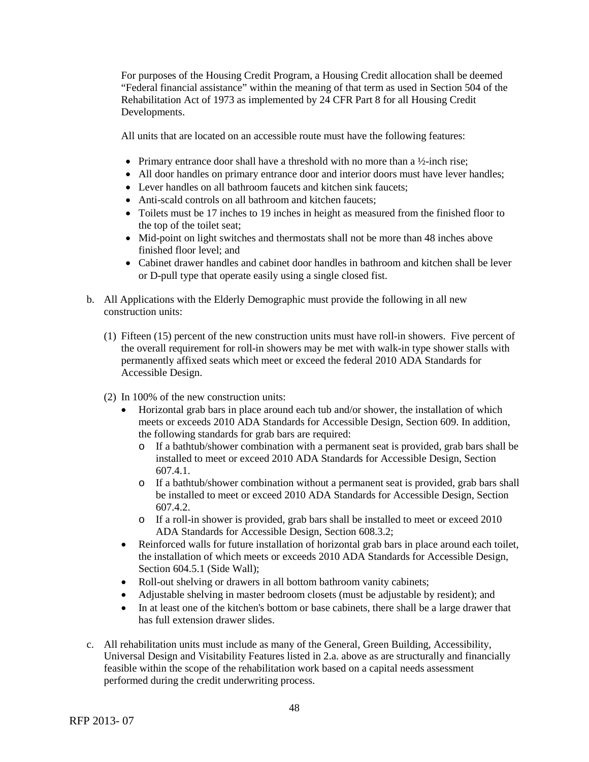For purposes of the Housing Credit Program, a Housing Credit allocation shall be deemed "Federal financial assistance" within the meaning of that term as used in Section 504 of the Rehabilitation Act of 1973 as implemented by 24 CFR Part 8 for all Housing Credit Developments.

All units that are located on an accessible route must have the following features:

- Primary entrance door shall have a threshold with no more than a ½-inch rise;
- All door handles on primary entrance door and interior doors must have lever handles;
- Lever handles on all bathroom faucets and kitchen sink faucets;
- Anti-scald controls on all bathroom and kitchen faucets;
- Toilets must be 17 inches to 19 inches in height as measured from the finished floor to the top of the toilet seat;
- Mid-point on light switches and thermostats shall not be more than 48 inches above finished floor level; and
- Cabinet drawer handles and cabinet door handles in bathroom and kitchen shall be lever or D-pull type that operate easily using a single closed fist.

b. All Applications with the Elderly Demographic must provide the following in all new construction units:

(1) Fifteen (15) percent of the new construction units must have roll-in showers. Five percent of the overall requirement for roll-in showers may be met with walk-in type shower stalls with permanently affixed seats which meet or exceed the federal 2010 ADA Standards for Accessible Design.

(2) In 100% of the new construction units:

- Horizontal grab bars in place around each tub and/or shower, the installation of which meets or exceeds 2010 ADA Standards for Accessible Design, Section 609. In addition, the following standards for grab bars are required:
  - If a bathtub/shower combination with a permanent seat is provided, grab bars shall be installed to meet or exceed 2010 ADA Standards for Accessible Design, Section 607.4.1.
  - If a bathtub/shower combination without a permanent seat is provided, grab bars shall be installed to meet or exceed 2010 ADA Standards for Accessible Design, Section 607.4.2.
  - If a roll-in shower is provided, grab bars shall be installed to meet or exceed 2010 ADA Standards for Accessible Design, Section 608.3.2;
- Reinforced walls for future installation of horizontal grab bars in place around each toilet, the installation of which meets or exceeds 2010 ADA Standards for Accessible Design, Section 604.5.1 (Side Wall);
- Roll-out shelving or drawers in all bottom bathroom vanity cabinets;
- Adjustable shelving in master bedroom closets (must be adjustable by resident); and
- In at least one of the kitchen's bottom or base cabinets, there shall be a large drawer that has full extension drawer slides.

c. All rehabilitation units must include as many of the General, Green Building, Accessibility, Universal Design and Visitability Features listed in 2.a. above as are structurally and financially feasible within the scope of the rehabilitation work based on a capital needs assessment performed during the credit underwriting process.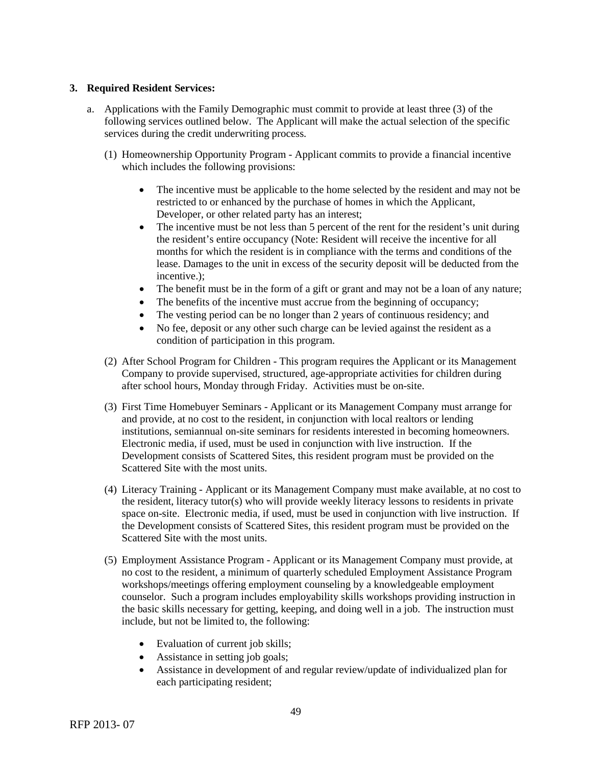**3. Required Resident Services:**

a. Applications with the Family Demographic must commit to provide at least three (3) of the following services outlined below. The Applicant will make the actual selection of the specific services during the credit underwriting process.

   (1) Homeownership Opportunity Program - Applicant commits to provide a financial incentive which includes the following provisions:

   - The incentive must be applicable to the home selected by the resident and may not be restricted to or enhanced by the purchase of homes in which the Applicant, Developer, or other related party has an interest;
   - The incentive must be not less than 5 percent of the rent for the resident's unit during the resident's entire occupancy (Note: Resident will receive the incentive for all months for which the resident is in compliance with the terms and conditions of the lease. Damages to the unit in excess of the security deposit will be deducted from the incentive.);
   - The benefit must be in the form of a gift or grant and may not be a loan of any nature;
   - The benefits of the incentive must accrue from the beginning of occupancy;
   - The vesting period can be no longer than 2 years of continuous residency; and
   - No fee, deposit or any other such charge can be levied against the resident as a condition of participation in this program.

   (2) After School Program for Children - This program requires the Applicant or its Management Company to provide supervised, structured, age-appropriate activities for children during after school hours, Monday through Friday. Activities must be on-site.

   (3) First Time Homebuyer Seminars - Applicant or its Management Company must arrange for and provide, at no cost to the resident, in conjunction with local realtors or lending institutions, semiannual on-site seminars for residents interested in becoming homeowners. Electronic media, if used, must be used in conjunction with live instruction. If the Development consists of Scattered Sites, this resident program must be provided on the Scattered Site with the most units.

   (4) Literacy Training - Applicant or its Management Company must make available, at no cost to the resident, literacy tutor(s) who will provide weekly literacy lessons to residents in private space on-site. Electronic media, if used, must be used in conjunction with live instruction. If the Development consists of Scattered Sites, this resident program must be provided on the Scattered Site with the most units.

   (5) Employment Assistance Program - Applicant or its Management Company must provide, at no cost to the resident, a minimum of quarterly scheduled Employment Assistance Program workshops/meetings offering employment counseling by a knowledgeable employment counselor. Such a program includes employability skills workshops providing instruction in the basic skills necessary for getting, keeping, and doing well in a job. The instruction must include, but not be limited to, the following:

   - Evaluation of current job skills;
   - Assistance in setting job goals;
   - Assistance in development of and regular review/update of individualized plan for each participating resident;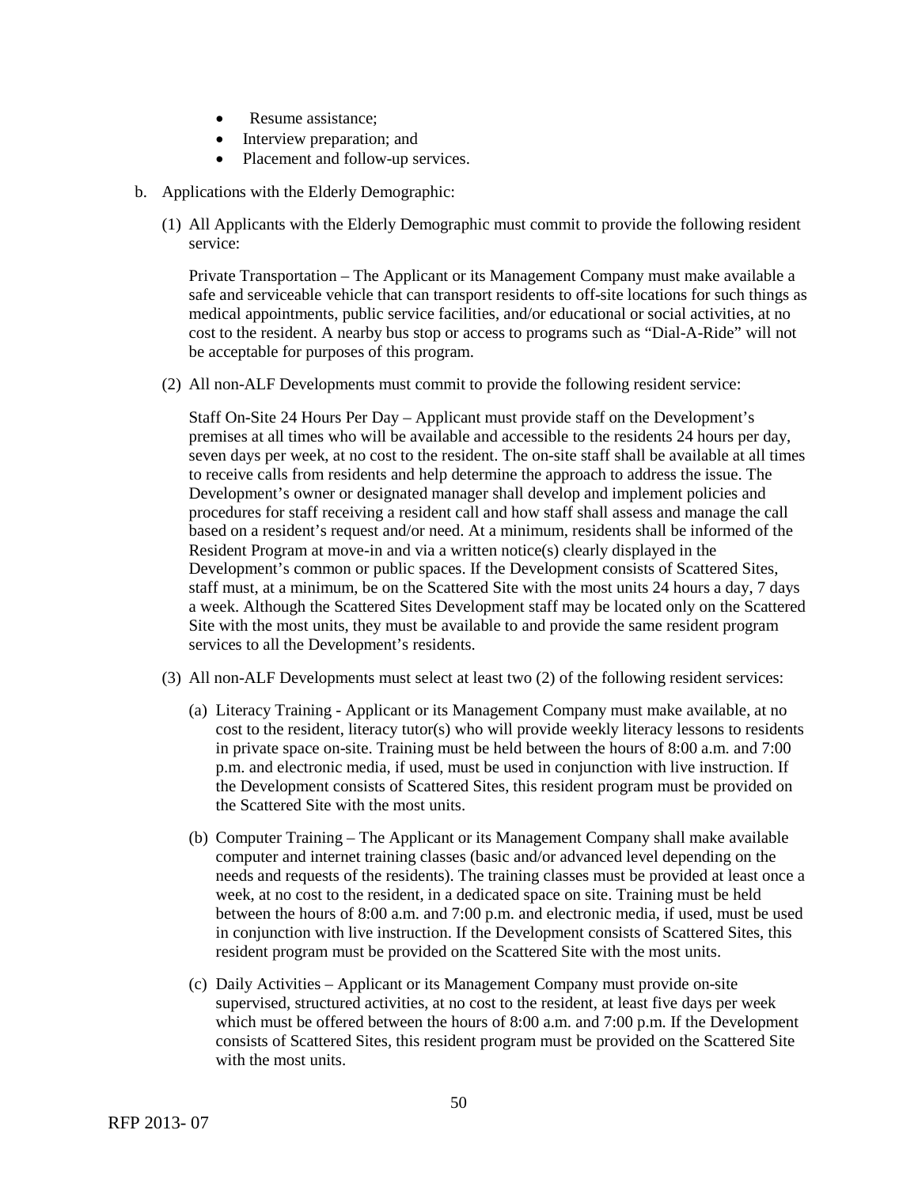- Resume assistance;
- Interview preparation; and
- Placement and follow-up services.

b. Applications with the Elderly Demographic:

(1) All Applicants with the Elderly Demographic must commit to provide the following resident service:

Private Transportation – The Applicant or its Management Company must make available a safe and serviceable vehicle that can transport residents to off-site locations for such things as medical appointments, public service facilities, and/or educational or social activities, at no cost to the resident. A nearby bus stop or access to programs such as "Dial-A-Ride" will not be acceptable for purposes of this program.

(2) All non-ALF Developments must commit to provide the following resident service:

Staff On-Site 24 Hours Per Day – Applicant must provide staff on the Development's premises at all times who will be available and accessible to the residents 24 hours per day, seven days per week, at no cost to the resident. The on-site staff shall be available at all times to receive calls from residents and help determine the approach to address the issue. The Development's owner or designated manager shall develop and implement policies and procedures for staff receiving a resident call and how staff shall assess and manage the call based on a resident's request and/or need. At a minimum, residents shall be informed of the Resident Program at move-in and via a written notice(s) clearly displayed in the Development's common or public spaces. If the Development consists of Scattered Sites, staff must, at a minimum, be on the Scattered Site with the most units 24 hours a day, 7 days a week. Although the Scattered Sites Development staff may be located only on the Scattered Site with the most units, they must be available to and provide the same resident program services to all the Development's residents.

(3) All non-ALF Developments must select at least two (2) of the following resident services:

(a) Literacy Training - Applicant or its Management Company must make available, at no cost to the resident, literacy tutor(s) who will provide weekly literacy lessons to residents in private space on-site. Training must be held between the hours of 8:00 a.m. and 7:00 p.m. and electronic media, if used, must be used in conjunction with live instruction. If the Development consists of Scattered Sites, this resident program must be provided on the Scattered Site with the most units.

(b) Computer Training – The Applicant or its Management Company shall make available computer and internet training classes (basic and/or advanced level depending on the needs and requests of the residents). The training classes must be provided at least once a week, at no cost to the resident, in a dedicated space on site. Training must be held between the hours of 8:00 a.m. and 7:00 p.m. and electronic media, if used, must be used in conjunction with live instruction. If the Development consists of Scattered Sites, this resident program must be provided on the Scattered Site with the most units.

(c) Daily Activities – Applicant or its Management Company must provide on-site supervised, structured activities, at no cost to the resident, at least five days per week which must be offered between the hours of 8:00 a.m. and 7:00 p.m. If the Development consists of Scattered Sites, this resident program must be provided on the Scattered Site with the most units.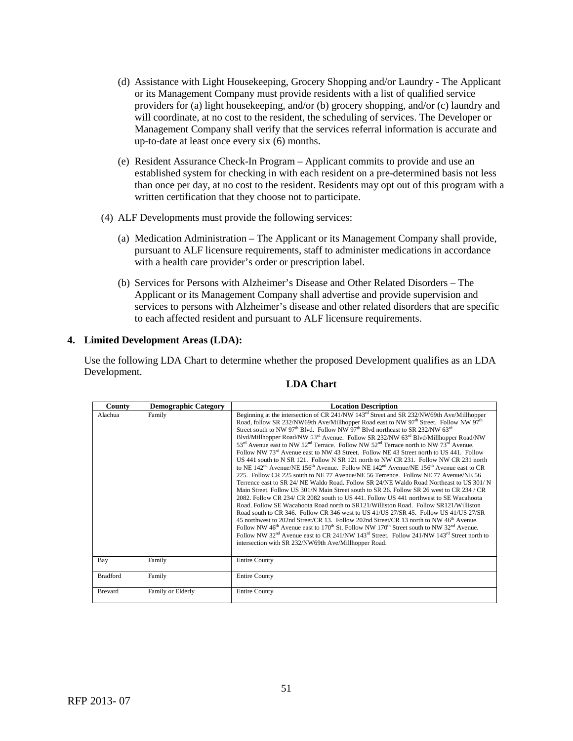(d) Assistance with Light Housekeeping, Grocery Shopping and/or Laundry - The Applicant or its Management Company must provide residents with a list of qualified service providers for (a) light housekeeping, and/or (b) grocery shopping, and/or (c) laundry and will coordinate, at no cost to the resident, the scheduling of services. The Developer or Management Company shall verify that the services referral information is accurate and up-to-date at least once every six (6) months.

(e) Resident Assurance Check-In Program – Applicant commits to provide and use an established system for checking in with each resident on a pre-determined basis not less than once per day, at no cost to the resident. Residents may opt out of this program with a written certification that they choose not to participate.

(4) ALF Developments must provide the following services:

(a) Medication Administration – The Applicant or its Management Company shall provide, pursuant to ALF licensure requirements, staff to administer medications in accordance with a health care provider's order or prescription label.

(b) Services for Persons with Alzheimer's Disease and Other Related Disorders – The Applicant or its Management Company shall advertise and provide supervision and services to persons with Alzheimer's disease and other related disorders that are specific to each affected resident and pursuant to ALF licensure requirements.

**4. Limited Development Areas (LDA):**

Use the following LDA Chart to determine whether the proposed Development qualifies as an LDA Development.

**LDA Chart**

| County | Demographic Category | Location Description |
|---|---|---|
| Alachua | Family | Beginning at the intersection of CR 241/NW 143rd Street and SR 232/NW69th Ave/Millhopper Road, follow SR 232/NW69th Ave/Millhopper Road east to NW 97th Street. Follow NW 97th Street south to NW 97th Blvd. Follow NW 97th Blvd northeast to SR 232/NW 63rd Blvd/Millhopper Road/NW 53rd Avenue. Follow SR 232/NW 63rd Blvd/Millhopper Road/NW 53rd Avenue east to NW 52nd Terrace. Follow NW 52nd Terrace north to NW 73rd Avenue. Follow NW 73rd Avenue east to NW 43 Street. Follow NE 43 Street north to US 441. Follow US 441 south to N SR 121. Follow N SR 121 north to NW CR 231. Follow NW CR 231 north to NE 142nd Avenue/NE 156th Avenue. Follow NE 142nd Avenue/NE 156th Avenue east to CR 225. Follow CR 225 south to NE 77 Avenue/NE 56 Terrence. Follow NE 77 Avenue/NE 56 Terrence east to SR 24/ NE Waldo Road. Follow SR 24/NE Waldo Road Northeast to US 301/ N Main Street. Follow US 301/N Main Street south to SR 26. Follow SR 26 west to CR 234 / CR 2082. Follow CR 234/ CR 2082 south to US 441. Follow US 441 northwest to SE Wacahoota Road. Follow SE Wacahoota Road north to SR121/Williston Road. Follow SR121/Williston Road south to CR 346. Follow CR 346 west to US 41/US 27/SR 45. Follow US 41/US 27/SR 45 northwest to 202nd Street/CR 13. Follow 202nd Street/CR 13 north to NW 46th Avenue. Follow NW 46th Avenue east to 170th St. Follow NW 170th Street south to NW 32nd Avenue. Follow NW 32nd Avenue east to CR 241/NW 143rd Street. Follow 241/NW 143rd Street north to intersection with SR 232/NW69th Ave/Millhopper Road. |
| Bay | Family | Entire County |
| Bradford | Family | Entire County |
| Brevard | Family or Elderly | Entire County |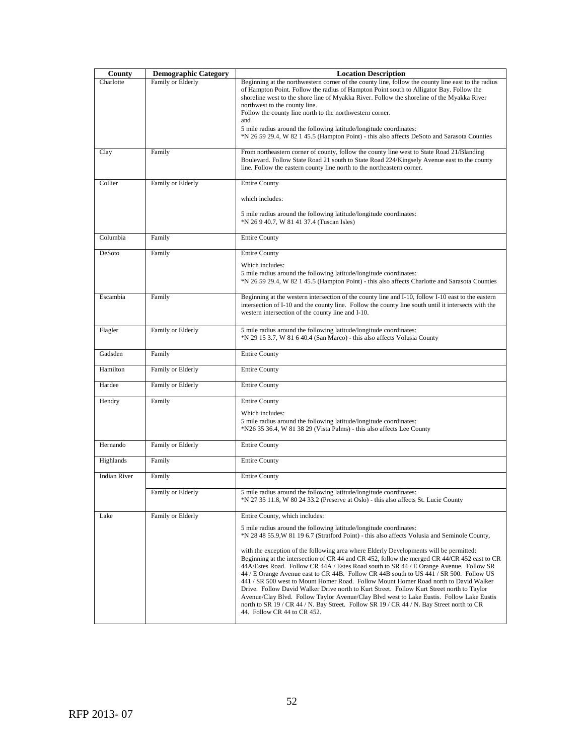| County | Demographic Category | Location Description |
| --- | --- | --- |
| Charlotte | Family or Elderly | Beginning at the northwestern corner of the county line, follow the county line east to the radius of Hampton Point. Follow the radius of Hampton Point south to Alligator Bay. Follow the shoreline west to the shore line of Myakka River. Follow the shoreline of the Myakka River northwest to the county line.<br>Follow the county line north to the northwestern corner.<br>and<br>5 mile radius around the following latitude/longitude coordinates:<br>*N 26 59 29.4, W 82 1 45.5 (Hampton Point) - this also affects DeSoto and Sarasota Counties |
| Clay | Family | From northeastern corner of county, follow the county line west to State Road 21/Blanding Boulevard. Follow State Road 21 south to State Road 224/Kingsely Avenue east to the county line. Follow the eastern county line north to the northeastern corner. |
| Collier | Family or Elderly | Entire County<br><br>which includes:<br><br>5 mile radius around the following latitude/longitude coordinates:<br>*N 26 9 40.7, W 81 41 37.4 (Tuscan Isles) |
| Columbia | Family | Entire County |
| DeSoto | Family | Entire County<br><br>Which includes:<br>5 mile radius around the following latitude/longitude coordinates:<br>*N 26 59 29.4, W 82 1 45.5 (Hampton Point) - this also affects Charlotte and Sarasota Counties |
| Escambia | Family | Beginning at the western intersection of the county line and I-10, follow I-10 east to the eastern intersection of I-10 and the county line. Follow the county line south until it intersects with the western intersection of the county line and I-10. |
| Flagler | Family or Elderly | 5 mile radius around the following latitude/longitude coordinates:<br>*N 29 15 3.7, W 81 6 40.4 (San Marco) - this also affects Volusia County |
| Gadsden | Family | Entire County |
| Hamilton | Family or Elderly | Entire County |
| Hardee | Family or Elderly | Entire County |
| Hendry | Family | Entire County<br><br>Which includes:<br>5 mile radius around the following latitude/longitude coordinates:<br>*N26 35 36.4, W 81 38 29 (Vista Palms) - this also affects Lee County |
| Hernando | Family or Elderly | Entire County |
| Highlands | Family | Entire County |
| Indian River | Family | Entire County |
| | Family or Elderly | 5 mile radius around the following latitude/longitude coordinates:<br>*N 27 35 11.8, W 80 24 33.2 (Preserve at Oslo) - this also affects St. Lucie County |
| Lake | Family or Elderly | Entire County, which includes:<br><br>5 mile radius around the following latitude/longitude coordinates:<br>*N 28 48 55.9,W 81 19 6.7 (Stratford Point) - this also affects Volusia and Seminole County,<br><br>with the exception of the following area where Elderly Developments will be permitted: Beginning at the intersection of CR 44 and CR 452, follow the merged CR 44/CR 452 east to CR 44A/Estes Road. Follow CR 44A / Estes Road south to SR 44 / E Orange Avenue. Follow SR 44 / E Orange Avenue east to CR 44B. Follow CR 44B south to US 441 / SR 500. Follow US 441 / SR 500 west to Mount Homer Road. Follow Mount Homer Road north to David Walker Drive. Follow David Walker Drive north to Kurt Street. Follow Kurt Street north to Taylor Avenue/Clay Blvd. Follow Taylor Avenue/Clay Blvd west to Lake Eustis. Follow Lake Eustis north to SR 19 / CR 44 / N. Bay Street. Follow SR 19 / CR 44 / N. Bay Street north to CR 44. Follow CR 44 to CR 452. |

RFP 2013- 07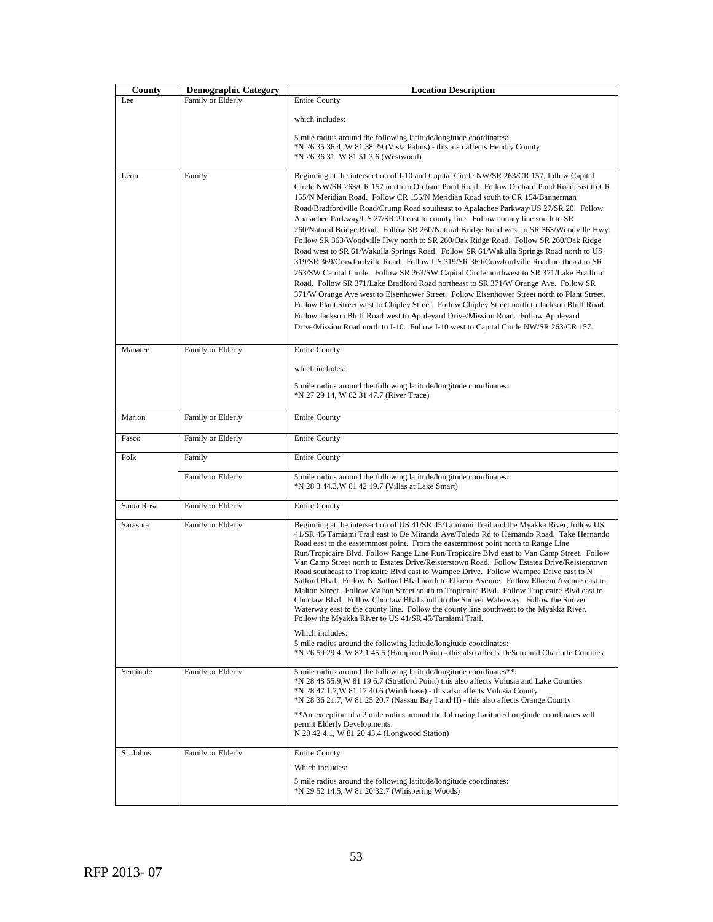| County | Demographic Category | Location Description |
| --- | --- | --- |
| Lee | Family or Elderly | Entire County<br><br>which includes:<br><br>5 mile radius around the following latitude/longitude coordinates:<br>*N 26 35 36.4, W 81 38 29 (Vista Palms) - this also affects Hendry County<br>*N 26 36 31, W 81 51 3.6 (Westwood) |
| Leon | Family | Beginning at the intersection of I-10 and Capital Circle NW/SR 263/CR 157, follow Capital Circle NW/SR 263/CR 157 north to Orchard Pond Road. Follow Orchard Pond Road east to CR 155/N Meridian Road. Follow CR 155/N Meridian Road south to CR 154/Bannerman Road/Bradfordville Road/Crump Road southeast to Apalachee Parkway/US 27/SR 20. Follow Apalachee Parkway/US 27/SR 20 east to county line. Follow county line south to SR 260/Natural Bridge Road. Follow SR 260/Natural Bridge Road west to SR 363/Woodville Hwy. Follow SR 363/Woodville Hwy north to SR 260/Oak Ridge Road. Follow SR 260/Oak Ridge Road west to SR 61/Wakulla Springs Road. Follow SR 61/Wakulla Springs Road north to US 319/SR 369/Crawfordville Road. Follow US 319/SR 369/Crawfordville Road northeast to SR 263/SW Capital Circle. Follow SR 263/SW Capital Circle northwest to SR 371/Lake Bradford Road. Follow SR 371/Lake Bradford Road northeast to SR 371/W Orange Ave. Follow SR 371/W Orange Ave west to Eisenhower Street. Follow Eisenhower Street north to Plant Street. Follow Plant Street west to Chipley Street. Follow Chipley Street north to Jackson Bluff Road. Follow Jackson Bluff Road west to Appleyard Drive/Mission Road. Follow Appleyard Drive/Mission Road north to I-10. Follow I-10 west to Capital Circle NW/SR 263/CR 157. |
| Manatee | Family or Elderly | Entire County<br><br>which includes:<br><br>5 mile radius around the following latitude/longitude coordinates:<br>*N 27 29 14, W 82 31 47.7 (River Trace) |
| Marion | Family or Elderly | Entire County |
| Pasco | Family or Elderly | Entire County |
| Polk | Family | Entire County |
| | Family or Elderly | 5 mile radius around the following latitude/longitude coordinates:<br>*N 28 3 44.3,W 81 42 19.7 (Villas at Lake Smart) |
| Santa Rosa | Family or Elderly | Entire County |
| Sarasota | Family or Elderly | Beginning at the intersection of US 41/SR 45/Tamiami Trail and the Myakka River, follow US 41/SR 45/Tamiami Trail east to De Miranda Ave/Toledo Rd to Hernando Road. Take Hernando Road east to the easternmost point. From the easternmost point north to Range Line Run/Tropicaire Blvd. Follow Range Line Run/Tropicaire Blvd east to Van Camp Street. Follow Van Camp Street north to Estates Drive/Reisterstown Road. Follow Estates Drive/Reisterstown Road southeast to Tropicaire Blvd east to Wampee Drive. Follow Wampee Drive east to N Salford Blvd. Follow N. Salford Blvd north to Elkrem Avenue. Follow Elkrem Avenue east to Malton Street. Follow Malton Street south to Tropicaire Blvd. Follow Tropicaire Blvd east to Choctaw Blvd. Follow Choctaw Blvd south to the Snover Waterway. Follow the Snover Waterway east to the county line. Follow the county line southwest to the Myakka River. Follow the Myakka River to US 41/SR 45/Tamiami Trail.<br><br>Which includes:<br>5 mile radius around the following latitude/longitude coordinates:<br>*N 26 59 29.4, W 82 1 45.5 (Hampton Point) - this also affects DeSoto and Charlotte Counties |
| Seminole | Family or Elderly | 5 mile radius around the following latitude/longitude coordinates**:<br>*N 28 48 55.9,W 81 19 6.7 (Stratford Point) this also affects Volusia and Lake Counties<br>*N 28 47 1.7,W 81 17 40.6 (Windchase) - this also affects Volusia County<br>*N 28 36 21.7, W 81 25 20.7 (Nassau Bay I and II) - this also affects Orange County<br><br>**An exception of a 2 mile radius around the following Latitude/Longitude coordinates will permit Elderly Developments:<br>N 28 42 4.1, W 81 20 43.4 (Longwood Station) |
| St. Johns | Family or Elderly | Entire County<br><br>Which includes:<br><br>5 mile radius around the following latitude/longitude coordinates:<br>*N 29 52 14.5, W 81 20 32.7 (Whispering Woods) |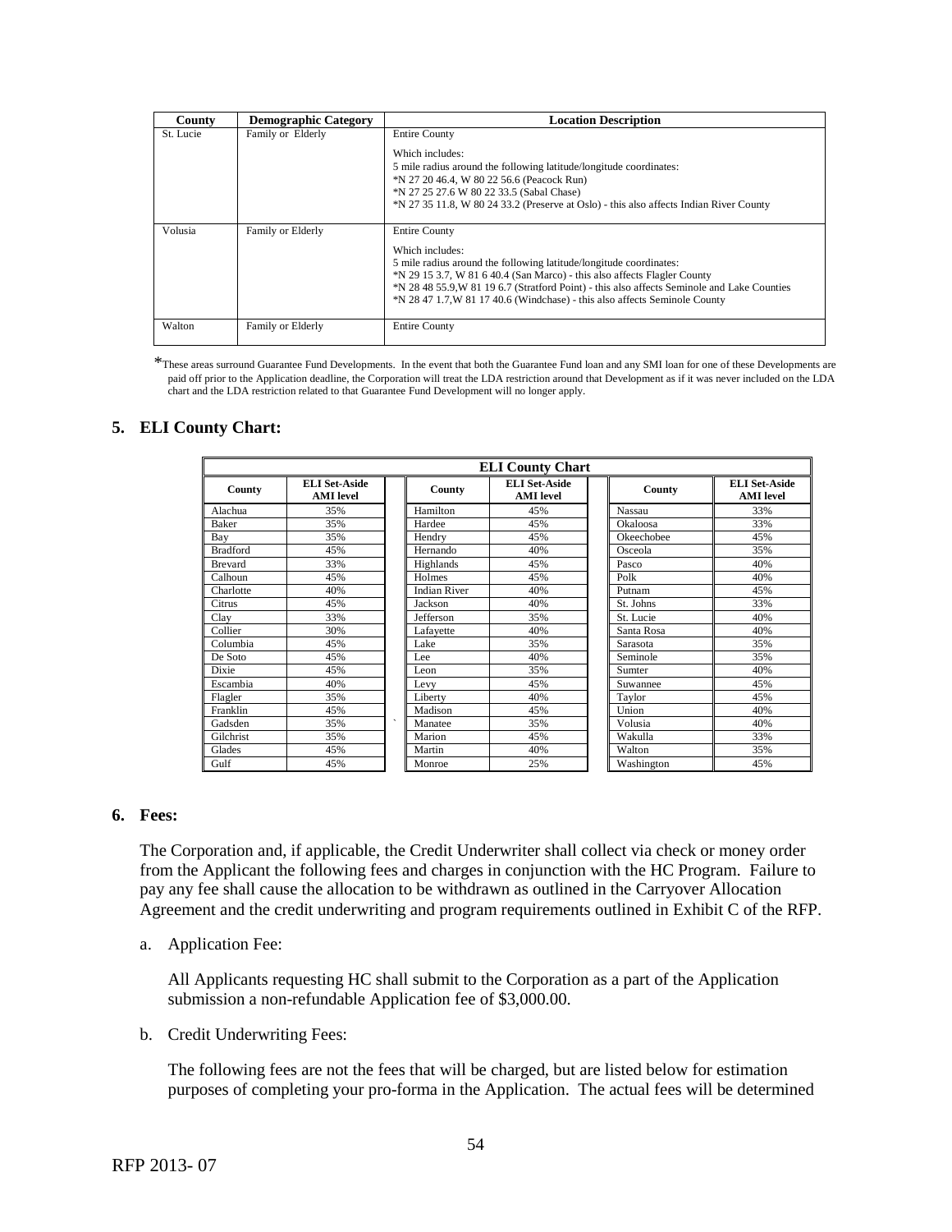| County | Demographic Category | Location Description |
|---|---|---|
| St. Lucie | Family or Elderly | Entire County<br><br>Which includes:<br>5 mile radius around the following latitude/longitude coordinates:<br>*N 27 20 46.4, W 80 22 56.6 (Peacock Run)<br>*N 27 25 27.6 W 80 22 33.5 (Sabal Chase)<br>*N 27 35 11.8, W 80 24 33.2 (Preserve at Oslo) - this also affects Indian River County |
| Volusia | Family or Elderly | Entire County<br><br>Which includes:<br>5 mile radius around the following latitude/longitude coordinates:<br>*N 29 15 3.7, W 81 6 40.4 (San Marco) - this also affects Flagler County<br>*N 28 48 55.9,W 81 19 6.7 (Stratford Point) - this also affects Seminole and Lake Counties<br>*N 28 47 1.7,W 81 17 40.6 (Windchase) - this also affects Seminole County |
| Walton | Family or Elderly | Entire County |

*These areas surround Guarantee Fund Developments. In the event that both the Guarantee Fund loan and any SMI loan for one of these Developments are paid off prior to the Application deadline, the Corporation will treat the LDA restriction around that Development as if it was never included on the LDA chart and the LDA restriction related to that Guarantee Fund Development will no longer apply.

## 5. ELI County Chart:

**ELI County Chart**

| County | ELI Set-Aside AMI level | County | ELI Set-Aside AMI level | County | ELI Set-Aside AMI level |
|---|---|---|---|---|---|
| Alachua | 35% | Hamilton | 45% | Nassau | 33% |
| Baker | 35% | Hardee | 45% | Okaloosa | 33% |
| Bay | 35% | Hendry | 45% | Okeechobee | 45% |
| Bradford | 45% | Hernando | 40% | Osceola | 35% |
| Brevard | 33% | Highlands | 45% | Pasco | 40% |
| Calhoun | 45% | Holmes | 45% | Polk | 40% |
| Charlotte | 40% | Indian River | 40% | Putnam | 45% |
| Citrus | 45% | Jackson | 40% | St. Johns | 33% |
| Clay | 33% | Jefferson | 35% | St. Lucie | 40% |
| Collier | 30% | Lafayette | 40% | Santa Rosa | 40% |
| Columbia | 45% | Lake | 35% | Sarasota | 35% |
| De Soto | 45% | Lee | 40% | Seminole | 35% |
| Dixie | 45% | Leon | 35% | Sumter | 40% |
| Escambia | 40% | Levy | 45% | Suwannee | 45% |
| Flagler | 35% | Liberty | 40% | Taylor | 45% |
| Franklin | 45% | Madison | 45% | Union | 40% |
| Gadsden | 35% | Manatee | 35% | Volusia | 40% |
| Gilchrist | 35% | Marion | 45% | Wakulla | 33% |
| Glades | 45% | Martin | 40% | Walton | 35% |
| Gulf | 45% | Monroe | 25% | Washington | 45% |

## 6. Fees:

The Corporation and, if applicable, the Credit Underwriter shall collect via check or money order from the Applicant the following fees and charges in conjunction with the HC Program. Failure to pay any fee shall cause the allocation to be withdrawn as outlined in the Carryover Allocation Agreement and the credit underwriting and program requirements outlined in Exhibit C of the RFP.

a. Application Fee:

All Applicants requesting HC shall submit to the Corporation as a part of the Application submission a non-refundable Application fee of $3,000.00.

b. Credit Underwriting Fees:

The following fees are not the fees that will be charged, but are listed below for estimation purposes of completing your pro-forma in the Application. The actual fees will be determined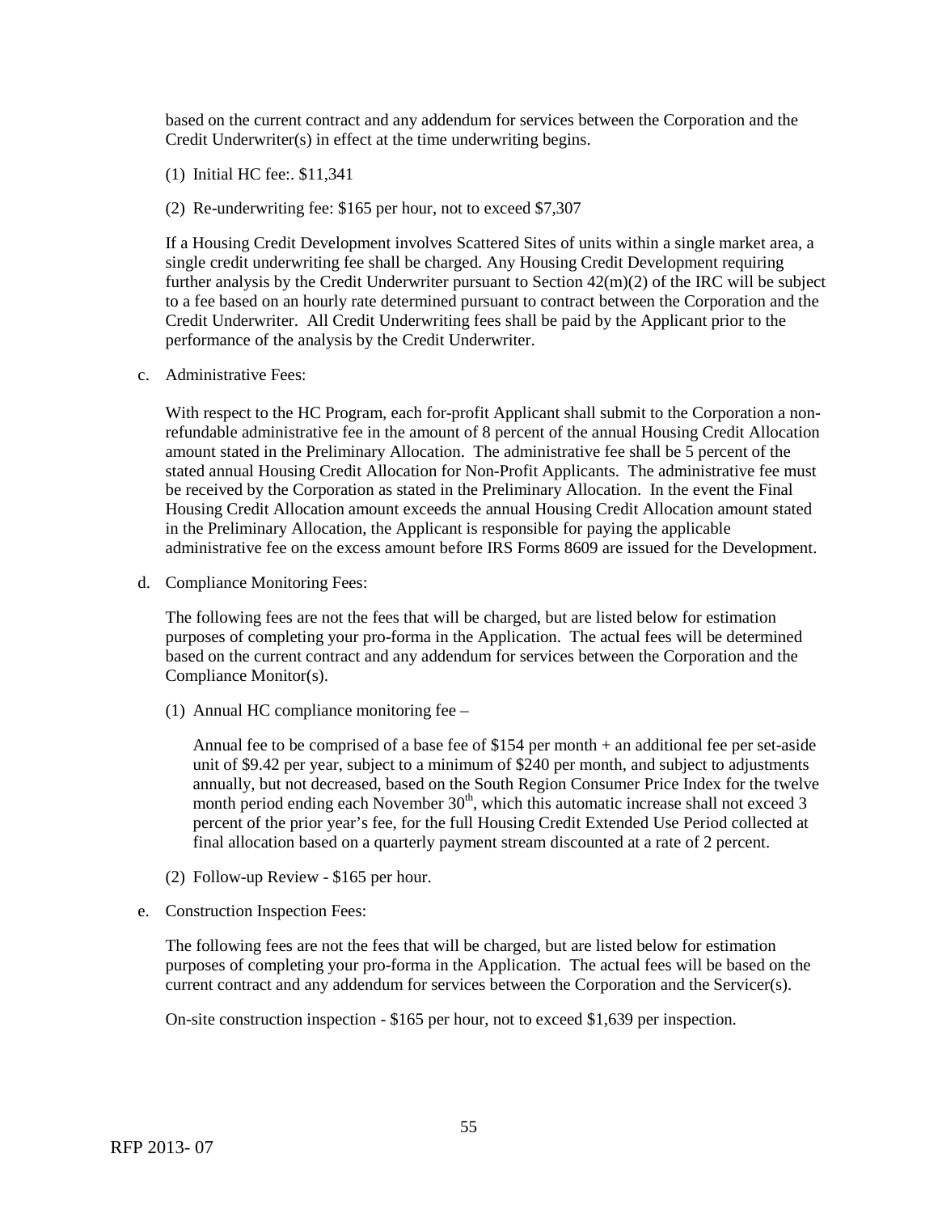based on the current contract and any addendum for services between the Corporation and the Credit Underwriter(s) in effect at the time underwriting begins.

(1) Initial HC fee:. $11,341

(2) Re-underwriting fee: $165 per hour, not to exceed $7,307

If a Housing Credit Development involves Scattered Sites of units within a single market area, a single credit underwriting fee shall be charged. Any Housing Credit Development requiring further analysis by the Credit Underwriter pursuant to Section 42(m)(2) of the IRC will be subject to a fee based on an hourly rate determined pursuant to contract between the Corporation and the Credit Underwriter. All Credit Underwriting fees shall be paid by the Applicant prior to the performance of the analysis by the Credit Underwriter.

c. Administrative Fees:

With respect to the HC Program, each for-profit Applicant shall submit to the Corporation a non-refundable administrative fee in the amount of 8 percent of the annual Housing Credit Allocation amount stated in the Preliminary Allocation. The administrative fee shall be 5 percent of the stated annual Housing Credit Allocation for Non-Profit Applicants. The administrative fee must be received by the Corporation as stated in the Preliminary Allocation. In the event the Final Housing Credit Allocation amount exceeds the annual Housing Credit Allocation amount stated in the Preliminary Allocation, the Applicant is responsible for paying the applicable administrative fee on the excess amount before IRS Forms 8609 are issued for the Development.

d. Compliance Monitoring Fees:

The following fees are not the fees that will be charged, but are listed below for estimation purposes of completing your pro-forma in the Application. The actual fees will be determined based on the current contract and any addendum for services between the Corporation and the Compliance Monitor(s).

(1) Annual HC compliance monitoring fee –

Annual fee to be comprised of a base fee of $154 per month + an additional fee per set-aside unit of $9.42 per year, subject to a minimum of $240 per month, and subject to adjustments annually, but not decreased, based on the South Region Consumer Price Index for the twelve month period ending each November 30th, which this automatic increase shall not exceed 3 percent of the prior year's fee, for the full Housing Credit Extended Use Period collected at final allocation based on a quarterly payment stream discounted at a rate of 2 percent.

(2) Follow-up Review - $165 per hour.

e. Construction Inspection Fees:

The following fees are not the fees that will be charged, but are listed below for estimation purposes of completing your pro-forma in the Application. The actual fees will be based on the current contract and any addendum for services between the Corporation and the Servicer(s).

On-site construction inspection - $165 per hour, not to exceed $1,639 per inspection.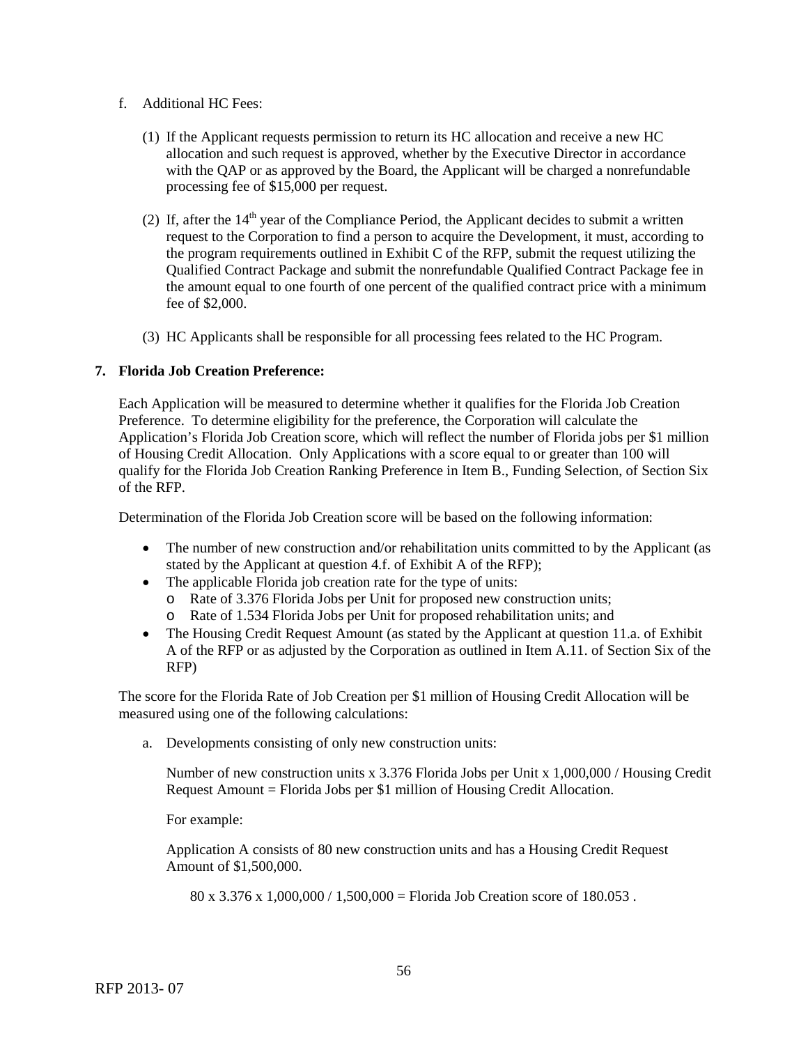f. Additional HC Fees:

   (1) If the Applicant requests permission to return its HC allocation and receive a new HC allocation and such request is approved, whether by the Executive Director in accordance with the QAP or as approved by the Board, the Applicant will be charged a nonrefundable processing fee of $15,000 per request.

   (2) If, after the 14th year of the Compliance Period, the Applicant decides to submit a written request to the Corporation to find a person to acquire the Development, it must, according to the program requirements outlined in Exhibit C of the RFP, submit the request utilizing the Qualified Contract Package and submit the nonrefundable Qualified Contract Package fee in the amount equal to one fourth of one percent of the qualified contract price with a minimum fee of $2,000.

   (3) HC Applicants shall be responsible for all processing fees related to the HC Program.

**7. Florida Job Creation Preference:**

Each Application will be measured to determine whether it qualifies for the Florida Job Creation Preference. To determine eligibility for the preference, the Corporation will calculate the Application's Florida Job Creation score, which will reflect the number of Florida jobs per $1 million of Housing Credit Allocation. Only Applications with a score equal to or greater than 100 will qualify for the Florida Job Creation Ranking Preference in Item B., Funding Selection, of Section Six of the RFP.

Determination of the Florida Job Creation score will be based on the following information:

- The number of new construction and/or rehabilitation units committed to by the Applicant (as stated by the Applicant at question 4.f. of Exhibit A of the RFP);
- The applicable Florida job creation rate for the type of units:
  - Rate of 3.376 Florida Jobs per Unit for proposed new construction units;
  - Rate of 1.534 Florida Jobs per Unit for proposed rehabilitation units; and
- The Housing Credit Request Amount (as stated by the Applicant at question 11.a. of Exhibit A of the RFP or as adjusted by the Corporation as outlined in Item A.11. of Section Six of the RFP)

The score for the Florida Rate of Job Creation per $1 million of Housing Credit Allocation will be measured using one of the following calculations:

a. Developments consisting of only new construction units:

   Number of new construction units x 3.376 Florida Jobs per Unit x 1,000,000 / Housing Credit Request Amount = Florida Jobs per $1 million of Housing Credit Allocation.

   For example:

   Application A consists of 80 new construction units and has a Housing Credit Request Amount of $1,500,000.

   80 x 3.376 x 1,000,000 / 1,500,000 = Florida Job Creation score of 180.053 .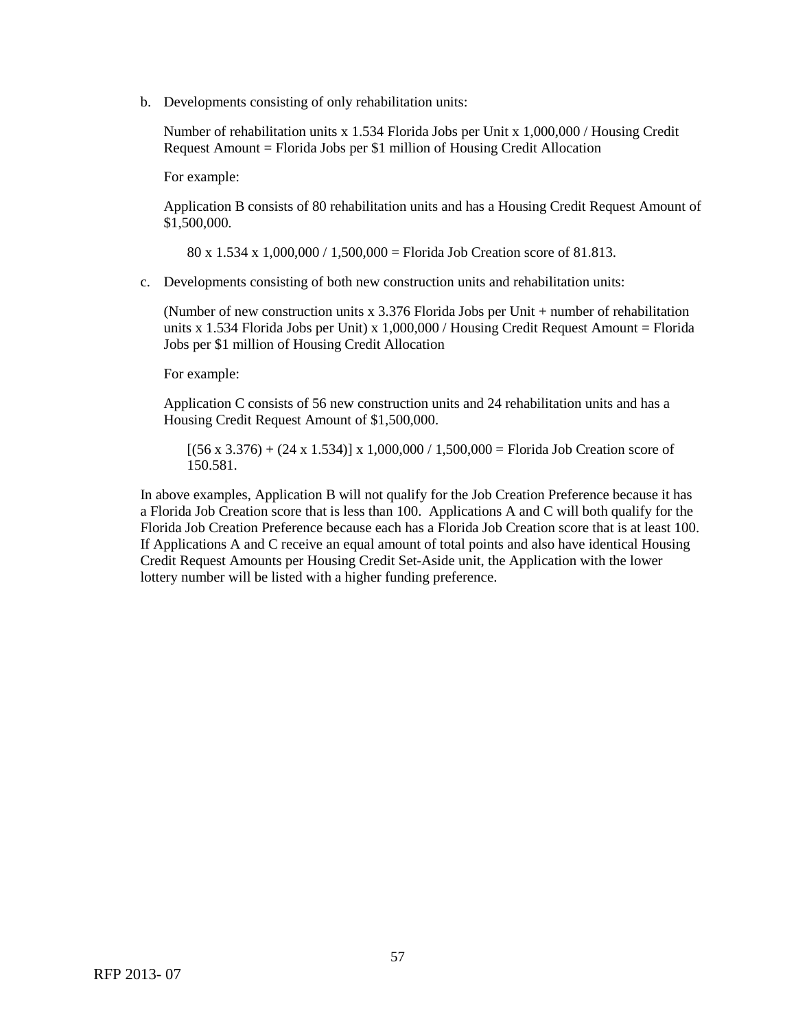b. Developments consisting of only rehabilitation units:

   Number of rehabilitation units x 1.534 Florida Jobs per Unit x 1,000,000 / Housing Credit Request Amount = Florida Jobs per $1 million of Housing Credit Allocation

   For example:

   Application B consists of 80 rehabilitation units and has a Housing Credit Request Amount of $1,500,000.

   > 80 x 1.534 x 1,000,000 / 1,500,000 = Florida Job Creation score of 81.813.

c. Developments consisting of both new construction units and rehabilitation units:

   (Number of new construction units x 3.376 Florida Jobs per Unit + number of rehabilitation units x 1.534 Florida Jobs per Unit) x 1,000,000 / Housing Credit Request Amount = Florida Jobs per $1 million of Housing Credit Allocation

   For example:

   Application C consists of 56 new construction units and 24 rehabilitation units and has a Housing Credit Request Amount of $1,500,000.

   > [(56 x 3.376) + (24 x 1.534)] x 1,000,000 / 1,500,000 = Florida Job Creation score of 150.581.

In above examples, Application B will not qualify for the Job Creation Preference because it has a Florida Job Creation score that is less than 100. Applications A and C will both qualify for the Florida Job Creation Preference because each has a Florida Job Creation score that is at least 100. If Applications A and C receive an equal amount of total points and also have identical Housing Credit Request Amounts per Housing Credit Set-Aside unit, the Application with the lower lottery number will be listed with a higher funding preference.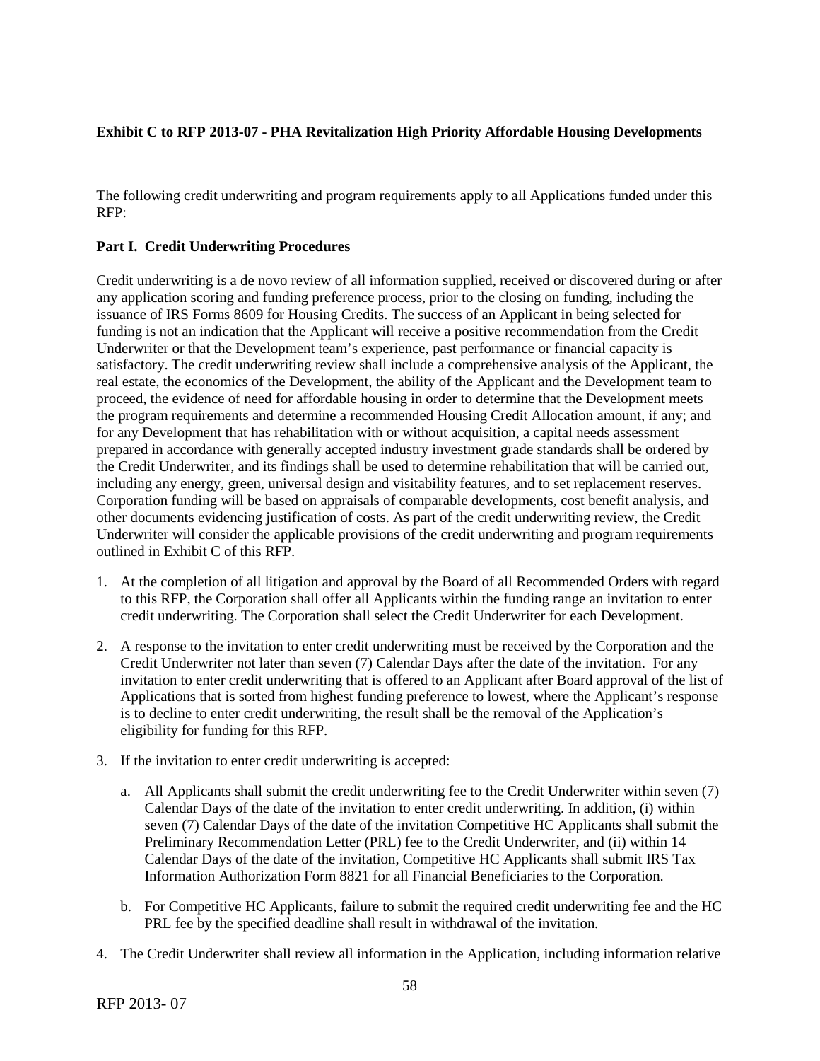**Exhibit C to RFP 2013-07 - PHA Revitalization High Priority Affordable Housing Developments**

The following credit underwriting and program requirements apply to all Applications funded under this RFP:

**Part I. Credit Underwriting Procedures**

Credit underwriting is a de novo review of all information supplied, received or discovered during or after any application scoring and funding preference process, prior to the closing on funding, including the issuance of IRS Forms 8609 for Housing Credits. The success of an Applicant in being selected for funding is not an indication that the Applicant will receive a positive recommendation from the Credit Underwriter or that the Development team's experience, past performance or financial capacity is satisfactory. The credit underwriting review shall include a comprehensive analysis of the Applicant, the real estate, the economics of the Development, the ability of the Applicant and the Development team to proceed, the evidence of need for affordable housing in order to determine that the Development meets the program requirements and determine a recommended Housing Credit Allocation amount, if any; and for any Development that has rehabilitation with or without acquisition, a capital needs assessment prepared in accordance with generally accepted industry investment grade standards shall be ordered by the Credit Underwriter, and its findings shall be used to determine rehabilitation that will be carried out, including any energy, green, universal design and visitability features, and to set replacement reserves. Corporation funding will be based on appraisals of comparable developments, cost benefit analysis, and other documents evidencing justification of costs. As part of the credit underwriting review, the Credit Underwriter will consider the applicable provisions of the credit underwriting and program requirements outlined in Exhibit C of this RFP.

1. At the completion of all litigation and approval by the Board of all Recommended Orders with regard to this RFP, the Corporation shall offer all Applicants within the funding range an invitation to enter credit underwriting. The Corporation shall select the Credit Underwriter for each Development.

2. A response to the invitation to enter credit underwriting must be received by the Corporation and the Credit Underwriter not later than seven (7) Calendar Days after the date of the invitation. For any invitation to enter credit underwriting that is offered to an Applicant after Board approval of the list of Applications that is sorted from highest funding preference to lowest, where the Applicant's response is to decline to enter credit underwriting, the result shall be the removal of the Application's eligibility for funding for this RFP.

3. If the invitation to enter credit underwriting is accepted:

   a. All Applicants shall submit the credit underwriting fee to the Credit Underwriter within seven (7) Calendar Days of the date of the invitation to enter credit underwriting. In addition, (i) within seven (7) Calendar Days of the date of the invitation Competitive HC Applicants shall submit the Preliminary Recommendation Letter (PRL) fee to the Credit Underwriter, and (ii) within 14 Calendar Days of the date of the invitation, Competitive HC Applicants shall submit IRS Tax Information Authorization Form 8821 for all Financial Beneficiaries to the Corporation.

   b. For Competitive HC Applicants, failure to submit the required credit underwriting fee and the HC PRL fee by the specified deadline shall result in withdrawal of the invitation.

4. The Credit Underwriter shall review all information in the Application, including information relative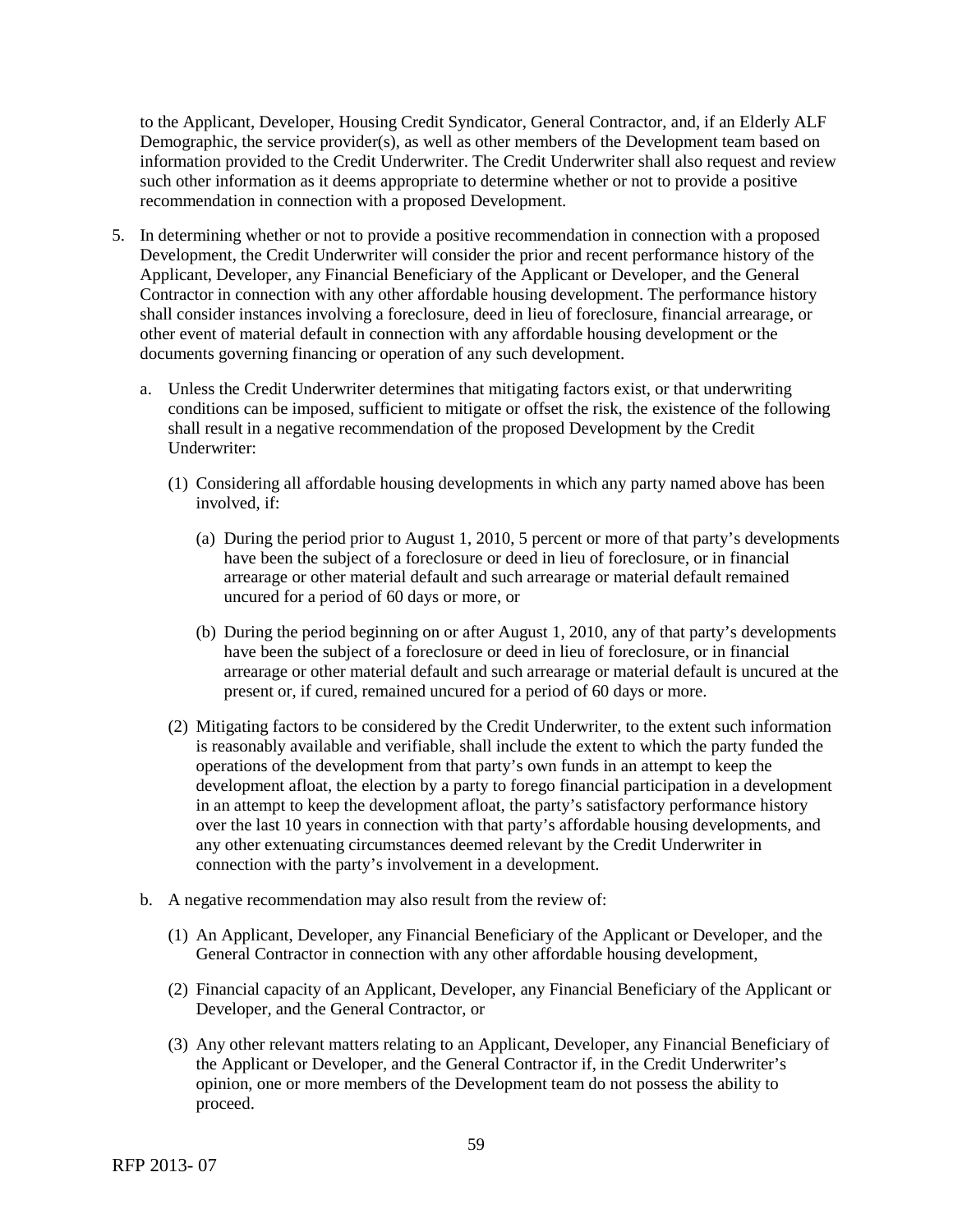to the Applicant, Developer, Housing Credit Syndicator, General Contractor, and, if an Elderly ALF Demographic, the service provider(s), as well as other members of the Development team based on information provided to the Credit Underwriter. The Credit Underwriter shall also request and review such other information as it deems appropriate to determine whether or not to provide a positive recommendation in connection with a proposed Development.

5. In determining whether or not to provide a positive recommendation in connection with a proposed Development, the Credit Underwriter will consider the prior and recent performance history of the Applicant, Developer, any Financial Beneficiary of the Applicant or Developer, and the General Contractor in connection with any other affordable housing development. The performance history shall consider instances involving a foreclosure, deed in lieu of foreclosure, financial arrearage, or other event of material default in connection with any affordable housing development or the documents governing financing or operation of any such development.

   a. Unless the Credit Underwriter determines that mitigating factors exist, or that underwriting conditions can be imposed, sufficient to mitigate or offset the risk, the existence of the following shall result in a negative recommendation of the proposed Development by the Credit Underwriter:

      (1) Considering all affordable housing developments in which any party named above has been involved, if:

         (a) During the period prior to August 1, 2010, 5 percent or more of that party's developments have been the subject of a foreclosure or deed in lieu of foreclosure, or in financial arrearage or other material default and such arrearage or material default remained uncured for a period of 60 days or more, or

         (b) During the period beginning on or after August 1, 2010, any of that party's developments have been the subject of a foreclosure or deed in lieu of foreclosure, or in financial arrearage or other material default and such arrearage or material default is uncured at the present or, if cured, remained uncured for a period of 60 days or more.

      (2) Mitigating factors to be considered by the Credit Underwriter, to the extent such information is reasonably available and verifiable, shall include the extent to which the party funded the operations of the development from that party's own funds in an attempt to keep the development afloat, the election by a party to forego financial participation in a development in an attempt to keep the development afloat, the party's satisfactory performance history over the last 10 years in connection with that party's affordable housing developments, and any other extenuating circumstances deemed relevant by the Credit Underwriter in connection with the party's involvement in a development.

   b. A negative recommendation may also result from the review of:

      (1) An Applicant, Developer, any Financial Beneficiary of the Applicant or Developer, and the General Contractor in connection with any other affordable housing development,

      (2) Financial capacity of an Applicant, Developer, any Financial Beneficiary of the Applicant or Developer, and the General Contractor, or

      (3) Any other relevant matters relating to an Applicant, Developer, any Financial Beneficiary of the Applicant or Developer, and the General Contractor if, in the Credit Underwriter's opinion, one or more members of the Development team do not possess the ability to proceed.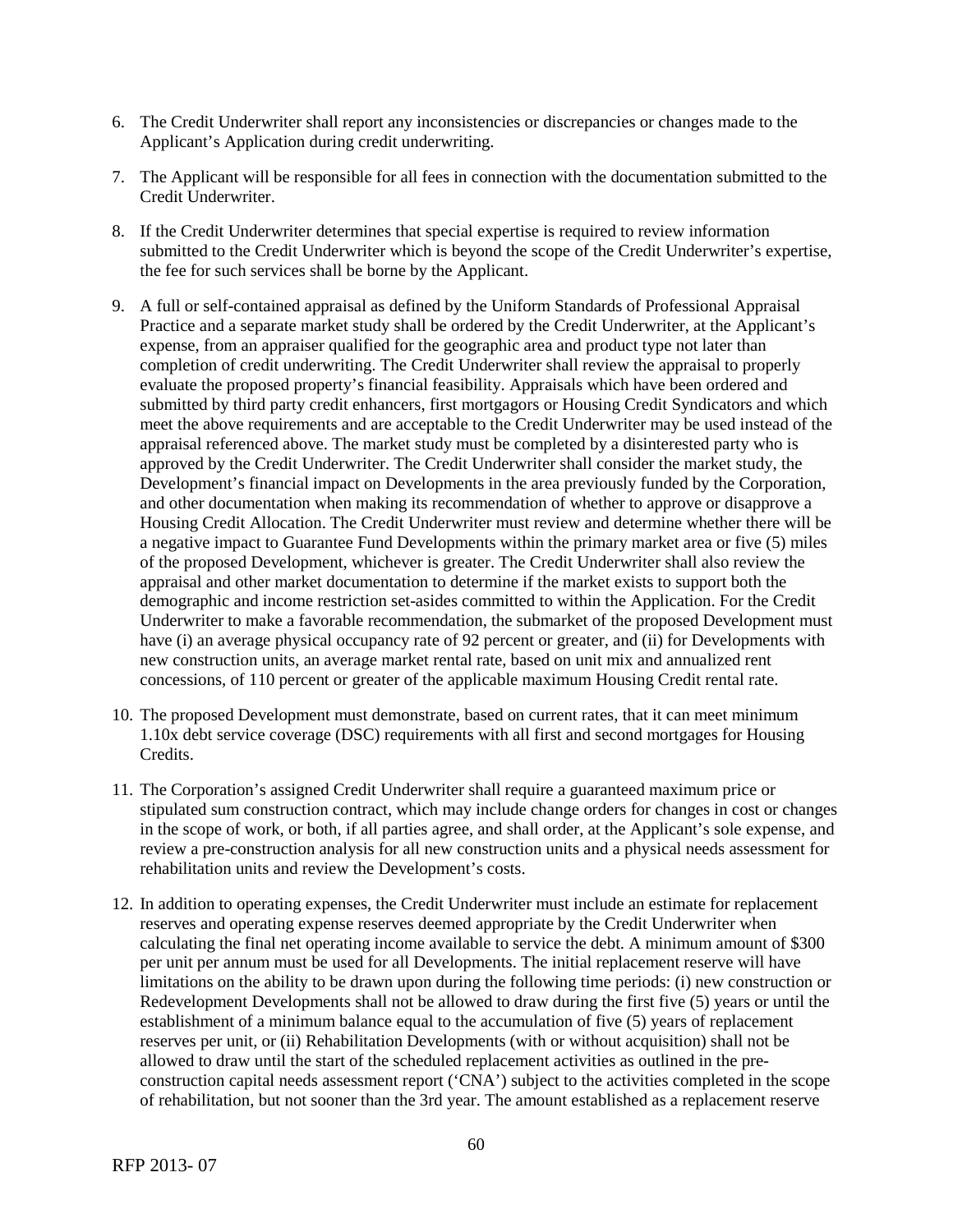6. The Credit Underwriter shall report any inconsistencies or discrepancies or changes made to the Applicant's Application during credit underwriting.

7. The Applicant will be responsible for all fees in connection with the documentation submitted to the Credit Underwriter.

8. If the Credit Underwriter determines that special expertise is required to review information submitted to the Credit Underwriter which is beyond the scope of the Credit Underwriter's expertise, the fee for such services shall be borne by the Applicant.

9. A full or self-contained appraisal as defined by the Uniform Standards of Professional Appraisal Practice and a separate market study shall be ordered by the Credit Underwriter, at the Applicant's expense, from an appraiser qualified for the geographic area and product type not later than completion of credit underwriting. The Credit Underwriter shall review the appraisal to properly evaluate the proposed property's financial feasibility. Appraisals which have been ordered and submitted by third party credit enhancers, first mortgagors or Housing Credit Syndicators and which meet the above requirements and are acceptable to the Credit Underwriter may be used instead of the appraisal referenced above. The market study must be completed by a disinterested party who is approved by the Credit Underwriter. The Credit Underwriter shall consider the market study, the Development's financial impact on Developments in the area previously funded by the Corporation, and other documentation when making its recommendation of whether to approve or disapprove a Housing Credit Allocation. The Credit Underwriter must review and determine whether there will be a negative impact to Guarantee Fund Developments within the primary market area or five (5) miles of the proposed Development, whichever is greater. The Credit Underwriter shall also review the appraisal and other market documentation to determine if the market exists to support both the demographic and income restriction set-asides committed to within the Application. For the Credit Underwriter to make a favorable recommendation, the submarket of the proposed Development must have (i) an average physical occupancy rate of 92 percent or greater, and (ii) for Developments with new construction units, an average market rental rate, based on unit mix and annualized rent concessions, of 110 percent or greater of the applicable maximum Housing Credit rental rate.

10. The proposed Development must demonstrate, based on current rates, that it can meet minimum 1.10x debt service coverage (DSC) requirements with all first and second mortgages for Housing Credits.

11. The Corporation's assigned Credit Underwriter shall require a guaranteed maximum price or stipulated sum construction contract, which may include change orders for changes in cost or changes in the scope of work, or both, if all parties agree, and shall order, at the Applicant's sole expense, and review a pre-construction analysis for all new construction units and a physical needs assessment for rehabilitation units and review the Development's costs.

12. In addition to operating expenses, the Credit Underwriter must include an estimate for replacement reserves and operating expense reserves deemed appropriate by the Credit Underwriter when calculating the final net operating income available to service the debt. A minimum amount of $300 per unit per annum must be used for all Developments. The initial replacement reserve will have limitations on the ability to be drawn upon during the following time periods: (i) new construction or Redevelopment Developments shall not be allowed to draw during the first five (5) years or until the establishment of a minimum balance equal to the accumulation of five (5) years of replacement reserves per unit, or (ii) Rehabilitation Developments (with or without acquisition) shall not be allowed to draw until the start of the scheduled replacement activities as outlined in the pre-construction capital needs assessment report ('CNA') subject to the activities completed in the scope of rehabilitation, but not sooner than the 3rd year. The amount established as a replacement reserve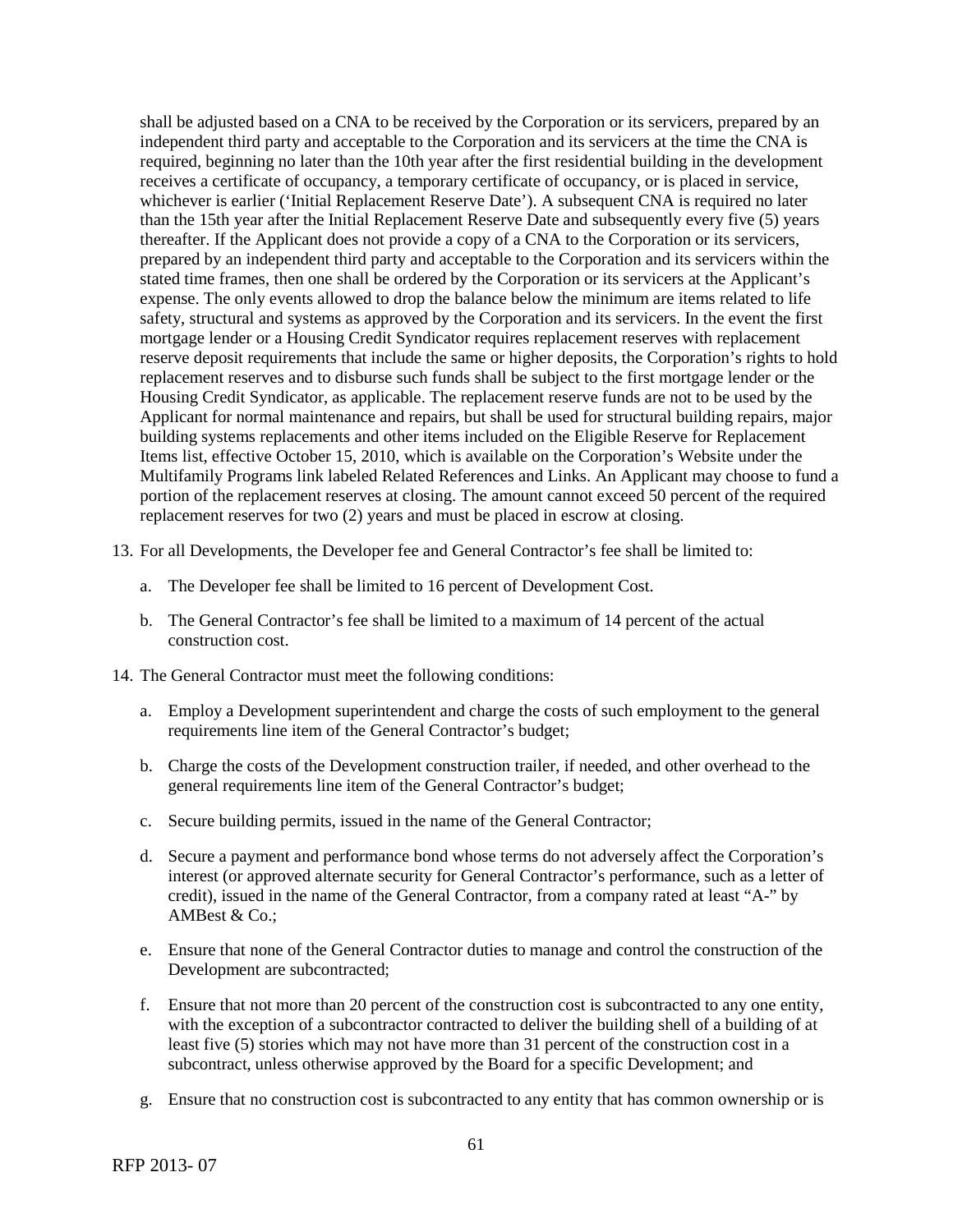shall be adjusted based on a CNA to be received by the Corporation or its servicers, prepared by an independent third party and acceptable to the Corporation and its servicers at the time the CNA is required, beginning no later than the 10th year after the first residential building in the development receives a certificate of occupancy, a temporary certificate of occupancy, or is placed in service, whichever is earlier ('Initial Replacement Reserve Date'). A subsequent CNA is required no later than the 15th year after the Initial Replacement Reserve Date and subsequently every five (5) years thereafter. If the Applicant does not provide a copy of a CNA to the Corporation or its servicers, prepared by an independent third party and acceptable to the Corporation and its servicers within the stated time frames, then one shall be ordered by the Corporation or its servicers at the Applicant's expense. The only events allowed to drop the balance below the minimum are items related to life safety, structural and systems as approved by the Corporation and its servicers. In the event the first mortgage lender or a Housing Credit Syndicator requires replacement reserves with replacement reserve deposit requirements that include the same or higher deposits, the Corporation's rights to hold replacement reserves and to disburse such funds shall be subject to the first mortgage lender or the Housing Credit Syndicator, as applicable. The replacement reserve funds are not to be used by the Applicant for normal maintenance and repairs, but shall be used for structural building repairs, major building systems replacements and other items included on the Eligible Reserve for Replacement Items list, effective October 15, 2010, which is available on the Corporation's Website under the Multifamily Programs link labeled Related References and Links. An Applicant may choose to fund a portion of the replacement reserves at closing. The amount cannot exceed 50 percent of the required replacement reserves for two (2) years and must be placed in escrow at closing.

13. For all Developments, the Developer fee and General Contractor's fee shall be limited to:

    a. The Developer fee shall be limited to 16 percent of Development Cost.

    b. The General Contractor's fee shall be limited to a maximum of 14 percent of the actual construction cost.

14. The General Contractor must meet the following conditions:

    a. Employ a Development superintendent and charge the costs of such employment to the general requirements line item of the General Contractor's budget;

    b. Charge the costs of the Development construction trailer, if needed, and other overhead to the general requirements line item of the General Contractor's budget;

    c. Secure building permits, issued in the name of the General Contractor;

    d. Secure a payment and performance bond whose terms do not adversely affect the Corporation's interest (or approved alternate security for General Contractor's performance, such as a letter of credit), issued in the name of the General Contractor, from a company rated at least "A-" by AMBest & Co.;

    e. Ensure that none of the General Contractor duties to manage and control the construction of the Development are subcontracted;

    f. Ensure that not more than 20 percent of the construction cost is subcontracted to any one entity, with the exception of a subcontractor contracted to deliver the building shell of a building of at least five (5) stories which may not have more than 31 percent of the construction cost in a subcontract, unless otherwise approved by the Board for a specific Development; and

    g. Ensure that no construction cost is subcontracted to any entity that has common ownership or is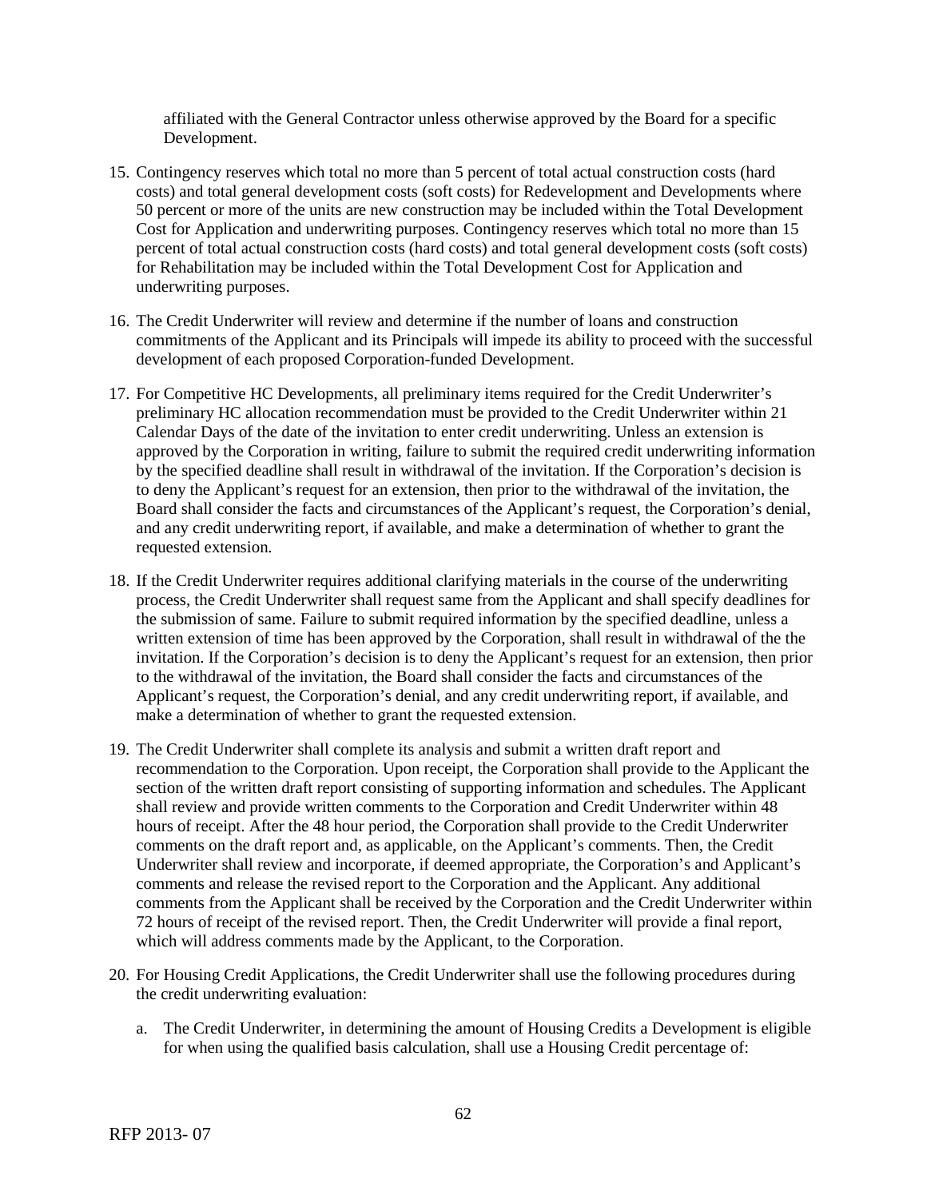affiliated with the General Contractor unless otherwise approved by the Board for a specific Development.

15. Contingency reserves which total no more than 5 percent of total actual construction costs (hard costs) and total general development costs (soft costs) for Redevelopment and Developments where 50 percent or more of the units are new construction may be included within the Total Development Cost for Application and underwriting purposes. Contingency reserves which total no more than 15 percent of total actual construction costs (hard costs) and total general development costs (soft costs) for Rehabilitation may be included within the Total Development Cost for Application and underwriting purposes.

16. The Credit Underwriter will review and determine if the number of loans and construction commitments of the Applicant and its Principals will impede its ability to proceed with the successful development of each proposed Corporation-funded Development.

17. For Competitive HC Developments, all preliminary items required for the Credit Underwriter's preliminary HC allocation recommendation must be provided to the Credit Underwriter within 21 Calendar Days of the date of the invitation to enter credit underwriting. Unless an extension is approved by the Corporation in writing, failure to submit the required credit underwriting information by the specified deadline shall result in withdrawal of the invitation. If the Corporation's decision is to deny the Applicant's request for an extension, then prior to the withdrawal of the invitation, the Board shall consider the facts and circumstances of the Applicant's request, the Corporation's denial, and any credit underwriting report, if available, and make a determination of whether to grant the requested extension.

18. If the Credit Underwriter requires additional clarifying materials in the course of the underwriting process, the Credit Underwriter shall request same from the Applicant and shall specify deadlines for the submission of same. Failure to submit required information by the specified deadline, unless a written extension of time has been approved by the Corporation, shall result in withdrawal of the the invitation. If the Corporation's decision is to deny the Applicant's request for an extension, then prior to the withdrawal of the invitation, the Board shall consider the facts and circumstances of the Applicant's request, the Corporation's denial, and any credit underwriting report, if available, and make a determination of whether to grant the requested extension.

19. The Credit Underwriter shall complete its analysis and submit a written draft report and recommendation to the Corporation. Upon receipt, the Corporation shall provide to the Applicant the section of the written draft report consisting of supporting information and schedules. The Applicant shall review and provide written comments to the Corporation and Credit Underwriter within 48 hours of receipt. After the 48 hour period, the Corporation shall provide to the Credit Underwriter comments on the draft report and, as applicable, on the Applicant's comments. Then, the Credit Underwriter shall review and incorporate, if deemed appropriate, the Corporation's and Applicant's comments and release the revised report to the Corporation and the Applicant. Any additional comments from the Applicant shall be received by the Corporation and the Credit Underwriter within 72 hours of receipt of the revised report. Then, the Credit Underwriter will provide a final report, which will address comments made by the Applicant, to the Corporation.

20. For Housing Credit Applications, the Credit Underwriter shall use the following procedures during the credit underwriting evaluation:

    a. The Credit Underwriter, in determining the amount of Housing Credits a Development is eligible for when using the qualified basis calculation, shall use a Housing Credit percentage of: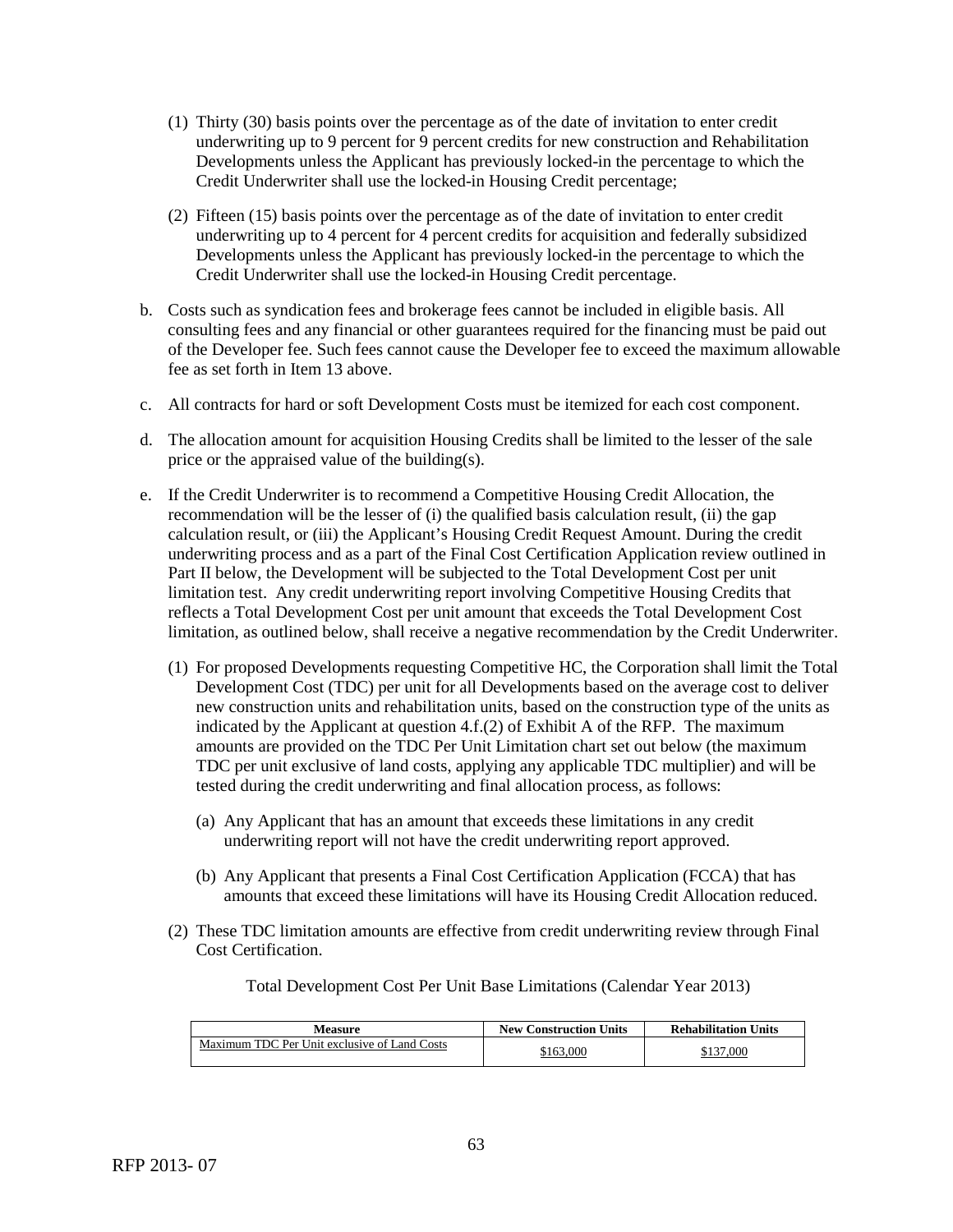(1) Thirty (30) basis points over the percentage as of the date of invitation to enter credit underwriting up to 9 percent for 9 percent credits for new construction and Rehabilitation Developments unless the Applicant has previously locked-in the percentage to which the Credit Underwriter shall use the locked-in Housing Credit percentage;

(2) Fifteen (15) basis points over the percentage as of the date of invitation to enter credit underwriting up to 4 percent for 4 percent credits for acquisition and federally subsidized Developments unless the Applicant has previously locked-in the percentage to which the Credit Underwriter shall use the locked-in Housing Credit percentage.

b. Costs such as syndication fees and brokerage fees cannot be included in eligible basis. All consulting fees and any financial or other guarantees required for the financing must be paid out of the Developer fee. Such fees cannot cause the Developer fee to exceed the maximum allowable fee as set forth in Item 13 above.

c. All contracts for hard or soft Development Costs must be itemized for each cost component.

d. The allocation amount for acquisition Housing Credits shall be limited to the lesser of the sale price or the appraised value of the building(s).

e. If the Credit Underwriter is to recommend a Competitive Housing Credit Allocation, the recommendation will be the lesser of (i) the qualified basis calculation result, (ii) the gap calculation result, or (iii) the Applicant's Housing Credit Request Amount. During the credit underwriting process and as a part of the Final Cost Certification Application review outlined in Part II below, the Development will be subjected to the Total Development Cost per unit limitation test. Any credit underwriting report involving Competitive Housing Credits that reflects a Total Development Cost per unit amount that exceeds the Total Development Cost limitation, as outlined below, shall receive a negative recommendation by the Credit Underwriter.

(1) For proposed Developments requesting Competitive HC, the Corporation shall limit the Total Development Cost (TDC) per unit for all Developments based on the average cost to deliver new construction units and rehabilitation units, based on the construction type of the units as indicated by the Applicant at question 4.f.(2) of Exhibit A of the RFP. The maximum amounts are provided on the TDC Per Unit Limitation chart set out below (the maximum TDC per unit exclusive of land costs, applying any applicable TDC multiplier) and will be tested during the credit underwriting and final allocation process, as follows:

(a) Any Applicant that has an amount that exceeds these limitations in any credit underwriting report will not have the credit underwriting report approved.

(b) Any Applicant that presents a Final Cost Certification Application (FCCA) that has amounts that exceed these limitations will have its Housing Credit Allocation reduced.

(2) These TDC limitation amounts are effective from credit underwriting review through Final Cost Certification.

Total Development Cost Per Unit Base Limitations (Calendar Year 2013)

| Measure | New Construction Units | Rehabilitation Units |
|---|---|---|
| Maximum TDC Per Unit exclusive of Land Costs | $163,000 | $137,000 |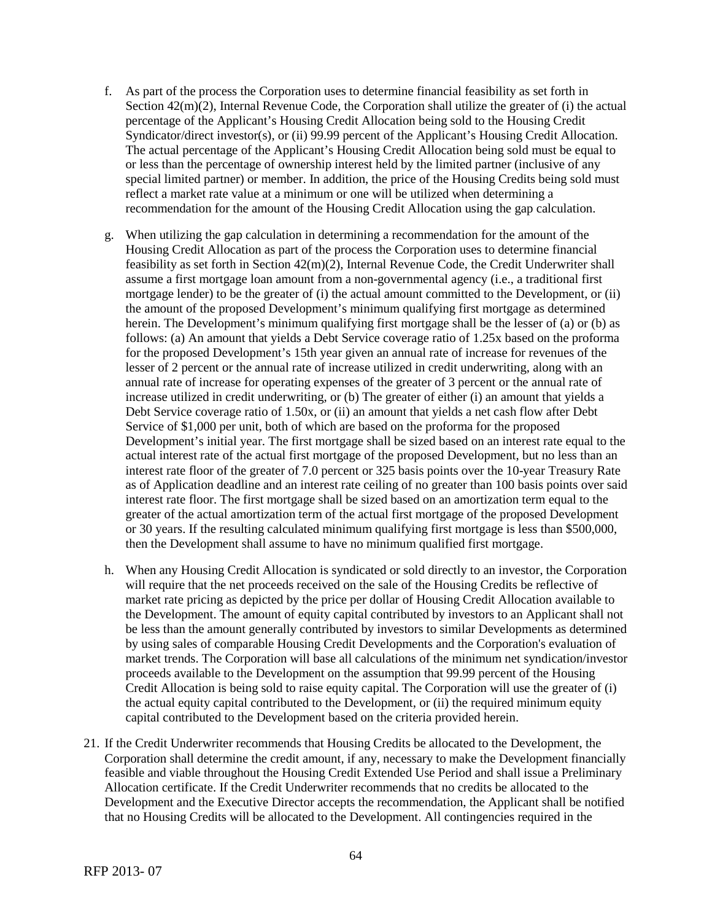f. As part of the process the Corporation uses to determine financial feasibility as set forth in Section 42(m)(2), Internal Revenue Code, the Corporation shall utilize the greater of (i) the actual percentage of the Applicant's Housing Credit Allocation being sold to the Housing Credit Syndicator/direct investor(s), or (ii) 99.99 percent of the Applicant's Housing Credit Allocation. The actual percentage of the Applicant's Housing Credit Allocation being sold must be equal to or less than the percentage of ownership interest held by the limited partner (inclusive of any special limited partner) or member. In addition, the price of the Housing Credits being sold must reflect a market rate value at a minimum or one will be utilized when determining a recommendation for the amount of the Housing Credit Allocation using the gap calculation.

g. When utilizing the gap calculation in determining a recommendation for the amount of the Housing Credit Allocation as part of the process the Corporation uses to determine financial feasibility as set forth in Section 42(m)(2), Internal Revenue Code, the Credit Underwriter shall assume a first mortgage loan amount from a non-governmental agency (i.e., a traditional first mortgage lender) to be the greater of (i) the actual amount committed to the Development, or (ii) the amount of the proposed Development's minimum qualifying first mortgage as determined herein. The Development's minimum qualifying first mortgage shall be the lesser of (a) or (b) as follows: (a) An amount that yields a Debt Service coverage ratio of 1.25x based on the proforma for the proposed Development's 15th year given an annual rate of increase for revenues of the lesser of 2 percent or the annual rate of increase utilized in credit underwriting, along with an annual rate of increase for operating expenses of the greater of 3 percent or the annual rate of increase utilized in credit underwriting, or (b) The greater of either (i) an amount that yields a Debt Service coverage ratio of 1.50x, or (ii) an amount that yields a net cash flow after Debt Service of $1,000 per unit, both of which are based on the proforma for the proposed Development's initial year. The first mortgage shall be sized based on an interest rate equal to the actual interest rate of the actual first mortgage of the proposed Development, but no less than an interest rate floor of the greater of 7.0 percent or 325 basis points over the 10-year Treasury Rate as of Application deadline and an interest rate ceiling of no greater than 100 basis points over said interest rate floor. The first mortgage shall be sized based on an amortization term equal to the greater of the actual amortization term of the actual first mortgage of the proposed Development or 30 years. If the resulting calculated minimum qualifying first mortgage is less than $500,000, then the Development shall assume to have no minimum qualified first mortgage.

h. When any Housing Credit Allocation is syndicated or sold directly to an investor, the Corporation will require that the net proceeds received on the sale of the Housing Credits be reflective of market rate pricing as depicted by the price per dollar of Housing Credit Allocation available to the Development. The amount of equity capital contributed by investors to an Applicant shall not be less than the amount generally contributed by investors to similar Developments as determined by using sales of comparable Housing Credit Developments and the Corporation's evaluation of market trends. The Corporation will base all calculations of the minimum net syndication/investor proceeds available to the Development on the assumption that 99.99 percent of the Housing Credit Allocation is being sold to raise equity capital. The Corporation will use the greater of (i) the actual equity capital contributed to the Development, or (ii) the required minimum equity capital contributed to the Development based on the criteria provided herein.

21. If the Credit Underwriter recommends that Housing Credits be allocated to the Development, the Corporation shall determine the credit amount, if any, necessary to make the Development financially feasible and viable throughout the Housing Credit Extended Use Period and shall issue a Preliminary Allocation certificate. If the Credit Underwriter recommends that no credits be allocated to the Development and the Executive Director accepts the recommendation, the Applicant shall be notified that no Housing Credits will be allocated to the Development. All contingencies required in the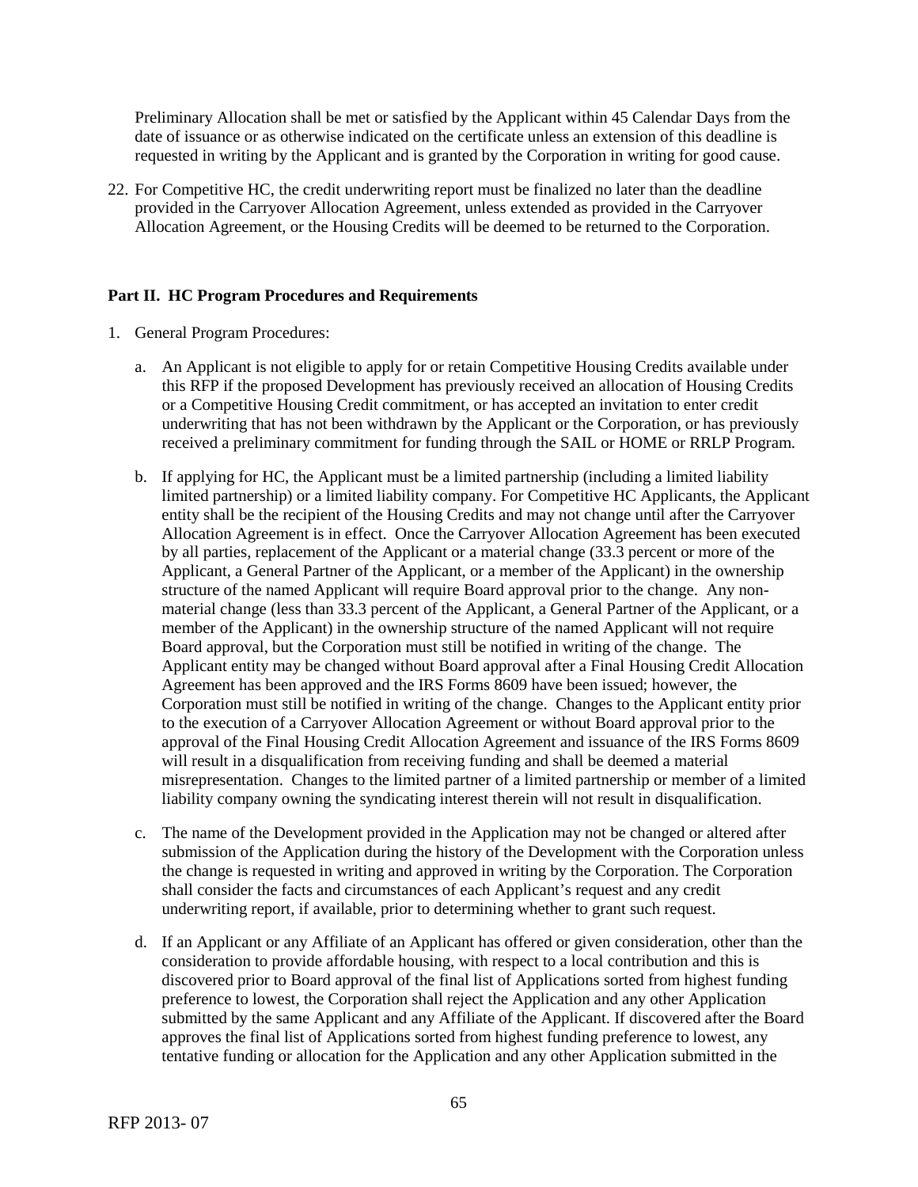Preliminary Allocation shall be met or satisfied by the Applicant within 45 Calendar Days from the date of issuance or as otherwise indicated on the certificate unless an extension of this deadline is requested in writing by the Applicant and is granted by the Corporation in writing for good cause.

22. For Competitive HC, the credit underwriting report must be finalized no later than the deadline provided in the Carryover Allocation Agreement, unless extended as provided in the Carryover Allocation Agreement, or the Housing Credits will be deemed to be returned to the Corporation.

**Part II. HC Program Procedures and Requirements**

1. General Program Procedures:

   a. An Applicant is not eligible to apply for or retain Competitive Housing Credits available under this RFP if the proposed Development has previously received an allocation of Housing Credits or a Competitive Housing Credit commitment, or has accepted an invitation to enter credit underwriting that has not been withdrawn by the Applicant or the Corporation, or has previously received a preliminary commitment for funding through the SAIL or HOME or RRLP Program.

   b. If applying for HC, the Applicant must be a limited partnership (including a limited liability limited partnership) or a limited liability company. For Competitive HC Applicants, the Applicant entity shall be the recipient of the Housing Credits and may not change until after the Carryover Allocation Agreement is in effect. Once the Carryover Allocation Agreement has been executed by all parties, replacement of the Applicant or a material change (33.3 percent or more of the Applicant, a General Partner of the Applicant, or a member of the Applicant) in the ownership structure of the named Applicant will require Board approval prior to the change. Any non-material change (less than 33.3 percent of the Applicant, a General Partner of the Applicant, or a member of the Applicant) in the ownership structure of the named Applicant will not require Board approval, but the Corporation must still be notified in writing of the change. The Applicant entity may be changed without Board approval after a Final Housing Credit Allocation Agreement has been approved and the IRS Forms 8609 have been issued; however, the Corporation must still be notified in writing of the change. Changes to the Applicant entity prior to the execution of a Carryover Allocation Agreement or without Board approval prior to the approval of the Final Housing Credit Allocation Agreement and issuance of the IRS Forms 8609 will result in a disqualification from receiving funding and shall be deemed a material misrepresentation. Changes to the limited partner of a limited partnership or member of a limited liability company owning the syndicating interest therein will not result in disqualification.

   c. The name of the Development provided in the Application may not be changed or altered after submission of the Application during the history of the Development with the Corporation unless the change is requested in writing and approved in writing by the Corporation. The Corporation shall consider the facts and circumstances of each Applicant's request and any credit underwriting report, if available, prior to determining whether to grant such request.

   d. If an Applicant or any Affiliate of an Applicant has offered or given consideration, other than the consideration to provide affordable housing, with respect to a local contribution and this is discovered prior to Board approval of the final list of Applications sorted from highest funding preference to lowest, the Corporation shall reject the Application and any other Application submitted by the same Applicant and any Affiliate of the Applicant. If discovered after the Board approves the final list of Applications sorted from highest funding preference to lowest, any tentative funding or allocation for the Application and any other Application submitted in the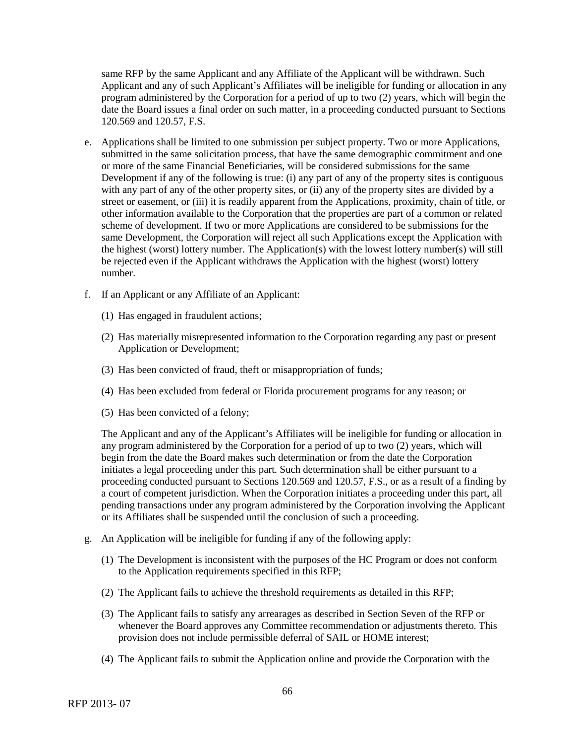same RFP by the same Applicant and any Affiliate of the Applicant will be withdrawn. Such Applicant and any of such Applicant's Affiliates will be ineligible for funding or allocation in any program administered by the Corporation for a period of up to two (2) years, which will begin the date the Board issues a final order on such matter, in a proceeding conducted pursuant to Sections 120.569 and 120.57, F.S.

e. Applications shall be limited to one submission per subject property. Two or more Applications, submitted in the same solicitation process, that have the same demographic commitment and one or more of the same Financial Beneficiaries, will be considered submissions for the same Development if any of the following is true: (i) any part of any of the property sites is contiguous with any part of any of the other property sites, or (ii) any of the property sites are divided by a street or easement, or (iii) it is readily apparent from the Applications, proximity, chain of title, or other information available to the Corporation that the properties are part of a common or related scheme of development. If two or more Applications are considered to be submissions for the same Development, the Corporation will reject all such Applications except the Application with the highest (worst) lottery number. The Application(s) with the lowest lottery number(s) will still be rejected even if the Applicant withdraws the Application with the highest (worst) lottery number.

f. If an Applicant or any Affiliate of an Applicant:

   (1) Has engaged in fraudulent actions;

   (2) Has materially misrepresented information to the Corporation regarding any past or present Application or Development;

   (3) Has been convicted of fraud, theft or misappropriation of funds;

   (4) Has been excluded from federal or Florida procurement programs for any reason; or

   (5) Has been convicted of a felony;

   The Applicant and any of the Applicant's Affiliates will be ineligible for funding or allocation in any program administered by the Corporation for a period of up to two (2) years, which will begin from the date the Board makes such determination or from the date the Corporation initiates a legal proceeding under this part. Such determination shall be either pursuant to a proceeding conducted pursuant to Sections 120.569 and 120.57, F.S., or as a result of a finding by a court of competent jurisdiction. When the Corporation initiates a proceeding under this part, all pending transactions under any program administered by the Corporation involving the Applicant or its Affiliates shall be suspended until the conclusion of such a proceeding.

g. An Application will be ineligible for funding if any of the following apply:

   (1) The Development is inconsistent with the purposes of the HC Program or does not conform to the Application requirements specified in this RFP;

   (2) The Applicant fails to achieve the threshold requirements as detailed in this RFP;

   (3) The Applicant fails to satisfy any arrearages as described in Section Seven of the RFP or whenever the Board approves any Committee recommendation or adjustments thereto. This provision does not include permissible deferral of SAIL or HOME interest;

   (4) The Applicant fails to submit the Application online and provide the Corporation with the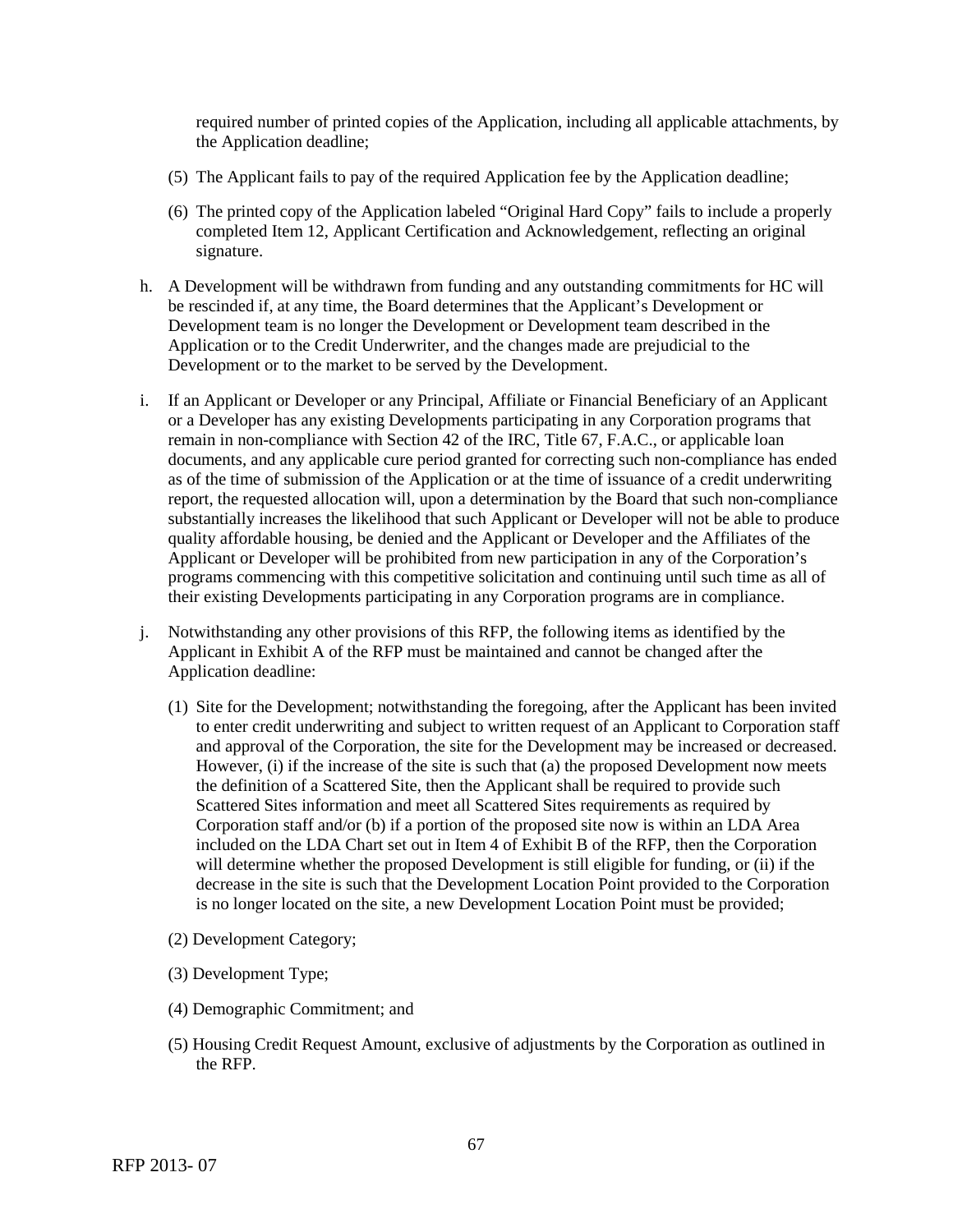required number of printed copies of the Application, including all applicable attachments, by the Application deadline;

(5) The Applicant fails to pay of the required Application fee by the Application deadline;

(6) The printed copy of the Application labeled "Original Hard Copy" fails to include a properly completed Item 12, Applicant Certification and Acknowledgement, reflecting an original signature.

h. A Development will be withdrawn from funding and any outstanding commitments for HC will be rescinded if, at any time, the Board determines that the Applicant's Development or Development team is no longer the Development or Development team described in the Application or to the Credit Underwriter, and the changes made are prejudicial to the Development or to the market to be served by the Development.

i. If an Applicant or Developer or any Principal, Affiliate or Financial Beneficiary of an Applicant or a Developer has any existing Developments participating in any Corporation programs that remain in non-compliance with Section 42 of the IRC, Title 67, F.A.C., or applicable loan documents, and any applicable cure period granted for correcting such non-compliance has ended as of the time of submission of the Application or at the time of issuance of a credit underwriting report, the requested allocation will, upon a determination by the Board that such non-compliance substantially increases the likelihood that such Applicant or Developer will not be able to produce quality affordable housing, be denied and the Applicant or Developer and the Affiliates of the Applicant or Developer will be prohibited from new participation in any of the Corporation's programs commencing with this competitive solicitation and continuing until such time as all of their existing Developments participating in any Corporation programs are in compliance.

j. Notwithstanding any other provisions of this RFP, the following items as identified by the Applicant in Exhibit A of the RFP must be maintained and cannot be changed after the Application deadline:

(1) Site for the Development; notwithstanding the foregoing, after the Applicant has been invited to enter credit underwriting and subject to written request of an Applicant to Corporation staff and approval of the Corporation, the site for the Development may be increased or decreased. However, (i) if the increase of the site is such that (a) the proposed Development now meets the definition of a Scattered Site, then the Applicant shall be required to provide such Scattered Sites information and meet all Scattered Sites requirements as required by Corporation staff and/or (b) if a portion of the proposed site now is within an LDA Area included on the LDA Chart set out in Item 4 of Exhibit B of the RFP, then the Corporation will determine whether the proposed Development is still eligible for funding, or (ii) if the decrease in the site is such that the Development Location Point provided to the Corporation is no longer located on the site, a new Development Location Point must be provided;

(2) Development Category;

(3) Development Type;

(4) Demographic Commitment; and

(5) Housing Credit Request Amount, exclusive of adjustments by the Corporation as outlined in the RFP.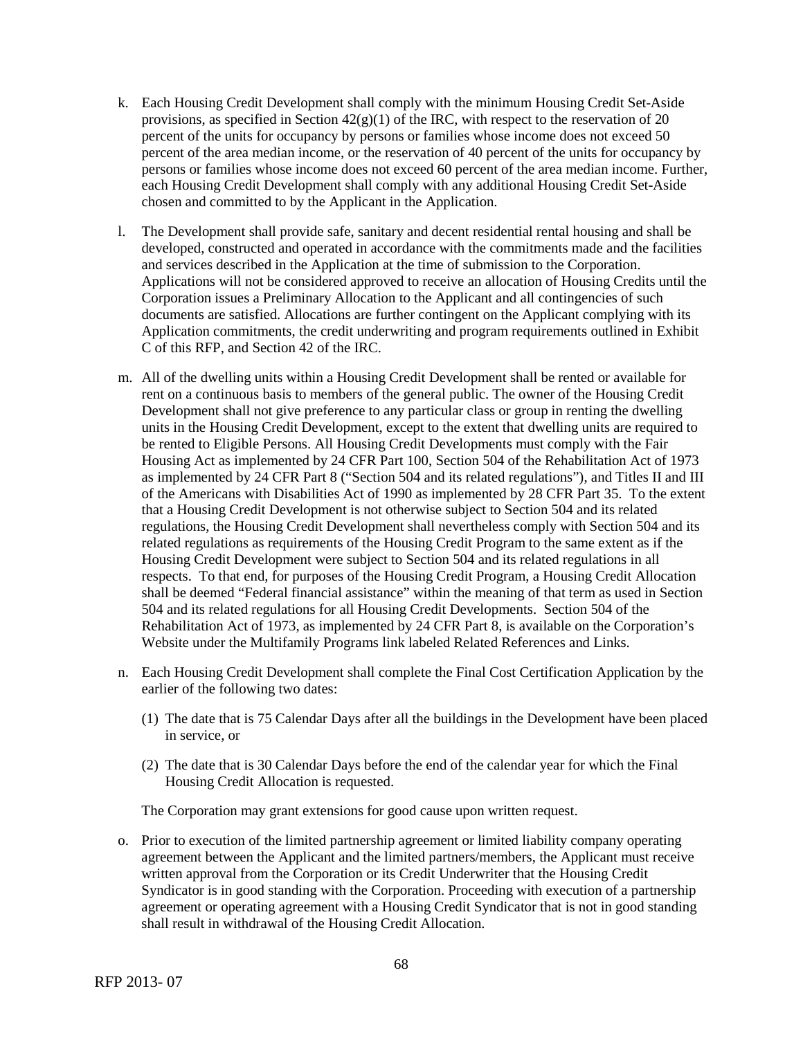k. Each Housing Credit Development shall comply with the minimum Housing Credit Set-Aside provisions, as specified in Section 42(g)(1) of the IRC, with respect to the reservation of 20 percent of the units for occupancy by persons or families whose income does not exceed 50 percent of the area median income, or the reservation of 40 percent of the units for occupancy by persons or families whose income does not exceed 60 percent of the area median income. Further, each Housing Credit Development shall comply with any additional Housing Credit Set-Aside chosen and committed to by the Applicant in the Application.

l. The Development shall provide safe, sanitary and decent residential rental housing and shall be developed, constructed and operated in accordance with the commitments made and the facilities and services described in the Application at the time of submission to the Corporation. Applications will not be considered approved to receive an allocation of Housing Credits until the Corporation issues a Preliminary Allocation to the Applicant and all contingencies of such documents are satisfied. Allocations are further contingent on the Applicant complying with its Application commitments, the credit underwriting and program requirements outlined in Exhibit C of this RFP, and Section 42 of the IRC.

m. All of the dwelling units within a Housing Credit Development shall be rented or available for rent on a continuous basis to members of the general public. The owner of the Housing Credit Development shall not give preference to any particular class or group in renting the dwelling units in the Housing Credit Development, except to the extent that dwelling units are required to be rented to Eligible Persons. All Housing Credit Developments must comply with the Fair Housing Act as implemented by 24 CFR Part 100, Section 504 of the Rehabilitation Act of 1973 as implemented by 24 CFR Part 8 ("Section 504 and its related regulations"), and Titles II and III of the Americans with Disabilities Act of 1990 as implemented by 28 CFR Part 35. To the extent that a Housing Credit Development is not otherwise subject to Section 504 and its related regulations, the Housing Credit Development shall nevertheless comply with Section 504 and its related regulations as requirements of the Housing Credit Program to the same extent as if the Housing Credit Development were subject to Section 504 and its related regulations in all respects. To that end, for purposes of the Housing Credit Program, a Housing Credit Allocation shall be deemed "Federal financial assistance" within the meaning of that term as used in Section 504 and its related regulations for all Housing Credit Developments. Section 504 of the Rehabilitation Act of 1973, as implemented by 24 CFR Part 8, is available on the Corporation's Website under the Multifamily Programs link labeled Related References and Links.

n. Each Housing Credit Development shall complete the Final Cost Certification Application by the earlier of the following two dates:

   (1) The date that is 75 Calendar Days after all the buildings in the Development have been placed in service, or

   (2) The date that is 30 Calendar Days before the end of the calendar year for which the Final Housing Credit Allocation is requested.

   The Corporation may grant extensions for good cause upon written request.

o. Prior to execution of the limited partnership agreement or limited liability company operating agreement between the Applicant and the limited partners/members, the Applicant must receive written approval from the Corporation or its Credit Underwriter that the Housing Credit Syndicator is in good standing with the Corporation. Proceeding with execution of a partnership agreement or operating agreement with a Housing Credit Syndicator that is not in good standing shall result in withdrawal of the Housing Credit Allocation.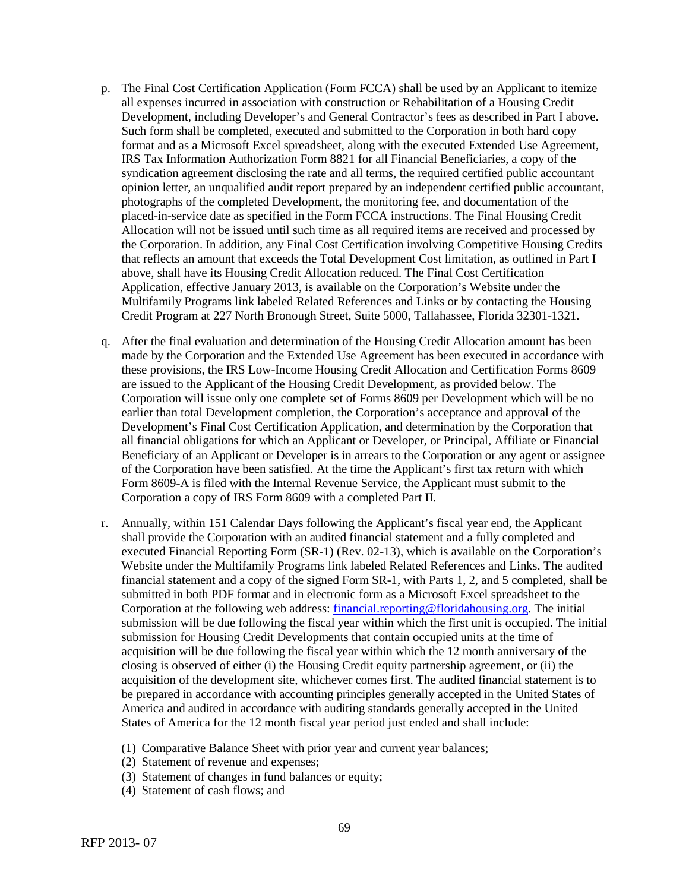p. The Final Cost Certification Application (Form FCCA) shall be used by an Applicant to itemize all expenses incurred in association with construction or Rehabilitation of a Housing Credit Development, including Developer's and General Contractor's fees as described in Part I above. Such form shall be completed, executed and submitted to the Corporation in both hard copy format and as a Microsoft Excel spreadsheet, along with the executed Extended Use Agreement, IRS Tax Information Authorization Form 8821 for all Financial Beneficiaries, a copy of the syndication agreement disclosing the rate and all terms, the required certified public accountant opinion letter, an unqualified audit report prepared by an independent certified public accountant, photographs of the completed Development, the monitoring fee, and documentation of the placed-in-service date as specified in the Form FCCA instructions. The Final Housing Credit Allocation will not be issued until such time as all required items are received and processed by the Corporation. In addition, any Final Cost Certification involving Competitive Housing Credits that reflects an amount that exceeds the Total Development Cost limitation, as outlined in Part I above, shall have its Housing Credit Allocation reduced. The Final Cost Certification Application, effective January 2013, is available on the Corporation's Website under the Multifamily Programs link labeled Related References and Links or by contacting the Housing Credit Program at 227 North Bronough Street, Suite 5000, Tallahassee, Florida 32301-1321.

q. After the final evaluation and determination of the Housing Credit Allocation amount has been made by the Corporation and the Extended Use Agreement has been executed in accordance with these provisions, the IRS Low-Income Housing Credit Allocation and Certification Forms 8609 are issued to the Applicant of the Housing Credit Development, as provided below. The Corporation will issue only one complete set of Forms 8609 per Development which will be no earlier than total Development completion, the Corporation's acceptance and approval of the Development's Final Cost Certification Application, and determination by the Corporation that all financial obligations for which an Applicant or Developer, or Principal, Affiliate or Financial Beneficiary of an Applicant or Developer is in arrears to the Corporation or any agent or assignee of the Corporation have been satisfied. At the time the Applicant's first tax return with which Form 8609-A is filed with the Internal Revenue Service, the Applicant must submit to the Corporation a copy of IRS Form 8609 with a completed Part II.

r. Annually, within 151 Calendar Days following the Applicant's fiscal year end, the Applicant shall provide the Corporation with an audited financial statement and a fully completed and executed Financial Reporting Form (SR-1) (Rev. 02-13), which is available on the Corporation's Website under the Multifamily Programs link labeled Related References and Links. The audited financial statement and a copy of the signed Form SR-1, with Parts 1, 2, and 5 completed, shall be submitted in both PDF format and in electronic form as a Microsoft Excel spreadsheet to the Corporation at the following web address: financial.reporting@floridahousing.org. The initial submission will be due following the fiscal year within which the first unit is occupied. The initial submission for Housing Credit Developments that contain occupied units at the time of acquisition will be due following the fiscal year within which the 12 month anniversary of the closing is observed of either (i) the Housing Credit equity partnership agreement, or (ii) the acquisition of the development site, whichever comes first. The audited financial statement is to be prepared in accordance with accounting principles generally accepted in the United States of America and audited in accordance with auditing standards generally accepted in the United States of America for the 12 month fiscal year period just ended and shall include:

(1) Comparative Balance Sheet with prior year and current year balances;
(2) Statement of revenue and expenses;
(3) Statement of changes in fund balances or equity;
(4) Statement of cash flows; and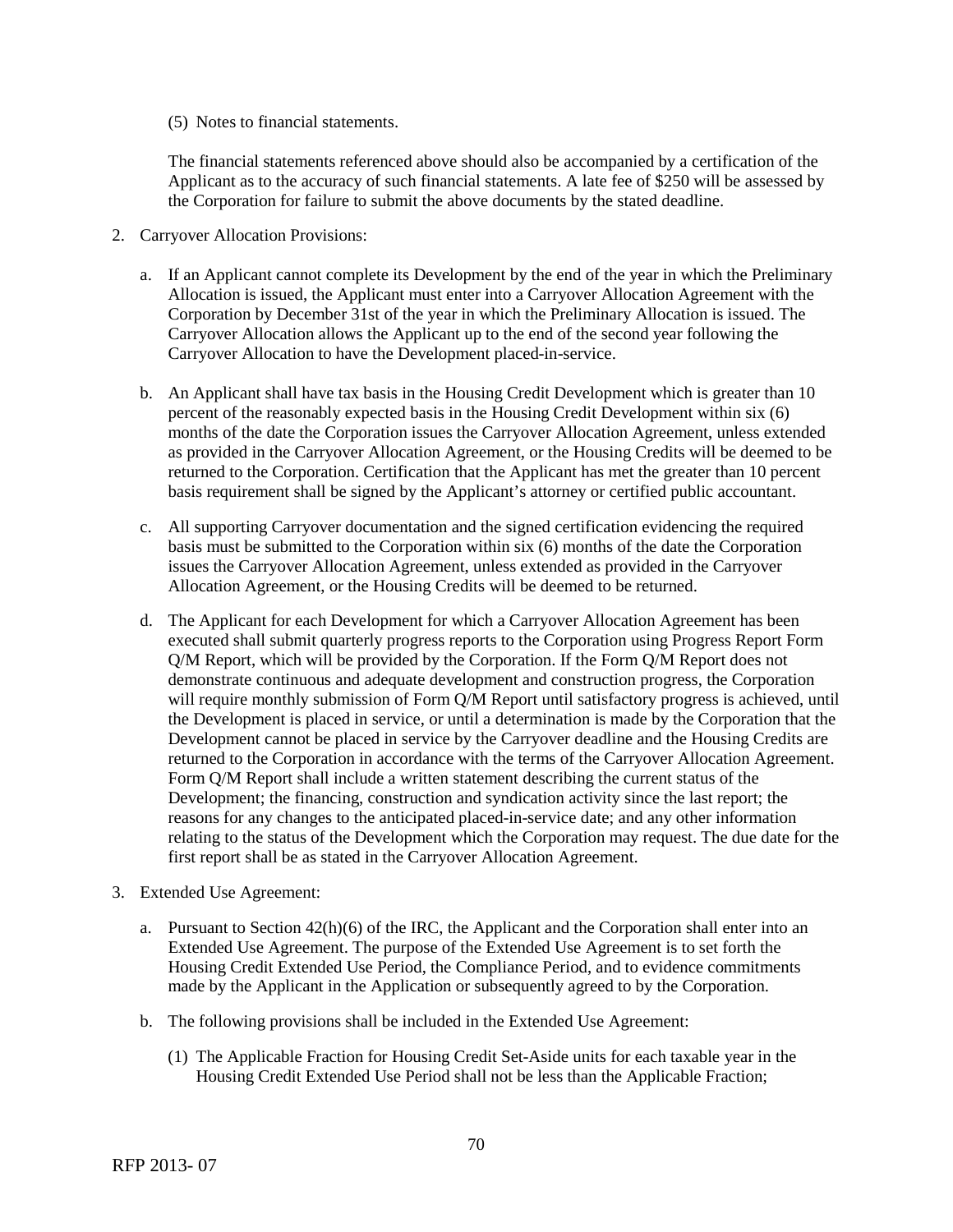(5) Notes to financial statements.

The financial statements referenced above should also be accompanied by a certification of the Applicant as to the accuracy of such financial statements. A late fee of $250 will be assessed by the Corporation for failure to submit the above documents by the stated deadline.

2. Carryover Allocation Provisions:

   a. If an Applicant cannot complete its Development by the end of the year in which the Preliminary Allocation is issued, the Applicant must enter into a Carryover Allocation Agreement with the Corporation by December 31st of the year in which the Preliminary Allocation is issued. The Carryover Allocation allows the Applicant up to the end of the second year following the Carryover Allocation to have the Development placed-in-service.

   b. An Applicant shall have tax basis in the Housing Credit Development which is greater than 10 percent of the reasonably expected basis in the Housing Credit Development within six (6) months of the date the Corporation issues the Carryover Allocation Agreement, unless extended as provided in the Carryover Allocation Agreement, or the Housing Credits will be deemed to be returned to the Corporation. Certification that the Applicant has met the greater than 10 percent basis requirement shall be signed by the Applicant's attorney or certified public accountant.

   c. All supporting Carryover documentation and the signed certification evidencing the required basis must be submitted to the Corporation within six (6) months of the date the Corporation issues the Carryover Allocation Agreement, unless extended as provided in the Carryover Allocation Agreement, or the Housing Credits will be deemed to be returned.

   d. The Applicant for each Development for which a Carryover Allocation Agreement has been executed shall submit quarterly progress reports to the Corporation using Progress Report Form Q/M Report, which will be provided by the Corporation. If the Form Q/M Report does not demonstrate continuous and adequate development and construction progress, the Corporation will require monthly submission of Form Q/M Report until satisfactory progress is achieved, until the Development is placed in service, or until a determination is made by the Corporation that the Development cannot be placed in service by the Carryover deadline and the Housing Credits are returned to the Corporation in accordance with the terms of the Carryover Allocation Agreement. Form Q/M Report shall include a written statement describing the current status of the Development; the financing, construction and syndication activity since the last report; the reasons for any changes to the anticipated placed-in-service date; and any other information relating to the status of the Development which the Corporation may request. The due date for the first report shall be as stated in the Carryover Allocation Agreement.

3. Extended Use Agreement:

   a. Pursuant to Section 42(h)(6) of the IRC, the Applicant and the Corporation shall enter into an Extended Use Agreement. The purpose of the Extended Use Agreement is to set forth the Housing Credit Extended Use Period, the Compliance Period, and to evidence commitments made by the Applicant in the Application or subsequently agreed to by the Corporation.

   b. The following provisions shall be included in the Extended Use Agreement:

      (1) The Applicable Fraction for Housing Credit Set-Aside units for each taxable year in the Housing Credit Extended Use Period shall not be less than the Applicable Fraction;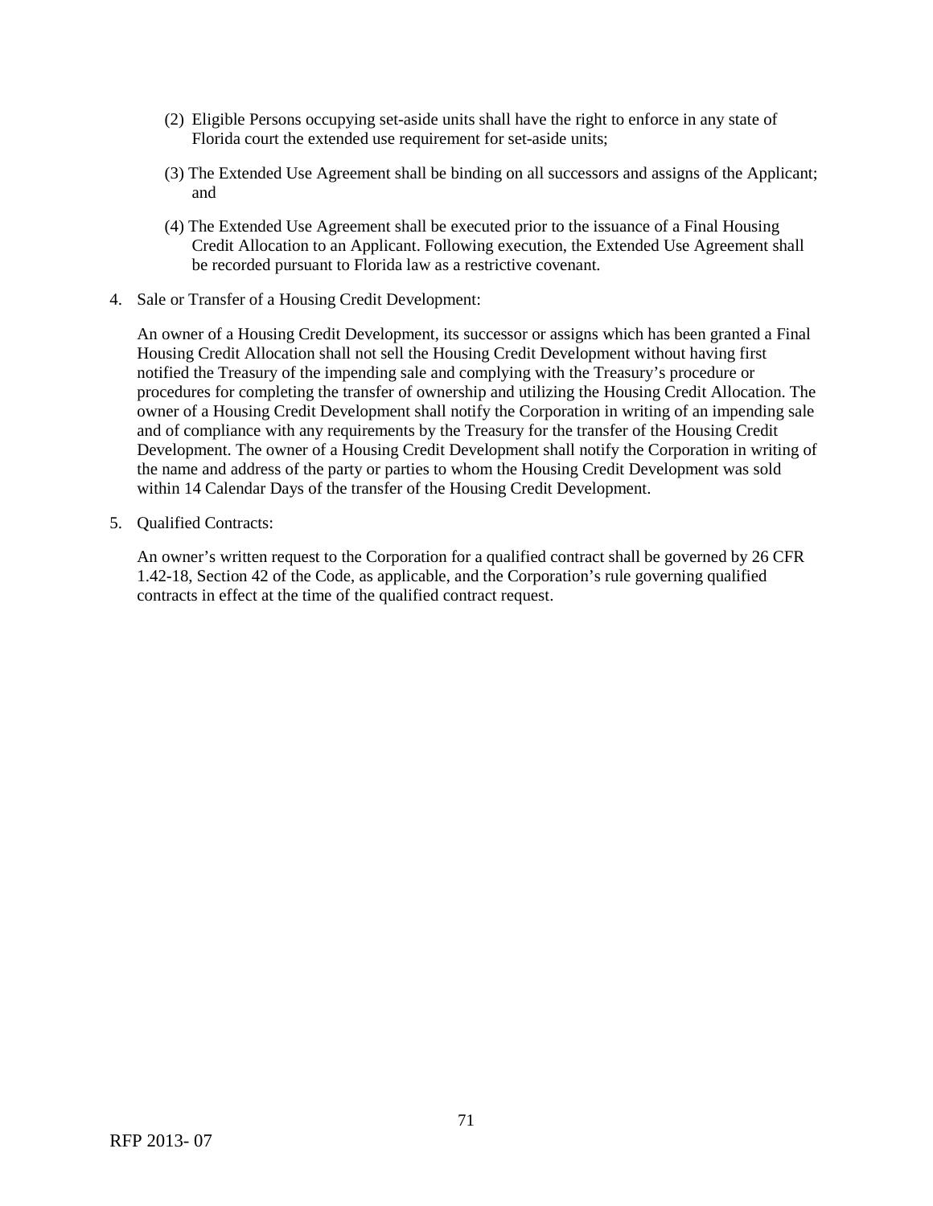(2) Eligible Persons occupying set-aside units shall have the right to enforce in any state of Florida court the extended use requirement for set-aside units;

(3) The Extended Use Agreement shall be binding on all successors and assigns of the Applicant; and

(4) The Extended Use Agreement shall be executed prior to the issuance of a Final Housing Credit Allocation to an Applicant. Following execution, the Extended Use Agreement shall be recorded pursuant to Florida law as a restrictive covenant.

4. Sale or Transfer of a Housing Credit Development:

   An owner of a Housing Credit Development, its successor or assigns which has been granted a Final Housing Credit Allocation shall not sell the Housing Credit Development without having first notified the Treasury of the impending sale and complying with the Treasury's procedure or procedures for completing the transfer of ownership and utilizing the Housing Credit Allocation. The owner of a Housing Credit Development shall notify the Corporation in writing of an impending sale and of compliance with any requirements by the Treasury for the transfer of the Housing Credit Development. The owner of a Housing Credit Development shall notify the Corporation in writing of the name and address of the party or parties to whom the Housing Credit Development was sold within 14 Calendar Days of the transfer of the Housing Credit Development.

5. Qualified Contracts:

   An owner's written request to the Corporation for a qualified contract shall be governed by 26 CFR 1.42-18, Section 42 of the Code, as applicable, and the Corporation's rule governing qualified contracts in effect at the time of the qualified contract request.